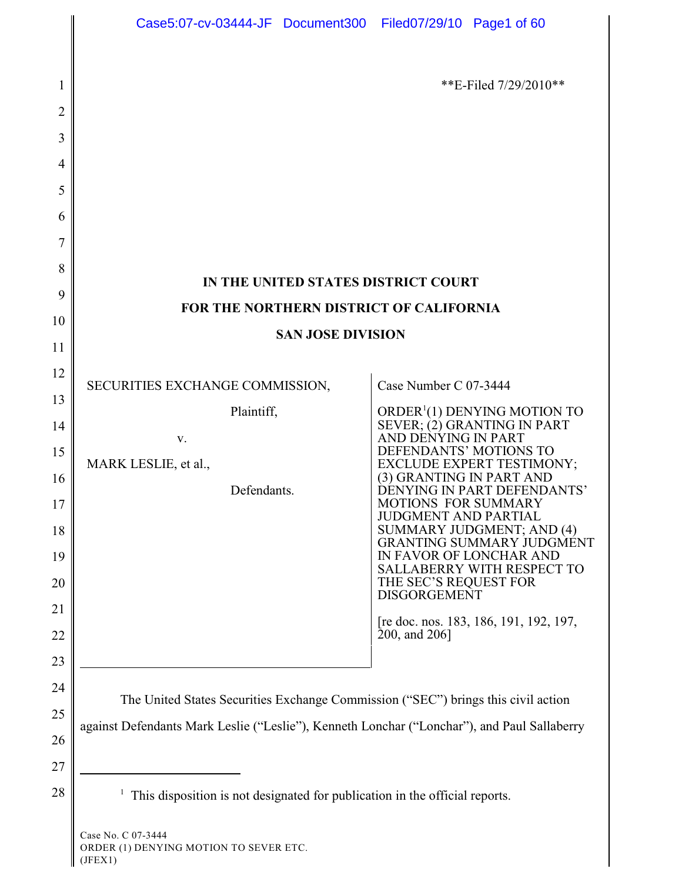**E-Filed 7/29/2010**

**IN THE UNITED STATES DISTRICT COURT**

**FOR THE NORTHERN DISTRICT OF CALIFORNIA**

**SAN JOSE DIVISION**

| | |
|---|---|
| SECURITIES EXCHANGE COMMISSION, Plaintiff, v. MARK LESLIE, et al., Defendants. | Case Number C 07-3444 ORDER[1](1) DENYING MOTION TO SEVER; (2) GRANTING IN PART AND DENYING IN PART DEFENDANTS' MOTIONS TO EXCLUDE EXPERT TESTIMONY; (3) GRANTING IN PART AND DENYING IN PART DEFENDANTS' MOTIONS FOR SUMMARY JUDGMENT AND PARTIAL SUMMARY JUDGMENT; AND (4) GRANTING SUMMARY JUDGMENT IN FAVOR OF LONCHAR AND SALLABERRY WITH RESPECT TO THE SEC'S REQUEST FOR DISGORGEMENT [re doc. nos. 183, 186, 191, 192, 197, 200, and 206] |

The United States Securities Exchange Commission ("SEC") brings this civil action against Defendants Mark Leslie ("Leslie"), Kenneth Lonchar ("Lonchar"), and Paul Sallaberry

[1] This disposition is not designated for publication in the official reports.

Case No. C 07-3444
ORDER (1) DENYING MOTION TO SEVER ETC.
(JFEX1)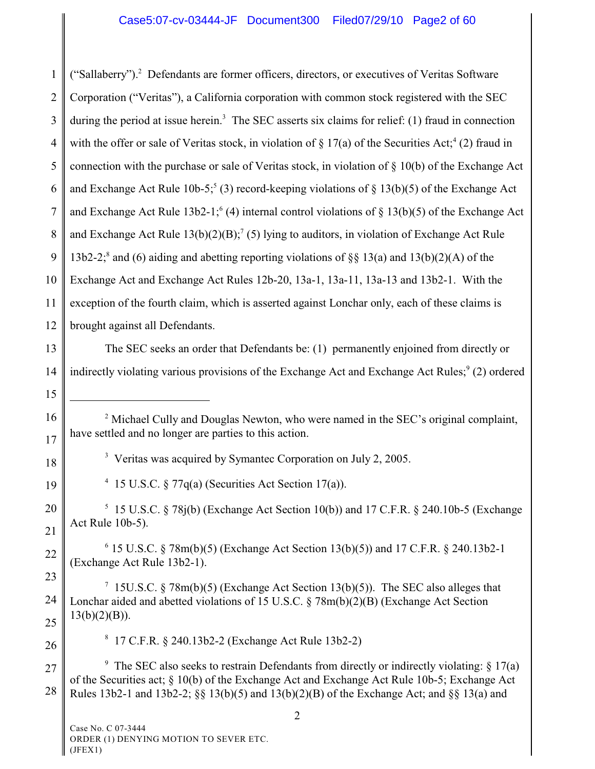("Sallaberry").[2] Defendants are former officers, directors, or executives of Veritas Software Corporation ("Veritas"), a California corporation with common stock registered with the SEC during the period at issue herein.[3] The SEC asserts six claims for relief: (1) fraud in connection with the offer or sale of Veritas stock, in violation of § 17(a) of the Securities Act;[4] (2) fraud in connection with the purchase or sale of Veritas stock, in violation of § 10(b) of the Exchange Act and Exchange Act Rule 10b-5;[5] (3) record-keeping violations of § 13(b)(5) of the Exchange Act and Exchange Act Rule 13b2-1;[6] (4) internal control violations of § 13(b)(5) of the Exchange Act and Exchange Act Rule 13(b)(2)(B);[7] (5) lying to auditors, in violation of Exchange Act Rule 13b2-2;[8] and (6) aiding and abetting reporting violations of §§ 13(a) and 13(b)(2)(A) of the Exchange Act and Exchange Act Rules 12b-20, 13a-1, 13a-11, 13a-13 and 13b2-1. With the exception of the fourth claim, which is asserted against Lonchar only, each of these claims is brought against all Defendants.

The SEC seeks an order that Defendants be: (1) permanently enjoined from directly or indirectly violating various provisions of the Exchange Act and Exchange Act Rules;[9] (2) ordered

---

[2] Michael Cully and Douglas Newton, who were named in the SEC's original complaint, have settled and no longer are parties to this action.

[3] Veritas was acquired by Symantec Corporation on July 2, 2005.

[4] 15 U.S.C. § 77q(a) (Securities Act Section 17(a)).

[5] 15 U.S.C. § 78j(b) (Exchange Act Section 10(b)) and 17 C.F.R. § 240.10b-5 (Exchange Act Rule 10b-5).

[6] 15 U.S.C. § 78m(b)(5) (Exchange Act Section 13(b)(5)) and 17 C.F.R. § 240.13b2-1 (Exchange Act Rule 13b2-1).

[7] 15U.S.C. § 78m(b)(5) (Exchange Act Section 13(b)(5)). The SEC also alleges that Lonchar aided and abetted violations of 15 U.S.C. § 78m(b)(2)(B) (Exchange Act Section 13(b)(2)(B)).

[8] 17 C.F.R. § 240.13b2-2 (Exchange Act Rule 13b2-2)

[9] The SEC also seeks to restrain Defendants from directly or indirectly violating: § 17(a) of the Securities act; § 10(b) of the Exchange Act and Exchange Act Rule 10b-5; Exchange Act Rules 13b2-1 and 13b2-2; §§ 13(b)(5) and 13(b)(2)(B) of the Exchange Act; and §§ 13(a) and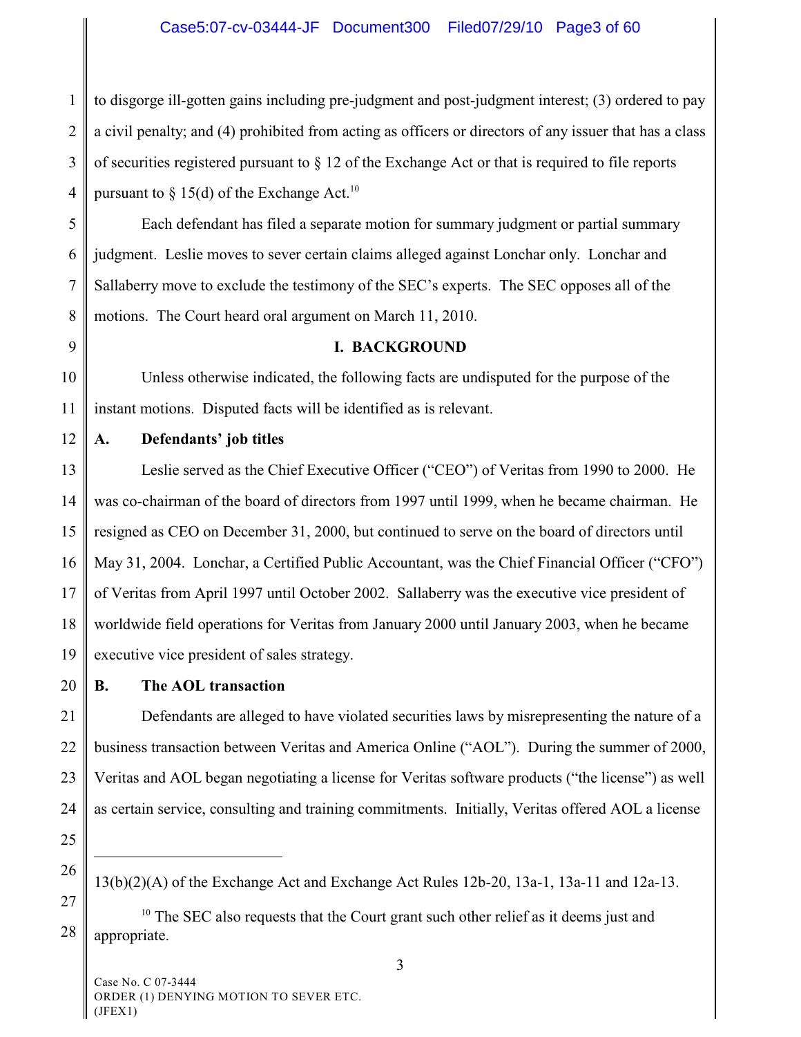to disgorge ill-gotten gains including pre-judgment and post-judgment interest; (3) ordered to pay a civil penalty; and (4) prohibited from acting as officers or directors of any issuer that has a class of securities registered pursuant to § 12 of the Exchange Act or that is required to file reports pursuant to § 15(d) of the Exchange Act.[10]

Each defendant has filed a separate motion for summary judgment or partial summary judgment. Leslie moves to sever certain claims alleged against Lonchar only. Lonchar and Sallaberry move to exclude the testimony of the SEC's experts. The SEC opposes all of the motions. The Court heard oral argument on March 11, 2010.

## I. BACKGROUND

Unless otherwise indicated, the following facts are undisputed for the purpose of the instant motions. Disputed facts will be identified as is relevant.

### A. Defendants' job titles

Leslie served as the Chief Executive Officer ("CEO") of Veritas from 1990 to 2000. He was co-chairman of the board of directors from 1997 until 1999, when he became chairman. He resigned as CEO on December 31, 2000, but continued to serve on the board of directors until May 31, 2004. Lonchar, a Certified Public Accountant, was the Chief Financial Officer ("CFO") of Veritas from April 1997 until October 2002. Sallaberry was the executive vice president of worldwide field operations for Veritas from January 2000 until January 2003, when he became executive vice president of sales strategy.

### B. The AOL transaction

Defendants are alleged to have violated securities laws by misrepresenting the nature of a business transaction between Veritas and America Online ("AOL"). During the summer of 2000, Veritas and AOL began negotiating a license for Veritas software products ("the license") as well as certain service, consulting and training commitments. Initially, Veritas offered AOL a license

---

13(b)(2)(A) of the Exchange Act and Exchange Act Rules 12b-20, 13a-1, 13a-11 and 12a-13.

[10] The SEC also requests that the Court grant such other relief as it deems just and appropriate.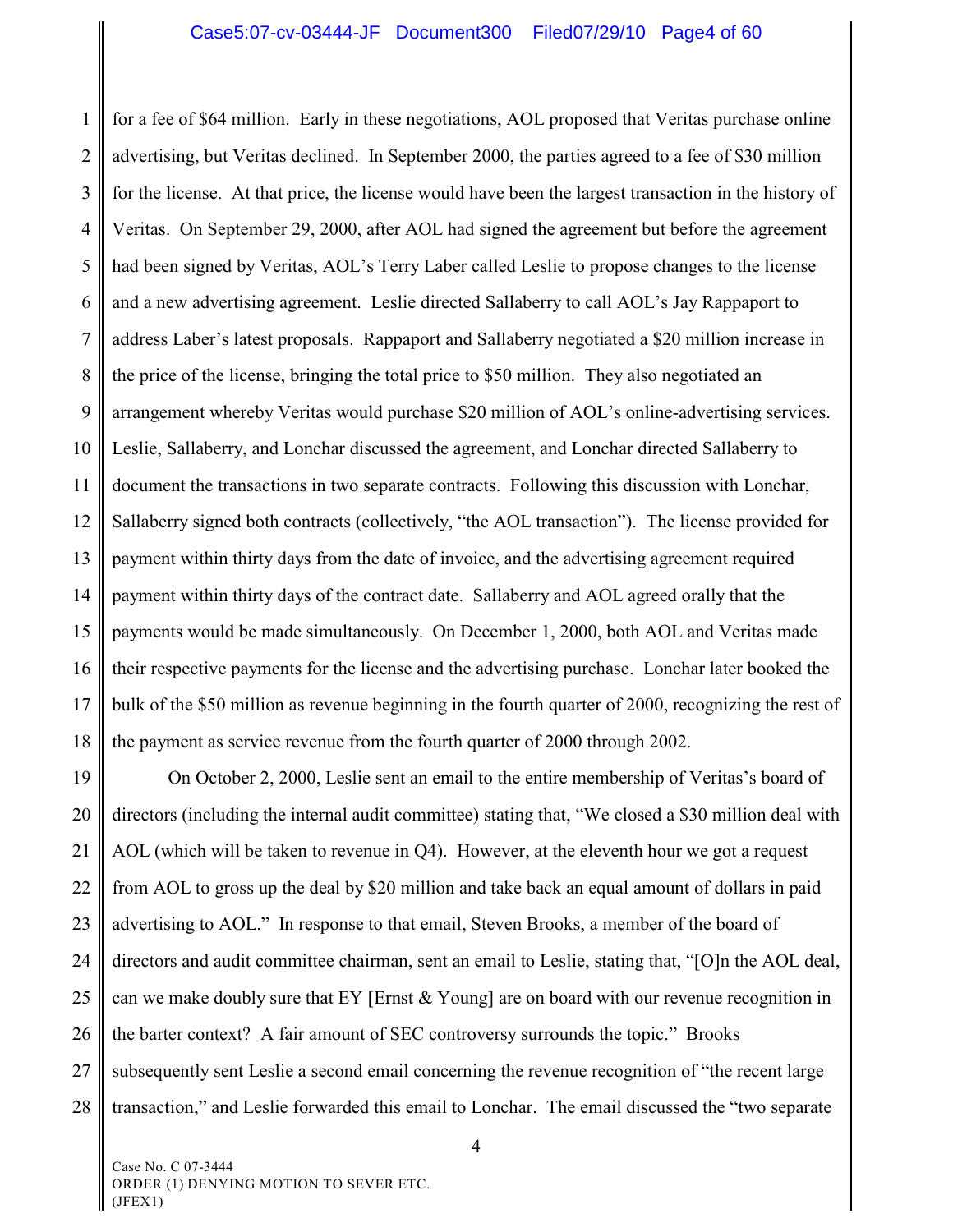for a fee of $64 million. Early in these negotiations, AOL proposed that Veritas purchase online advertising, but Veritas declined. In September 2000, the parties agreed to a fee of $30 million for the license. At that price, the license would have been the largest transaction in the history of Veritas. On September 29, 2000, after AOL had signed the agreement but before the agreement had been signed by Veritas, AOL's Terry Laber called Leslie to propose changes to the license and a new advertising agreement. Leslie directed Sallaberry to call AOL's Jay Rappaport to address Laber's latest proposals. Rappaport and Sallaberry negotiated a $20 million increase in the price of the license, bringing the total price to $50 million. They also negotiated an arrangement whereby Veritas would purchase $20 million of AOL's online-advertising services. Leslie, Sallaberry, and Lonchar discussed the agreement, and Lonchar directed Sallaberry to document the transactions in two separate contracts. Following this discussion with Lonchar, Sallaberry signed both contracts (collectively, "the AOL transaction"). The license provided for payment within thirty days from the date of invoice, and the advertising agreement required payment within thirty days of the contract date. Sallaberry and AOL agreed orally that the payments would be made simultaneously. On December 1, 2000, both AOL and Veritas made their respective payments for the license and the advertising purchase. Lonchar later booked the bulk of the $50 million as revenue beginning in the fourth quarter of 2000, recognizing the rest of the payment as service revenue from the fourth quarter of 2000 through 2002.

On October 2, 2000, Leslie sent an email to the entire membership of Veritas's board of directors (including the internal audit committee) stating that, "We closed a $30 million deal with AOL (which will be taken to revenue in Q4). However, at the eleventh hour we got a request from AOL to gross up the deal by $20 million and take back an equal amount of dollars in paid advertising to AOL." In response to that email, Steven Brooks, a member of the board of directors and audit committee chairman, sent an email to Leslie, stating that, "[O]n the AOL deal, can we make doubly sure that EY [Ernst & Young] are on board with our revenue recognition in the barter context? A fair amount of SEC controversy surrounds the topic." Brooks subsequently sent Leslie a second email concerning the revenue recognition of "the recent large transaction," and Leslie forwarded this email to Lonchar. The email discussed the "two separate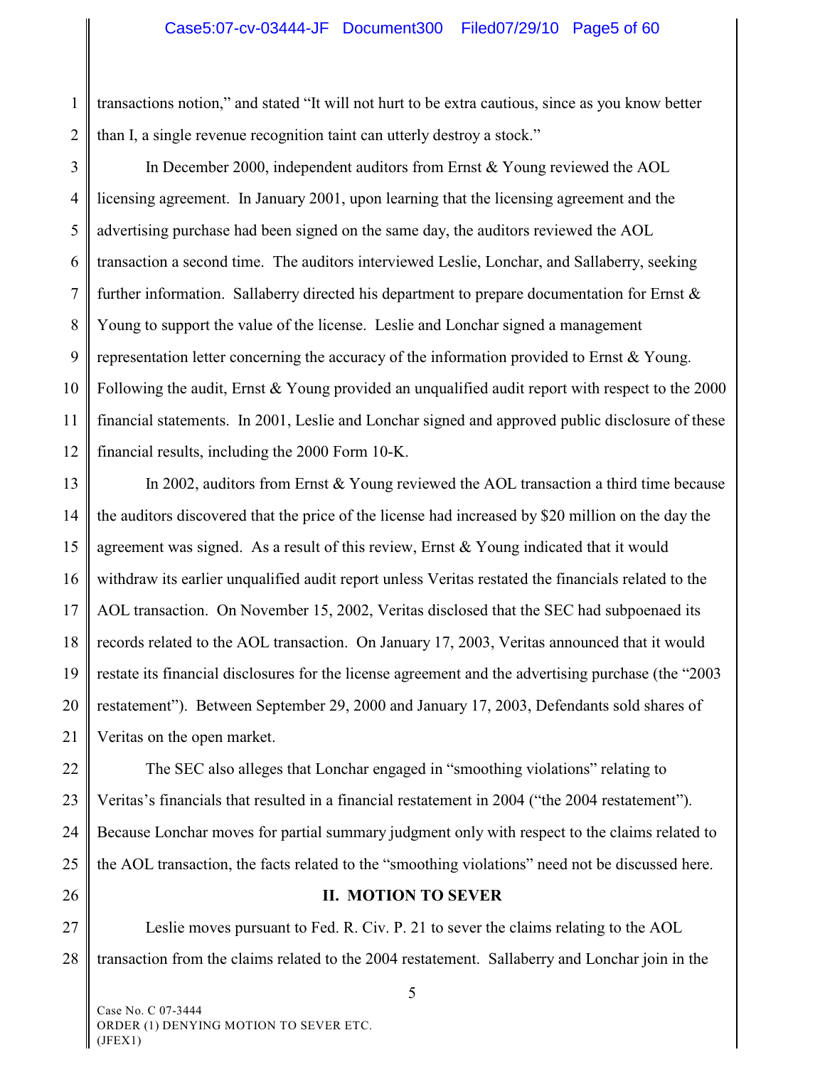transactions notion," and stated "It will not hurt to be extra cautious, since as you know better than I, a single revenue recognition taint can utterly destroy a stock."

In December 2000, independent auditors from Ernst & Young reviewed the AOL licensing agreement. In January 2001, upon learning that the licensing agreement and the advertising purchase had been signed on the same day, the auditors reviewed the AOL transaction a second time. The auditors interviewed Leslie, Lonchar, and Sallaberry, seeking further information. Sallaberry directed his department to prepare documentation for Ernst & Young to support the value of the license. Leslie and Lonchar signed a management representation letter concerning the accuracy of the information provided to Ernst & Young. Following the audit, Ernst & Young provided an unqualified audit report with respect to the 2000 financial statements. In 2001, Leslie and Lonchar signed and approved public disclosure of these financial results, including the 2000 Form 10-K.

In 2002, auditors from Ernst & Young reviewed the AOL transaction a third time because the auditors discovered that the price of the license had increased by $20 million on the day the agreement was signed. As a result of this review, Ernst & Young indicated that it would withdraw its earlier unqualified audit report unless Veritas restated the financials related to the AOL transaction. On November 15, 2002, Veritas disclosed that the SEC had subpoenaed its records related to the AOL transaction. On January 17, 2003, Veritas announced that it would restate its financial disclosures for the license agreement and the advertising purchase (the "2003 restatement"). Between September 29, 2000 and January 17, 2003, Defendants sold shares of Veritas on the open market.

The SEC also alleges that Lonchar engaged in "smoothing violations" relating to Veritas's financials that resulted in a financial restatement in 2004 ("the 2004 restatement"). Because Lonchar moves for partial summary judgment only with respect to the claims related to the AOL transaction, the facts related to the "smoothing violations" need not be discussed here.

## II. MOTION TO SEVER

Leslie moves pursuant to Fed. R. Civ. P. 21 to sever the claims relating to the AOL transaction from the claims related to the 2004 restatement. Sallaberry and Lonchar join in the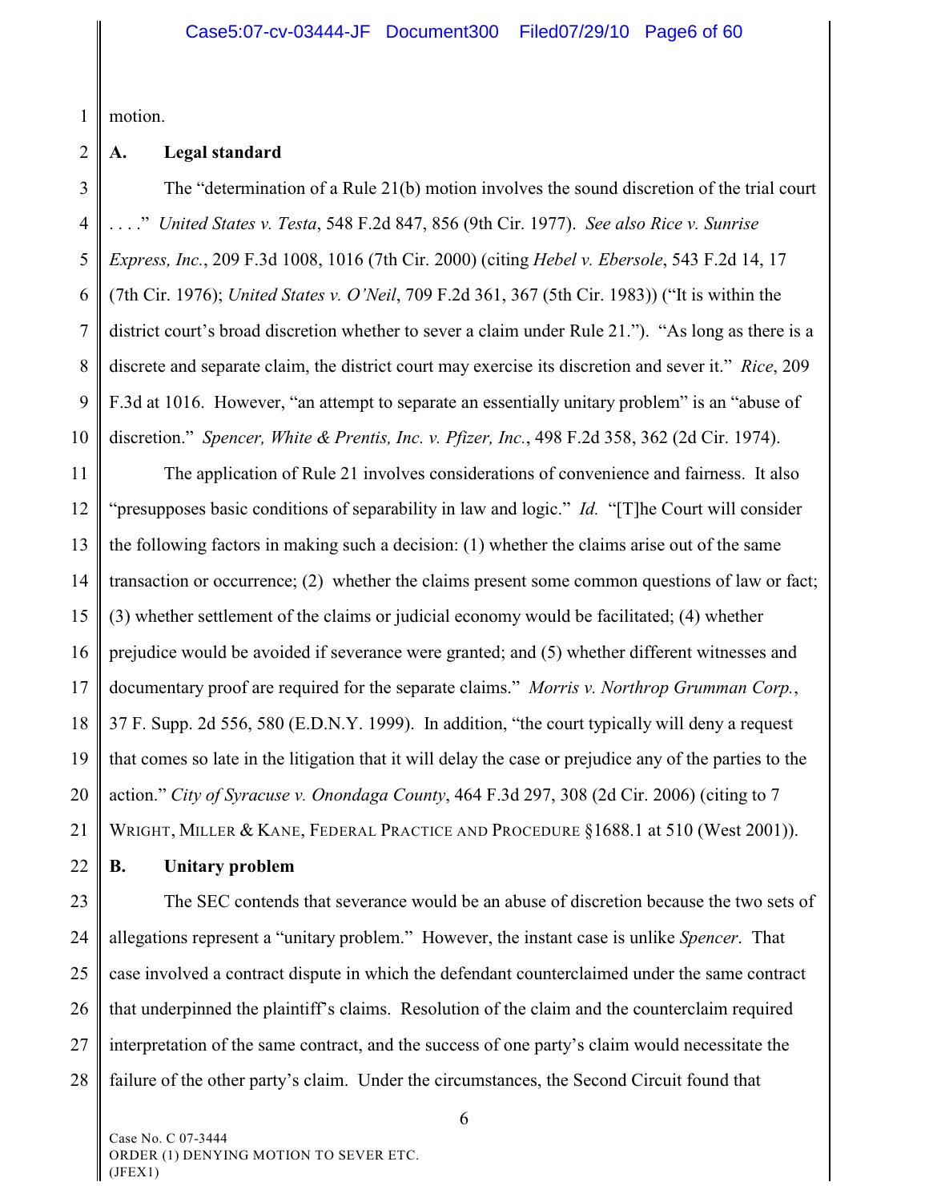motion.

**A. Legal standard**

The "determination of a Rule 21(b) motion involves the sound discretion of the trial court . . . ." *United States v. Testa*, 548 F.2d 847, 856 (9th Cir. 1977). *See also Rice v. Sunrise Express, Inc.*, 209 F.3d 1008, 1016 (7th Cir. 2000) (citing *Hebel v. Ebersole*, 543 F.2d 14, 17 (7th Cir. 1976); *United States v. O'Neil*, 709 F.2d 361, 367 (5th Cir. 1983)) ("It is within the district court's broad discretion whether to sever a claim under Rule 21."). "As long as there is a discrete and separate claim, the district court may exercise its discretion and sever it." *Rice*, 209 F.3d at 1016. However, "an attempt to separate an essentially unitary problem" is an "abuse of discretion." *Spencer, White & Prentis, Inc. v. Pfizer, Inc.*, 498 F.2d 358, 362 (2d Cir. 1974).

The application of Rule 21 involves considerations of convenience and fairness. It also "presupposes basic conditions of separability in law and logic." *Id.* "[T]he Court will consider the following factors in making such a decision: (1) whether the claims arise out of the same transaction or occurrence; (2) whether the claims present some common questions of law or fact; (3) whether settlement of the claims or judicial economy would be facilitated; (4) whether prejudice would be avoided if severance were granted; and (5) whether different witnesses and documentary proof are required for the separate claims." *Morris v. Northrop Grumman Corp.*, 37 F. Supp. 2d 556, 580 (E.D.N.Y. 1999). In addition, "the court typically will deny a request that comes so late in the litigation that it will delay the case or prejudice any of the parties to the action." *City of Syracuse v. Onondaga County*, 464 F.3d 297, 308 (2d Cir. 2006) (citing to 7 WRIGHT, MILLER & KANE, FEDERAL PRACTICE AND PROCEDURE §1688.1 at 510 (West 2001)).

**B. Unitary problem**

The SEC contends that severance would be an abuse of discretion because the two sets of allegations represent a "unitary problem." However, the instant case is unlike *Spencer*. That case involved a contract dispute in which the defendant counterclaimed under the same contract that underpinned the plaintiff's claims. Resolution of the claim and the counterclaim required interpretation of the same contract, and the success of one party's claim would necessitate the failure of the other party's claim. Under the circumstances, the Second Circuit found that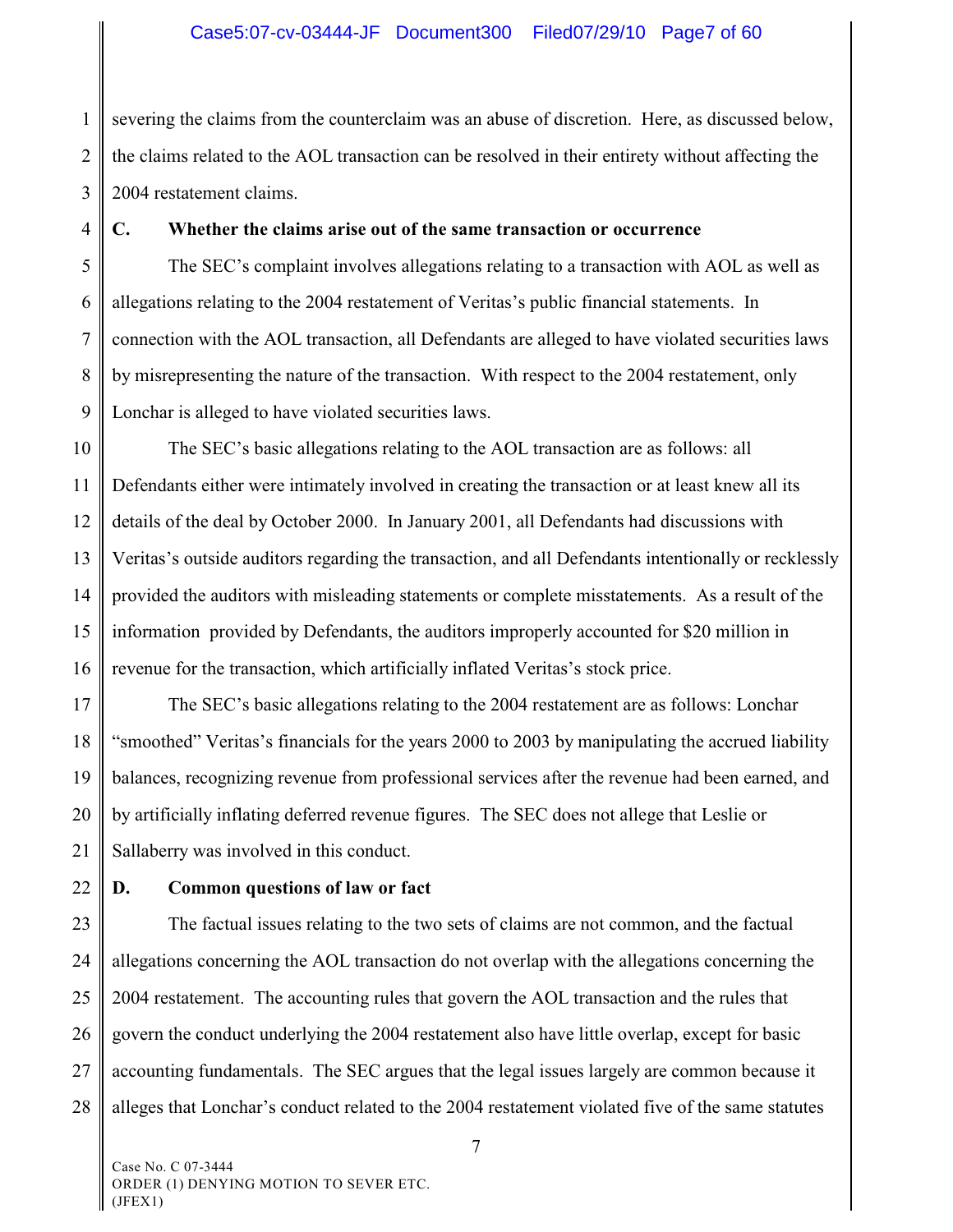severing the claims from the counterclaim was an abuse of discretion. Here, as discussed below, the claims related to the AOL transaction can be resolved in their entirety without affecting the 2004 restatement claims.

### C. Whether the claims arise out of the same transaction or occurrence

The SEC's complaint involves allegations relating to a transaction with AOL as well as allegations relating to the 2004 restatement of Veritas's public financial statements. In connection with the AOL transaction, all Defendants are alleged to have violated securities laws by misrepresenting the nature of the transaction. With respect to the 2004 restatement, only Lonchar is alleged to have violated securities laws.

The SEC's basic allegations relating to the AOL transaction are as follows: all Defendants either were intimately involved in creating the transaction or at least knew all its details of the deal by October 2000. In January 2001, all Defendants had discussions with Veritas's outside auditors regarding the transaction, and all Defendants intentionally or recklessly provided the auditors with misleading statements or complete misstatements. As a result of the information provided by Defendants, the auditors improperly accounted for $20 million in revenue for the transaction, which artificially inflated Veritas's stock price.

The SEC's basic allegations relating to the 2004 restatement are as follows: Lonchar "smoothed" Veritas's financials for the years 2000 to 2003 by manipulating the accrued liability balances, recognizing revenue from professional services after the revenue had been earned, and by artificially inflating deferred revenue figures. The SEC does not allege that Leslie or Sallaberry was involved in this conduct.

### D. Common questions of law or fact

The factual issues relating to the two sets of claims are not common, and the factual allegations concerning the AOL transaction do not overlap with the allegations concerning the 2004 restatement. The accounting rules that govern the AOL transaction and the rules that govern the conduct underlying the 2004 restatement also have little overlap, except for basic accounting fundamentals. The SEC argues that the legal issues largely are common because it alleges that Lonchar's conduct related to the 2004 restatement violated five of the same statutes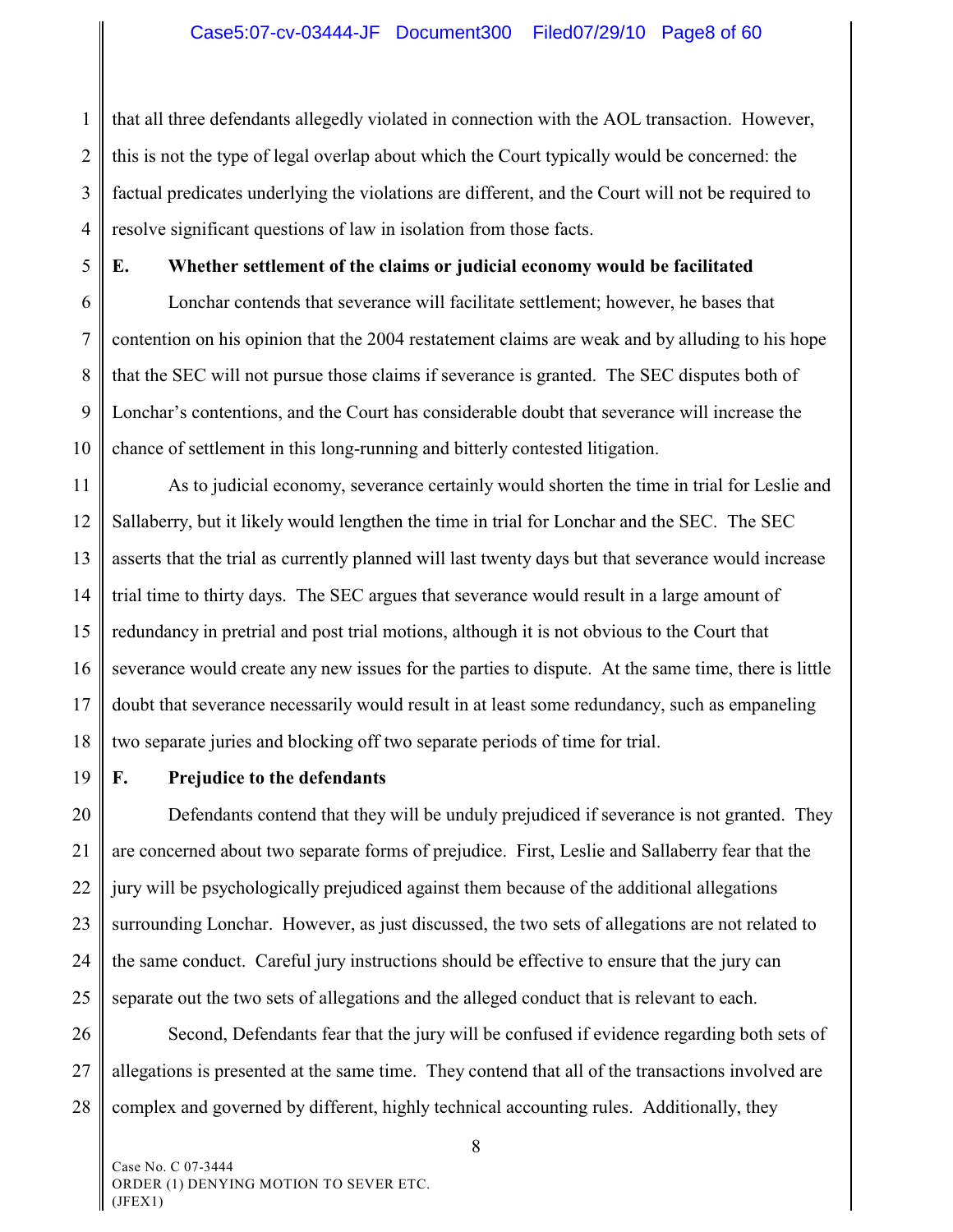that all three defendants allegedly violated in connection with the AOL transaction. However, this is not the type of legal overlap about which the Court typically would be concerned: the factual predicates underlying the violations are different, and the Court will not be required to resolve significant questions of law in isolation from those facts.

**E. Whether settlement of the claims or judicial economy would be facilitated**

Lonchar contends that severance will facilitate settlement; however, he bases that contention on his opinion that the 2004 restatement claims are weak and by alluding to his hope that the SEC will not pursue those claims if severance is granted. The SEC disputes both of Lonchar's contentions, and the Court has considerable doubt that severance will increase the chance of settlement in this long-running and bitterly contested litigation.

As to judicial economy, severance certainly would shorten the time in trial for Leslie and Sallaberry, but it likely would lengthen the time in trial for Lonchar and the SEC. The SEC asserts that the trial as currently planned will last twenty days but that severance would increase trial time to thirty days. The SEC argues that severance would result in a large amount of redundancy in pretrial and post trial motions, although it is not obvious to the Court that severance would create any new issues for the parties to dispute. At the same time, there is little doubt that severance necessarily would result in at least some redundancy, such as empaneling two separate juries and blocking off two separate periods of time for trial.

**F. Prejudice to the defendants**

Defendants contend that they will be unduly prejudiced if severance is not granted. They are concerned about two separate forms of prejudice. First, Leslie and Sallaberry fear that the jury will be psychologically prejudiced against them because of the additional allegations surrounding Lonchar. However, as just discussed, the two sets of allegations are not related to the same conduct. Careful jury instructions should be effective to ensure that the jury can separate out the two sets of allegations and the alleged conduct that is relevant to each.

Second, Defendants fear that the jury will be confused if evidence regarding both sets of allegations is presented at the same time. They contend that all of the transactions involved are complex and governed by different, highly technical accounting rules. Additionally, they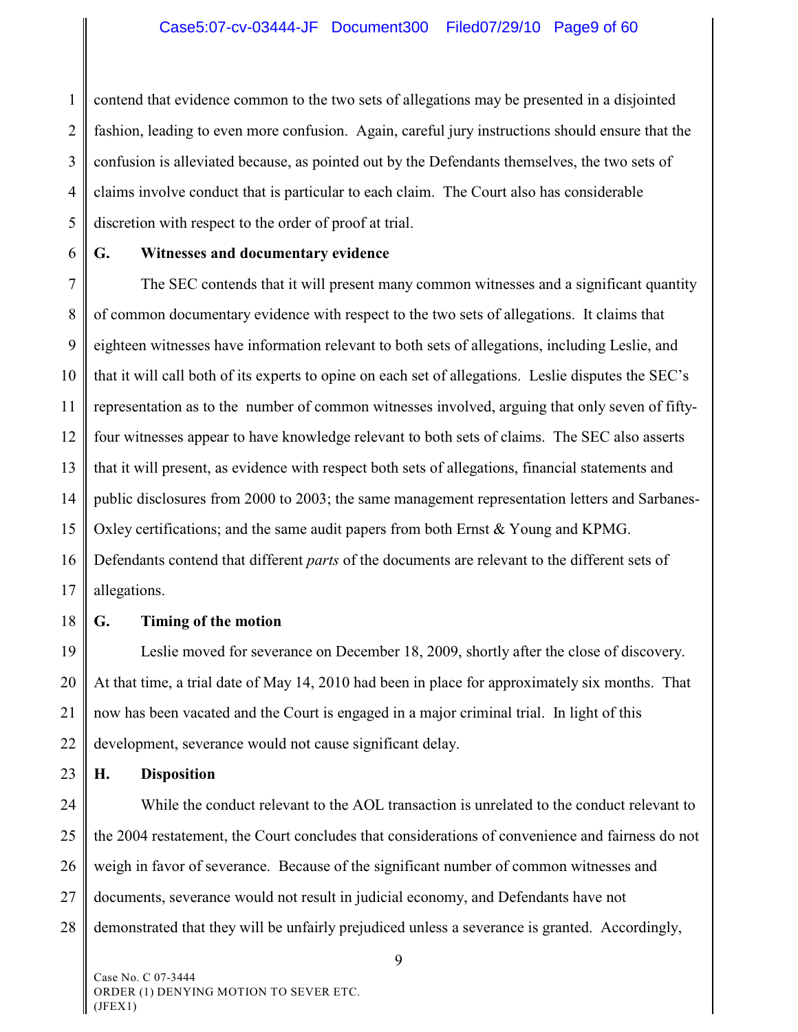contend that evidence common to the two sets of allegations may be presented in a disjointed fashion, leading to even more confusion. Again, careful jury instructions should ensure that the confusion is alleviated because, as pointed out by the Defendants themselves, the two sets of claims involve conduct that is particular to each claim. The Court also has considerable discretion with respect to the order of proof at trial.

**G. Witnesses and documentary evidence**

The SEC contends that it will present many common witnesses and a significant quantity of common documentary evidence with respect to the two sets of allegations. It claims that eighteen witnesses have information relevant to both sets of allegations, including Leslie, and that it will call both of its experts to opine on each set of allegations. Leslie disputes the SEC's representation as to the number of common witnesses involved, arguing that only seven of fifty-four witnesses appear to have knowledge relevant to both sets of claims. The SEC also asserts that it will present, as evidence with respect both sets of allegations, financial statements and public disclosures from 2000 to 2003; the same management representation letters and Sarbanes-Oxley certifications; and the same audit papers from both Ernst & Young and KPMG. Defendants contend that different *parts* of the documents are relevant to the different sets of allegations.

**G. Timing of the motion**

Leslie moved for severance on December 18, 2009, shortly after the close of discovery. At that time, a trial date of May 14, 2010 had been in place for approximately six months. That now has been vacated and the Court is engaged in a major criminal trial. In light of this development, severance would not cause significant delay.

**H. Disposition**

While the conduct relevant to the AOL transaction is unrelated to the conduct relevant to the 2004 restatement, the Court concludes that considerations of convenience and fairness do not weigh in favor of severance. Because of the significant number of common witnesses and documents, severance would not result in judicial economy, and Defendants have not demonstrated that they will be unfairly prejudiced unless a severance is granted. Accordingly,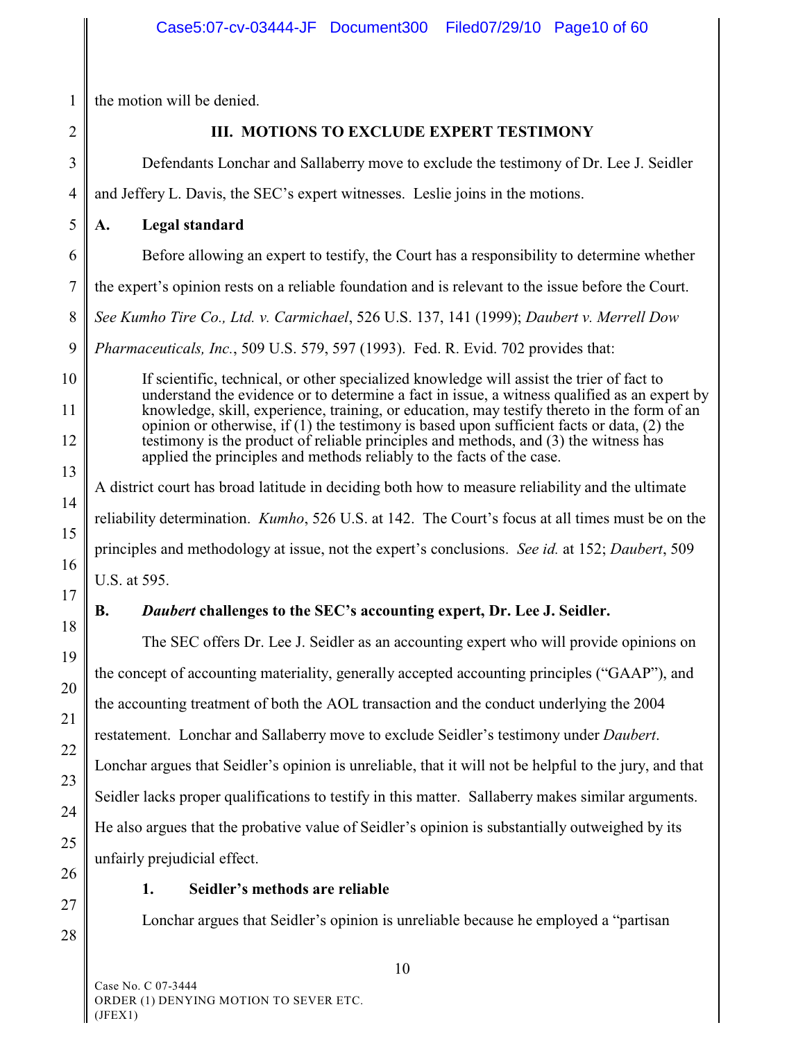the motion will be denied.

## III. MOTIONS TO EXCLUDE EXPERT TESTIMONY

Defendants Lonchar and Sallaberry move to exclude the testimony of Dr. Lee J. Seidler and Jeffery L. Davis, the SEC's expert witnesses. Leslie joins in the motions.

### A. Legal standard

Before allowing an expert to testify, the Court has a responsibility to determine whether the expert's opinion rests on a reliable foundation and is relevant to the issue before the Court. *See Kumho Tire Co., Ltd. v. Carmichael*, 526 U.S. 137, 141 (1999); *Daubert v. Merrell Dow Pharmaceuticals, Inc.*, 509 U.S. 579, 597 (1993). Fed. R. Evid. 702 provides that:

> If scientific, technical, or other specialized knowledge will assist the trier of fact to understand the evidence or to determine a fact in issue, a witness qualified as an expert by knowledge, skill, experience, training, or education, may testify thereto in the form of an opinion or otherwise, if (1) the testimony is based upon sufficient facts or data, (2) the testimony is the product of reliable principles and methods, and (3) the witness has applied the principles and methods reliably to the facts of the case.

A district court has broad latitude in deciding both how to measure reliability and the ultimate reliability determination. *Kumho*, 526 U.S. at 142. The Court's focus at all times must be on the principles and methodology at issue, not the expert's conclusions. *See id.* at 152; *Daubert*, 509 U.S. at 595.

### B. *Daubert* challenges to the SEC's accounting expert, Dr. Lee J. Seidler.

The SEC offers Dr. Lee J. Seidler as an accounting expert who will provide opinions on the concept of accounting materiality, generally accepted accounting principles ("GAAP"), and the accounting treatment of both the AOL transaction and the conduct underlying the 2004 restatement. Lonchar and Sallaberry move to exclude Seidler's testimony under *Daubert*. Lonchar argues that Seidler's opinion is unreliable, that it will not be helpful to the jury, and that Seidler lacks proper qualifications to testify in this matter. Sallaberry makes similar arguments. He also argues that the probative value of Seidler's opinion is substantially outweighed by its unfairly prejudicial effect.

#### 1. Seidler's methods are reliable

Lonchar argues that Seidler's opinion is unreliable because he employed a "partisan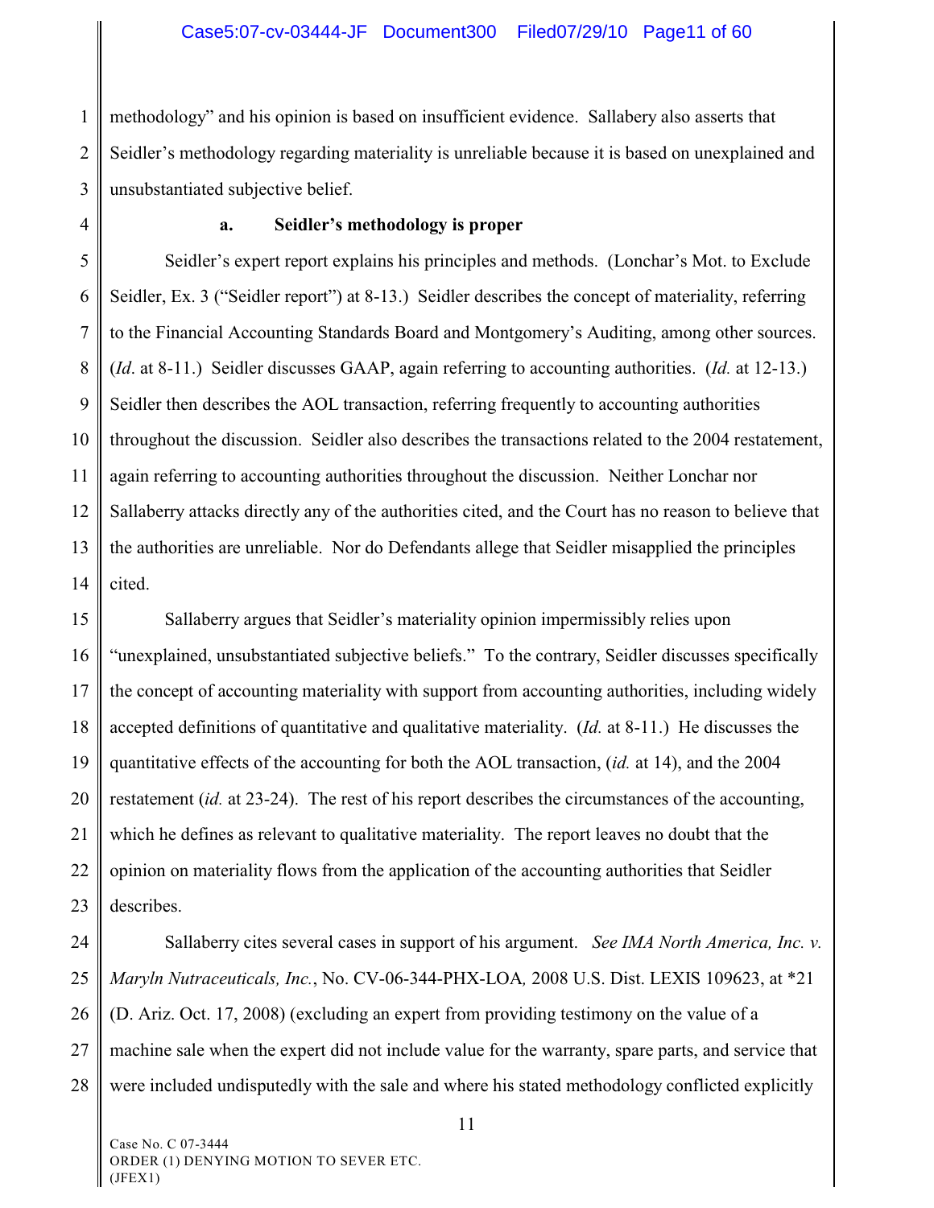methodology" and his opinion is based on insufficient evidence. Sallabery also asserts that Seidler's methodology regarding materiality is unreliable because it is based on unexplained and unsubstantiated subjective belief.

**a. Seidler's methodology is proper**

Seidler's expert report explains his principles and methods. (Lonchar's Mot. to Exclude Seidler, Ex. 3 ("Seidler report") at 8-13.) Seidler describes the concept of materiality, referring to the Financial Accounting Standards Board and Montgomery's Auditing, among other sources. (*Id*. at 8-11.) Seidler discusses GAAP, again referring to accounting authorities. (*Id.* at 12-13.) Seidler then describes the AOL transaction, referring frequently to accounting authorities throughout the discussion. Seidler also describes the transactions related to the 2004 restatement, again referring to accounting authorities throughout the discussion. Neither Lonchar nor Sallaberry attacks directly any of the authorities cited, and the Court has no reason to believe that the authorities are unreliable. Nor do Defendants allege that Seidler misapplied the principles cited.

Sallaberry argues that Seidler's materiality opinion impermissibly relies upon "unexplained, unsubstantiated subjective beliefs." To the contrary, Seidler discusses specifically the concept of accounting materiality with support from accounting authorities, including widely accepted definitions of quantitative and qualitative materiality. (*Id.* at 8-11.) He discusses the quantitative effects of the accounting for both the AOL transaction, (*id.* at 14), and the 2004 restatement (*id.* at 23-24). The rest of his report describes the circumstances of the accounting, which he defines as relevant to qualitative materiality. The report leaves no doubt that the opinion on materiality flows from the application of the accounting authorities that Seidler describes.

Sallaberry cites several cases in support of his argument. *See IMA North America, Inc. v. Maryln Nutraceuticals, Inc.*, No. CV-06-344-PHX-LOA*,* 2008 U.S. Dist. LEXIS 109623, at *21 (D. Ariz. Oct. 17, 2008) (excluding an expert from providing testimony on the value of a machine sale when the expert did not include value for the warranty, spare parts, and service that were included undisputedly with the sale and where his stated methodology conflicted explicitly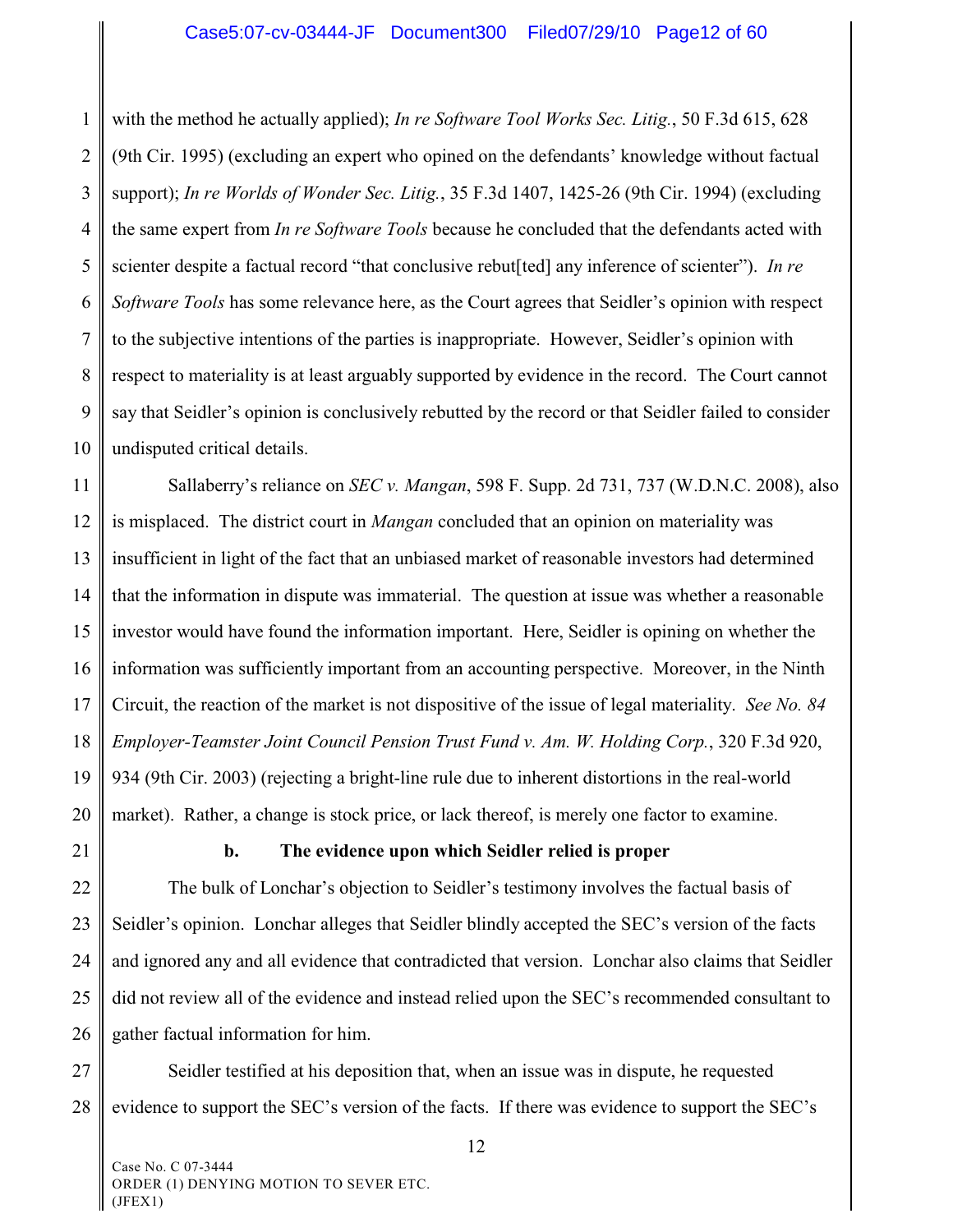with the method he actually applied); *In re Software Tool Works Sec. Litig.*, 50 F.3d 615, 628 (9th Cir. 1995) (excluding an expert who opined on the defendants' knowledge without factual support); *In re Worlds of Wonder Sec. Litig.*, 35 F.3d 1407, 1425-26 (9th Cir. 1994) (excluding the same expert from *In re Software Tools* because he concluded that the defendants acted with scienter despite a factual record "that conclusive rebut[ted] any inference of scienter"). *In re Software Tools* has some relevance here, as the Court agrees that Seidler's opinion with respect to the subjective intentions of the parties is inappropriate. However, Seidler's opinion with respect to materiality is at least arguably supported by evidence in the record. The Court cannot say that Seidler's opinion is conclusively rebutted by the record or that Seidler failed to consider undisputed critical details.

Sallaberry's reliance on *SEC v. Mangan*, 598 F. Supp. 2d 731, 737 (W.D.N.C. 2008), also is misplaced. The district court in *Mangan* concluded that an opinion on materiality was insufficient in light of the fact that an unbiased market of reasonable investors had determined that the information in dispute was immaterial. The question at issue was whether a reasonable investor would have found the information important. Here, Seidler is opining on whether the information was sufficiently important from an accounting perspective. Moreover, in the Ninth Circuit, the reaction of the market is not dispositive of the issue of legal materiality. *See No. 84 Employer-Teamster Joint Council Pension Trust Fund v. Am. W. Holding Corp.*, 320 F.3d 920, 934 (9th Cir. 2003) (rejecting a bright-line rule due to inherent distortions in the real-world market). Rather, a change is stock price, or lack thereof, is merely one factor to examine.

**b. The evidence upon which Seidler relied is proper**

The bulk of Lonchar's objection to Seidler's testimony involves the factual basis of Seidler's opinion. Lonchar alleges that Seidler blindly accepted the SEC's version of the facts and ignored any and all evidence that contradicted that version. Lonchar also claims that Seidler did not review all of the evidence and instead relied upon the SEC's recommended consultant to gather factual information for him.

Seidler testified at his deposition that, when an issue was in dispute, he requested evidence to support the SEC's version of the facts. If there was evidence to support the SEC's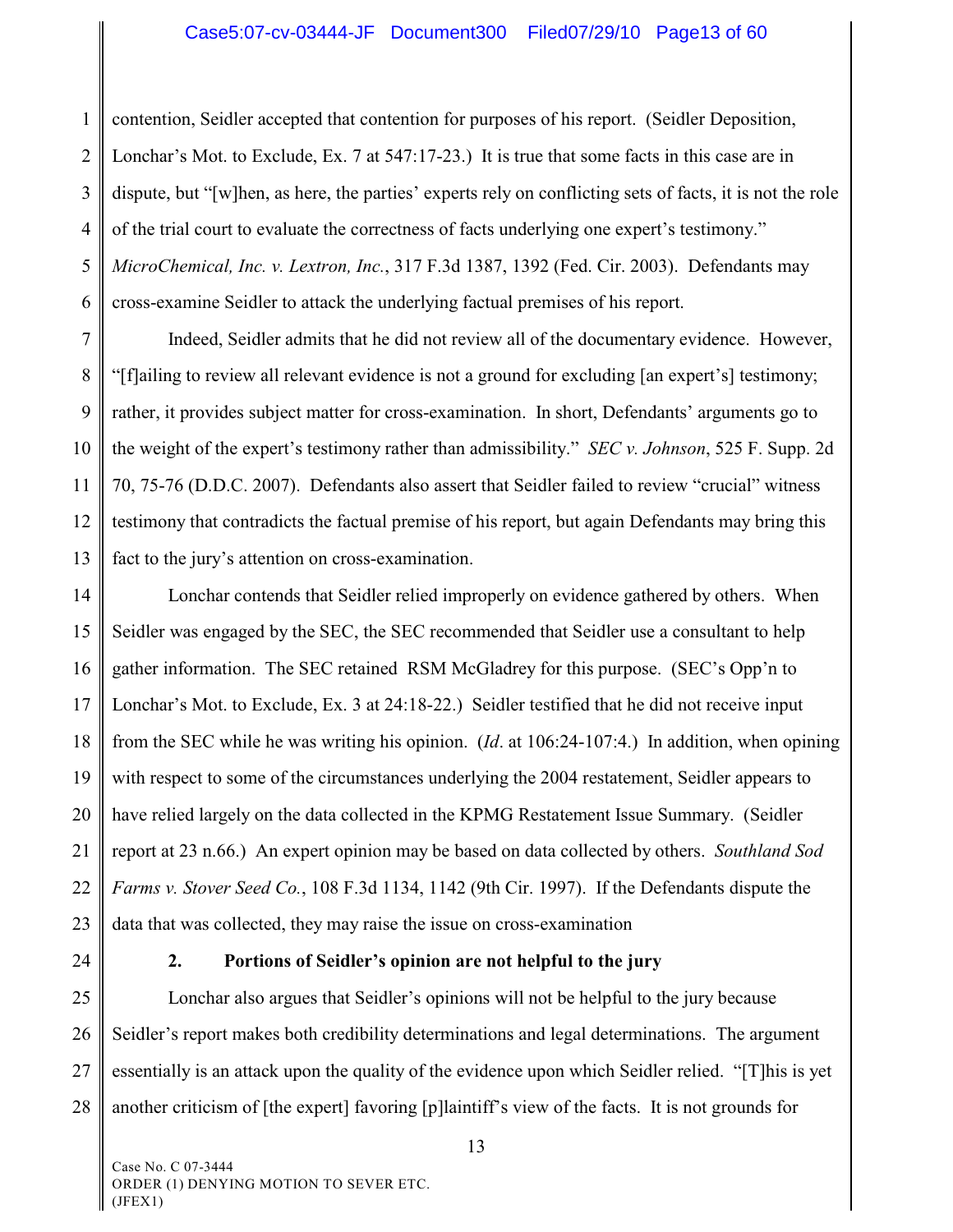contention, Seidler accepted that contention for purposes of his report. (Seidler Deposition, Lonchar's Mot. to Exclude, Ex. 7 at 547:17-23.) It is true that some facts in this case are in dispute, but "[w]hen, as here, the parties' experts rely on conflicting sets of facts, it is not the role of the trial court to evaluate the correctness of facts underlying one expert's testimony." *MicroChemical, Inc. v. Lextron, Inc.*, 317 F.3d 1387, 1392 (Fed. Cir. 2003). Defendants may cross-examine Seidler to attack the underlying factual premises of his report.

Indeed, Seidler admits that he did not review all of the documentary evidence. However, "[f]ailing to review all relevant evidence is not a ground for excluding [an expert's] testimony; rather, it provides subject matter for cross-examination. In short, Defendants' arguments go to the weight of the expert's testimony rather than admissibility." *SEC v. Johnson*, 525 F. Supp. 2d 70, 75-76 (D.D.C. 2007). Defendants also assert that Seidler failed to review "crucial" witness testimony that contradicts the factual premise of his report, but again Defendants may bring this fact to the jury's attention on cross-examination.

Lonchar contends that Seidler relied improperly on evidence gathered by others. When Seidler was engaged by the SEC, the SEC recommended that Seidler use a consultant to help gather information. The SEC retained RSM McGladrey for this purpose. (SEC's Opp'n to Lonchar's Mot. to Exclude, Ex. 3 at 24:18-22.) Seidler testified that he did not receive input from the SEC while he was writing his opinion. (*Id*. at 106:24-107:4.) In addition, when opining with respect to some of the circumstances underlying the 2004 restatement, Seidler appears to have relied largely on the data collected in the KPMG Restatement Issue Summary. (Seidler report at 23 n.66.) An expert opinion may be based on data collected by others. *Southland Sod Farms v. Stover Seed Co.*, 108 F.3d 1134, 1142 (9th Cir. 1997). If the Defendants dispute the data that was collected, they may raise the issue on cross-examination

**2. Portions of Seidler's opinion are not helpful to the jury**

Lonchar also argues that Seidler's opinions will not be helpful to the jury because Seidler's report makes both credibility determinations and legal determinations. The argument essentially is an attack upon the quality of the evidence upon which Seidler relied. "[T]his is yet another criticism of [the expert] favoring [p]laintiff's view of the facts. It is not grounds for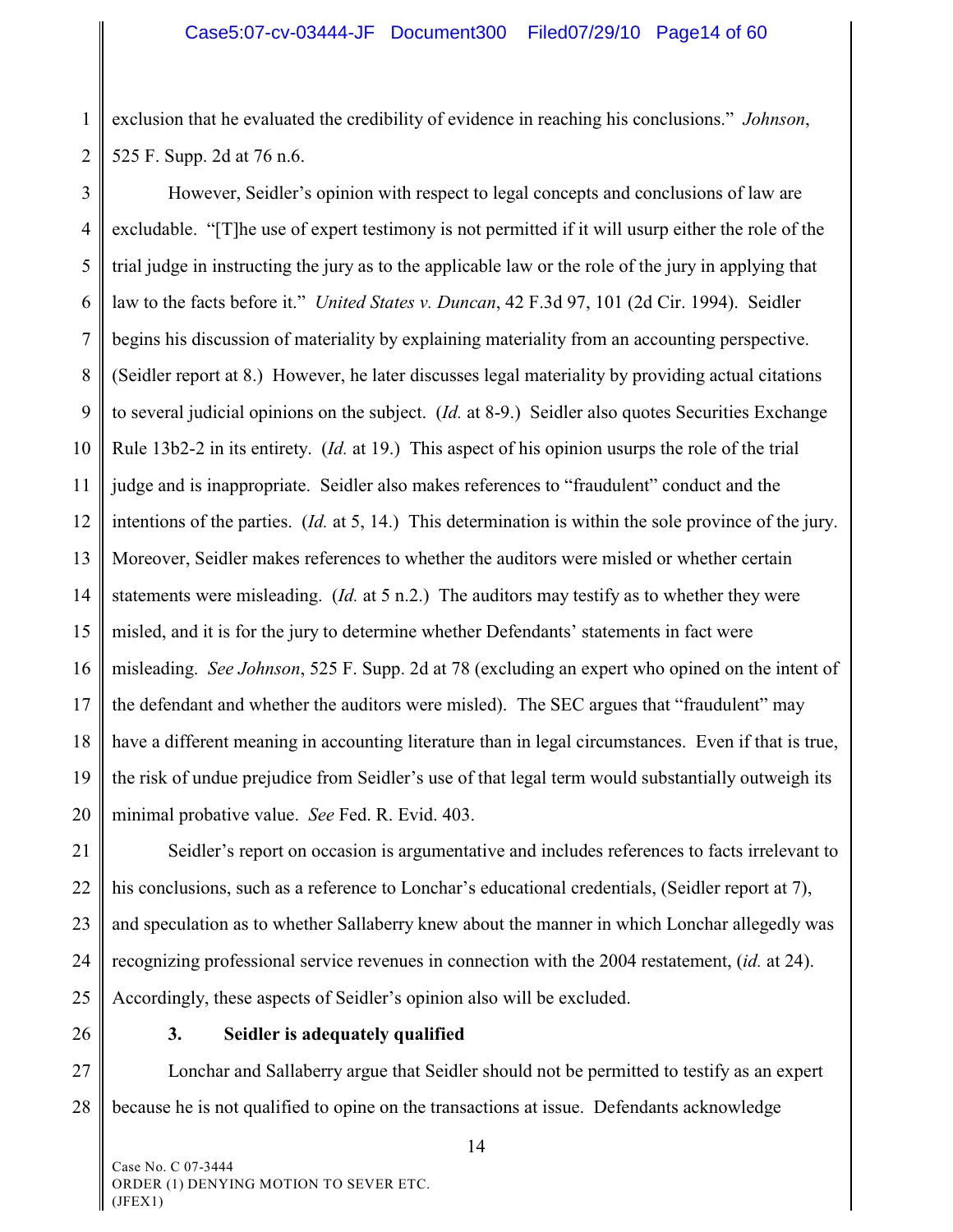exclusion that he evaluated the credibility of evidence in reaching his conclusions." *Johnson*, 525 F. Supp. 2d at 76 n.6.

However, Seidler's opinion with respect to legal concepts and conclusions of law are excludable. "[T]he use of expert testimony is not permitted if it will usurp either the role of the trial judge in instructing the jury as to the applicable law or the role of the jury in applying that law to the facts before it." *United States v. Duncan*, 42 F.3d 97, 101 (2d Cir. 1994). Seidler begins his discussion of materiality by explaining materiality from an accounting perspective. (Seidler report at 8.) However, he later discusses legal materiality by providing actual citations to several judicial opinions on the subject. (*Id.* at 8-9.) Seidler also quotes Securities Exchange Rule 13b2-2 in its entirety. (*Id.* at 19.) This aspect of his opinion usurps the role of the trial judge and is inappropriate. Seidler also makes references to "fraudulent" conduct and the intentions of the parties. (*Id.* at 5, 14.) This determination is within the sole province of the jury. Moreover, Seidler makes references to whether the auditors were misled or whether certain statements were misleading. (*Id.* at 5 n.2.) The auditors may testify as to whether they were misled, and it is for the jury to determine whether Defendants' statements in fact were misleading. *See Johnson*, 525 F. Supp. 2d at 78 (excluding an expert who opined on the intent of the defendant and whether the auditors were misled). The SEC argues that "fraudulent" may have a different meaning in accounting literature than in legal circumstances. Even if that is true, the risk of undue prejudice from Seidler's use of that legal term would substantially outweigh its minimal probative value. *See* Fed. R. Evid. 403.

Seidler's report on occasion is argumentative and includes references to facts irrelevant to his conclusions, such as a reference to Lonchar's educational credentials, (Seidler report at 7), and speculation as to whether Sallaberry knew about the manner in which Lonchar allegedly was recognizing professional service revenues in connection with the 2004 restatement, (*id.* at 24). Accordingly, these aspects of Seidler's opinion also will be excluded.

### 3. Seidler is adequately qualified

Lonchar and Sallaberry argue that Seidler should not be permitted to testify as an expert because he is not qualified to opine on the transactions at issue. Defendants acknowledge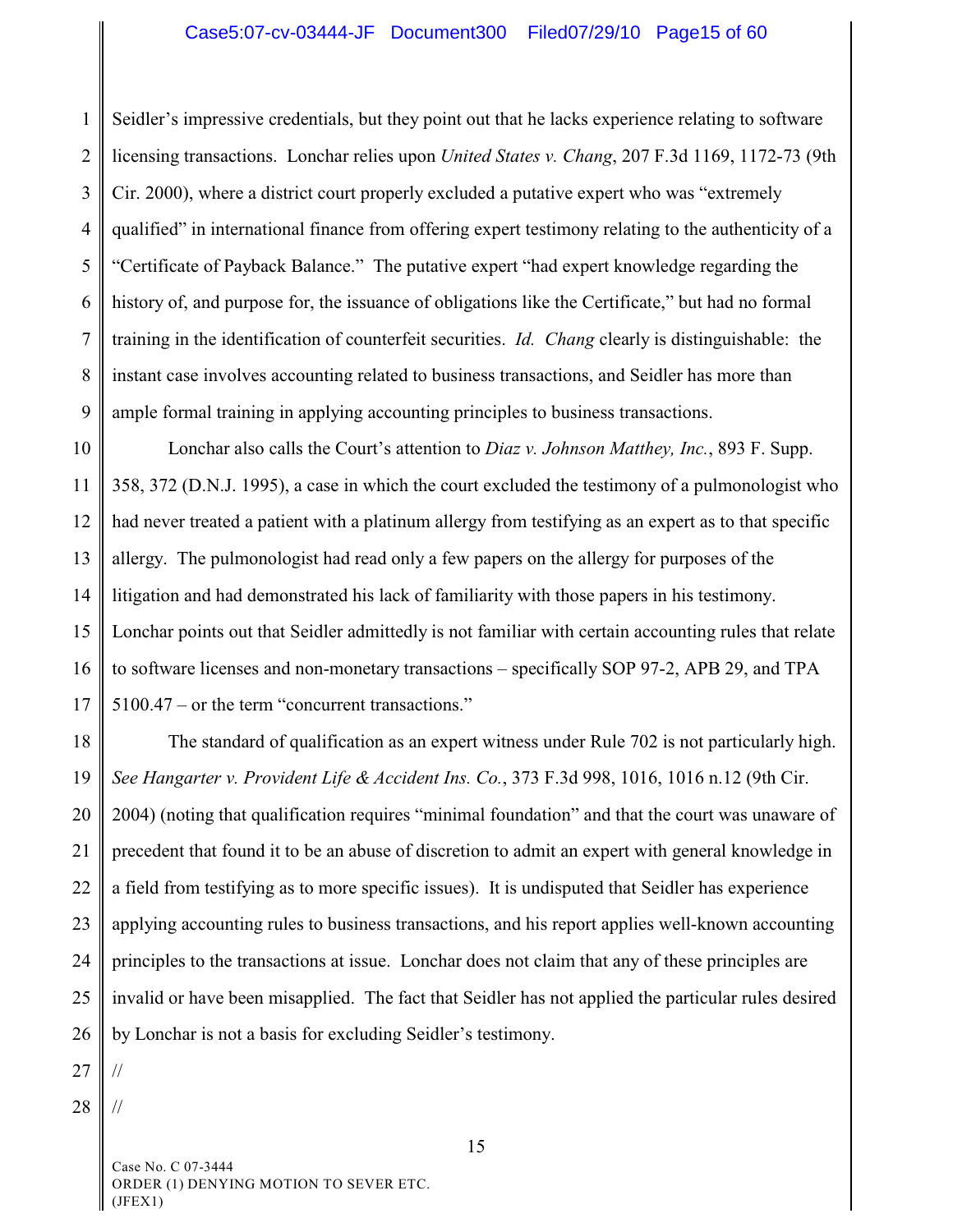Seidler's impressive credentials, but they point out that he lacks experience relating to software licensing transactions. Lonchar relies upon *United States v. Chang*, 207 F.3d 1169, 1172-73 (9th Cir. 2000), where a district court properly excluded a putative expert who was "extremely qualified" in international finance from offering expert testimony relating to the authenticity of a "Certificate of Payback Balance." The putative expert "had expert knowledge regarding the history of, and purpose for, the issuance of obligations like the Certificate," but had no formal training in the identification of counterfeit securities. *Id. Chang* clearly is distinguishable: the instant case involves accounting related to business transactions, and Seidler has more than ample formal training in applying accounting principles to business transactions.

Lonchar also calls the Court's attention to *Diaz v. Johnson Matthey, Inc.*, 893 F. Supp. 358, 372 (D.N.J. 1995), a case in which the court excluded the testimony of a pulmonologist who had never treated a patient with a platinum allergy from testifying as an expert as to that specific allergy. The pulmonologist had read only a few papers on the allergy for purposes of the litigation and had demonstrated his lack of familiarity with those papers in his testimony. Lonchar points out that Seidler admittedly is not familiar with certain accounting rules that relate to software licenses and non-monetary transactions – specifically SOP 97-2, APB 29, and TPA 5100.47 – or the term "concurrent transactions."

The standard of qualification as an expert witness under Rule 702 is not particularly high. *See Hangarter v. Provident Life & Accident Ins. Co.*, 373 F.3d 998, 1016, 1016 n.12 (9th Cir. 2004) (noting that qualification requires "minimal foundation" and that the court was unaware of precedent that found it to be an abuse of discretion to admit an expert with general knowledge in a field from testifying as to more specific issues). It is undisputed that Seidler has experience applying accounting rules to business transactions, and his report applies well-known accounting principles to the transactions at issue. Lonchar does not claim that any of these principles are invalid or have been misapplied. The fact that Seidler has not applied the particular rules desired by Lonchar is not a basis for excluding Seidler's testimony.

//

//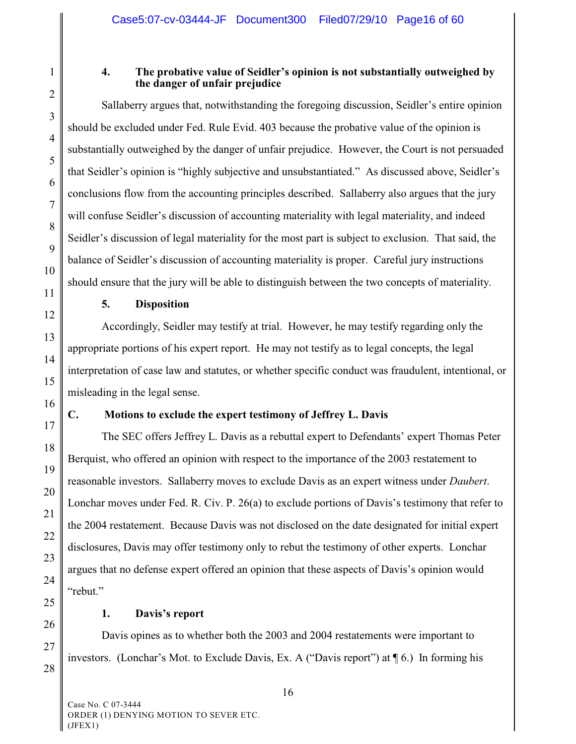#### 4. The probative value of Seidler's opinion is not substantially outweighed by the danger of unfair prejudice

Sallaberry argues that, notwithstanding the foregoing discussion, Seidler's entire opinion should be excluded under Fed. Rule Evid. 403 because the probative value of the opinion is substantially outweighed by the danger of unfair prejudice. However, the Court is not persuaded that Seidler's opinion is "highly subjective and unsubstantiated." As discussed above, Seidler's conclusions flow from the accounting principles described. Sallaberry also argues that the jury will confuse Seidler's discussion of accounting materiality with legal materiality, and indeed Seidler's discussion of legal materiality for the most part is subject to exclusion. That said, the balance of Seidler's discussion of accounting materiality is proper. Careful jury instructions should ensure that the jury will be able to distinguish between the two concepts of materiality.

#### 5. Disposition

Accordingly, Seidler may testify at trial. However, he may testify regarding only the appropriate portions of his expert report. He may not testify as to legal concepts, the legal interpretation of case law and statutes, or whether specific conduct was fraudulent, intentional, or misleading in the legal sense.

### C. Motions to exclude the expert testimony of Jeffrey L. Davis

The SEC offers Jeffrey L. Davis as a rebuttal expert to Defendants' expert Thomas Peter Berquist, who offered an opinion with respect to the importance of the 2003 restatement to reasonable investors. Sallaberry moves to exclude Davis as an expert witness under *Daubert*. Lonchar moves under Fed. R. Civ. P. 26(a) to exclude portions of Davis's testimony that refer to the 2004 restatement. Because Davis was not disclosed on the date designated for initial expert disclosures, Davis may offer testimony only to rebut the testimony of other experts. Lonchar argues that no defense expert offered an opinion that these aspects of Davis's opinion would "rebut."

#### 1. Davis's report

Davis opines as to whether both the 2003 and 2004 restatements were important to investors. (Lonchar's Mot. to Exclude Davis, Ex. A ("Davis report") at ¶ 6.) In forming his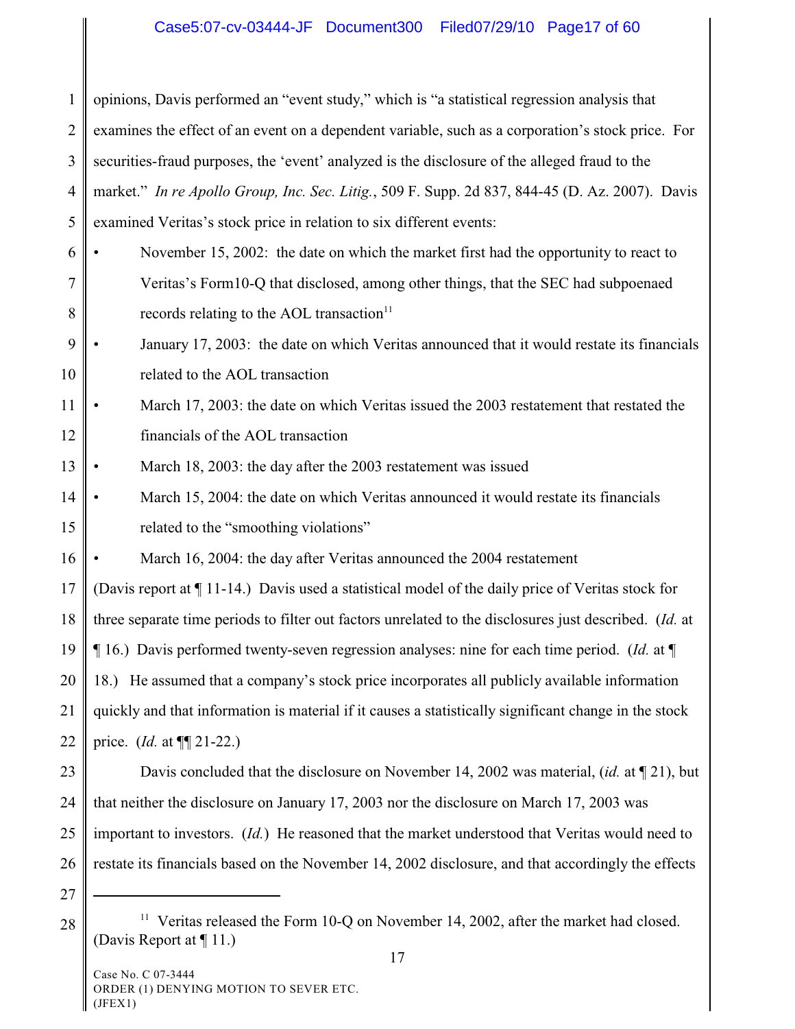opinions, Davis performed an "event study," which is "a statistical regression analysis that examines the effect of an event on a dependent variable, such as a corporation's stock price. For securities-fraud purposes, the 'event' analyzed is the disclosure of the alleged fraud to the market." *In re Apollo Group, Inc. Sec. Litig.*, 509 F. Supp. 2d 837, 844-45 (D. Az. 2007). Davis examined Veritas's stock price in relation to six different events:

- November 15, 2002: the date on which the market first had the opportunity to react to Veritas's Form10-Q that disclosed, among other things, that the SEC had subpoenaed records relating to the AOL transaction[11]
- January 17, 2003: the date on which Veritas announced that it would restate its financials related to the AOL transaction
- March 17, 2003: the date on which Veritas issued the 2003 restatement that restated the financials of the AOL transaction
- March 18, 2003: the day after the 2003 restatement was issued
- March 15, 2004: the date on which Veritas announced it would restate its financials related to the "smoothing violations"
- March 16, 2004: the day after Veritas announced the 2004 restatement

(Davis report at ¶ 11-14.) Davis used a statistical model of the daily price of Veritas stock for three separate time periods to filter out factors unrelated to the disclosures just described. (*Id.* at ¶ 16.) Davis performed twenty-seven regression analyses: nine for each time period. (*Id.* at ¶ 18.) He assumed that a company's stock price incorporates all publicly available information quickly and that information is material if it causes a statistically significant change in the stock price. (*Id.* at ¶¶ 21-22.)

Davis concluded that the disclosure on November 14, 2002 was material, (*id.* at ¶ 21), but that neither the disclosure on January 17, 2003 nor the disclosure on March 17, 2003 was important to investors. (*Id.*) He reasoned that the market understood that Veritas would need to restate its financials based on the November 14, 2002 disclosure, and that accordingly the effects

---

[11] Veritas released the Form 10-Q on November 14, 2002, after the market had closed. (Davis Report at ¶ 11.)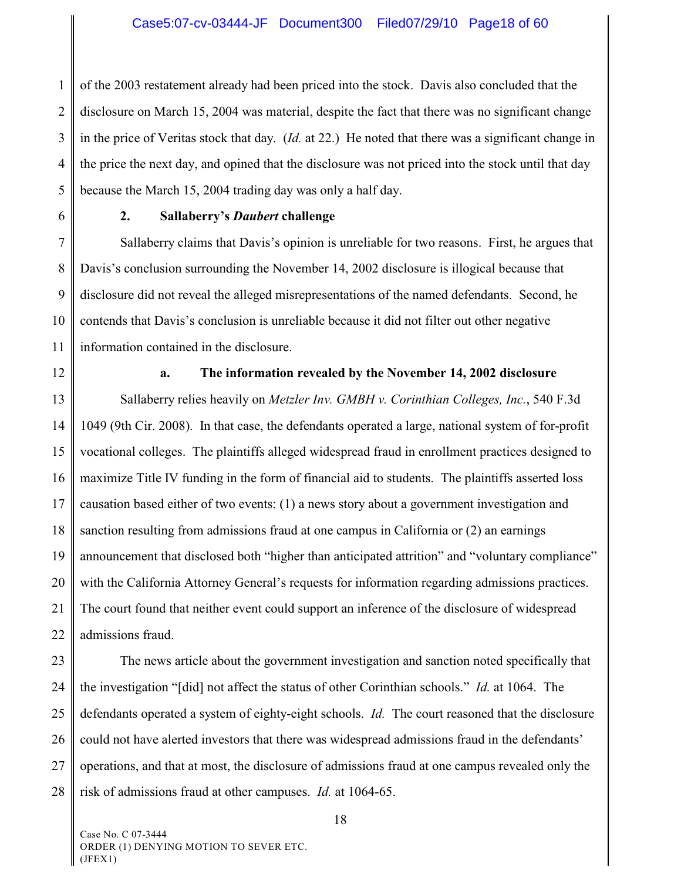of the 2003 restatement already had been priced into the stock. Davis also concluded that the disclosure on March 15, 2004 was material, despite the fact that there was no significant change in the price of Veritas stock that day. (*Id.* at 22.) He noted that there was a significant change in the price the next day, and opined that the disclosure was not priced into the stock until that day because the March 15, 2004 trading day was only a half day.

**2. Sallaberry's *Daubert* challenge**

Sallaberry claims that Davis's opinion is unreliable for two reasons. First, he argues that Davis's conclusion surrounding the November 14, 2002 disclosure is illogical because that disclosure did not reveal the alleged misrepresentations of the named defendants. Second, he contends that Davis's conclusion is unreliable because it did not filter out other negative information contained in the disclosure.

**a. The information revealed by the November 14, 2002 disclosure**

Sallaberry relies heavily on *Metzler Inv. GMBH v. Corinthian Colleges, Inc.*, 540 F.3d 1049 (9th Cir. 2008). In that case, the defendants operated a large, national system of for-profit vocational colleges. The plaintiffs alleged widespread fraud in enrollment practices designed to maximize Title IV funding in the form of financial aid to students. The plaintiffs asserted loss causation based either of two events: (1) a news story about a government investigation and sanction resulting from admissions fraud at one campus in California or (2) an earnings announcement that disclosed both "higher than anticipated attrition" and "voluntary compliance" with the California Attorney General's requests for information regarding admissions practices. The court found that neither event could support an inference of the disclosure of widespread admissions fraud.

The news article about the government investigation and sanction noted specifically that the investigation "[did] not affect the status of other Corinthian schools." *Id.* at 1064. The defendants operated a system of eighty-eight schools. *Id.* The court reasoned that the disclosure could not have alerted investors that there was widespread admissions fraud in the defendants' operations, and that at most, the disclosure of admissions fraud at one campus revealed only the risk of admissions fraud at other campuses. *Id.* at 1064-65.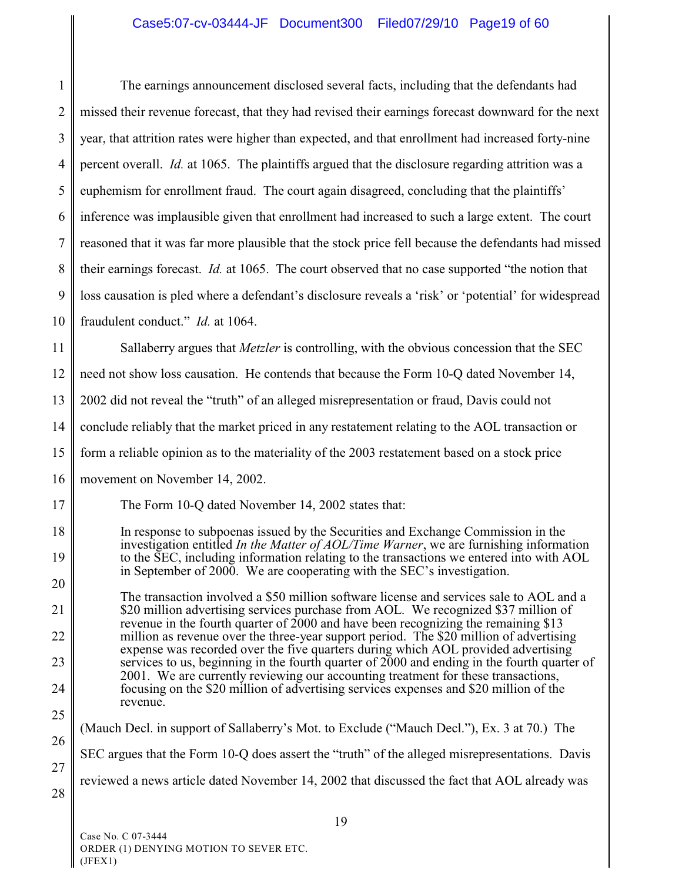The earnings announcement disclosed several facts, including that the defendants had missed their revenue forecast, that they had revised their earnings forecast downward for the next year, that attrition rates were higher than expected, and that enrollment had increased forty-nine percent overall. *Id.* at 1065. The plaintiffs argued that the disclosure regarding attrition was a euphemism for enrollment fraud. The court again disagreed, concluding that the plaintiffs' inference was implausible given that enrollment had increased to such a large extent. The court reasoned that it was far more plausible that the stock price fell because the defendants had missed their earnings forecast. *Id.* at 1065. The court observed that no case supported "the notion that loss causation is pled where a defendant's disclosure reveals a 'risk' or 'potential' for widespread fraudulent conduct." *Id.* at 1064.

Sallaberry argues that *Metzler* is controlling, with the obvious concession that the SEC need not show loss causation. He contends that because the Form 10-Q dated November 14, 2002 did not reveal the "truth" of an alleged misrepresentation or fraud, Davis could not conclude reliably that the market priced in any restatement relating to the AOL transaction or form a reliable opinion as to the materiality of the 2003 restatement based on a stock price movement on November 14, 2002.

The Form 10-Q dated November 14, 2002 states that:

> In response to subpoenas issued by the Securities and Exchange Commission in the investigation entitled *In the Matter of AOL/Time Warner*, we are furnishing information to the SEC, including information relating to the transactions we entered into with AOL in September of 2000. We are cooperating with the SEC's investigation.
>
> The transaction involved a $50 million software license and services sale to AOL and a $20 million advertising services purchase from AOL. We recognized $37 million of revenue in the fourth quarter of 2000 and have been recognizing the remaining $13 million as revenue over the three-year support period. The $20 million of advertising expense was recorded over the five quarters during which AOL provided advertising services to us, beginning in the fourth quarter of 2000 and ending in the fourth quarter of 2001. We are currently reviewing our accounting treatment for these transactions, focusing on the $20 million of advertising services expenses and $20 million of the revenue.

(Mauch Decl. in support of Sallaberry's Mot. to Exclude ("Mauch Decl."), Ex. 3 at 70.) The SEC argues that the Form 10-Q does assert the "truth" of the alleged misrepresentations. Davis reviewed a news article dated November 14, 2002 that discussed the fact that AOL already was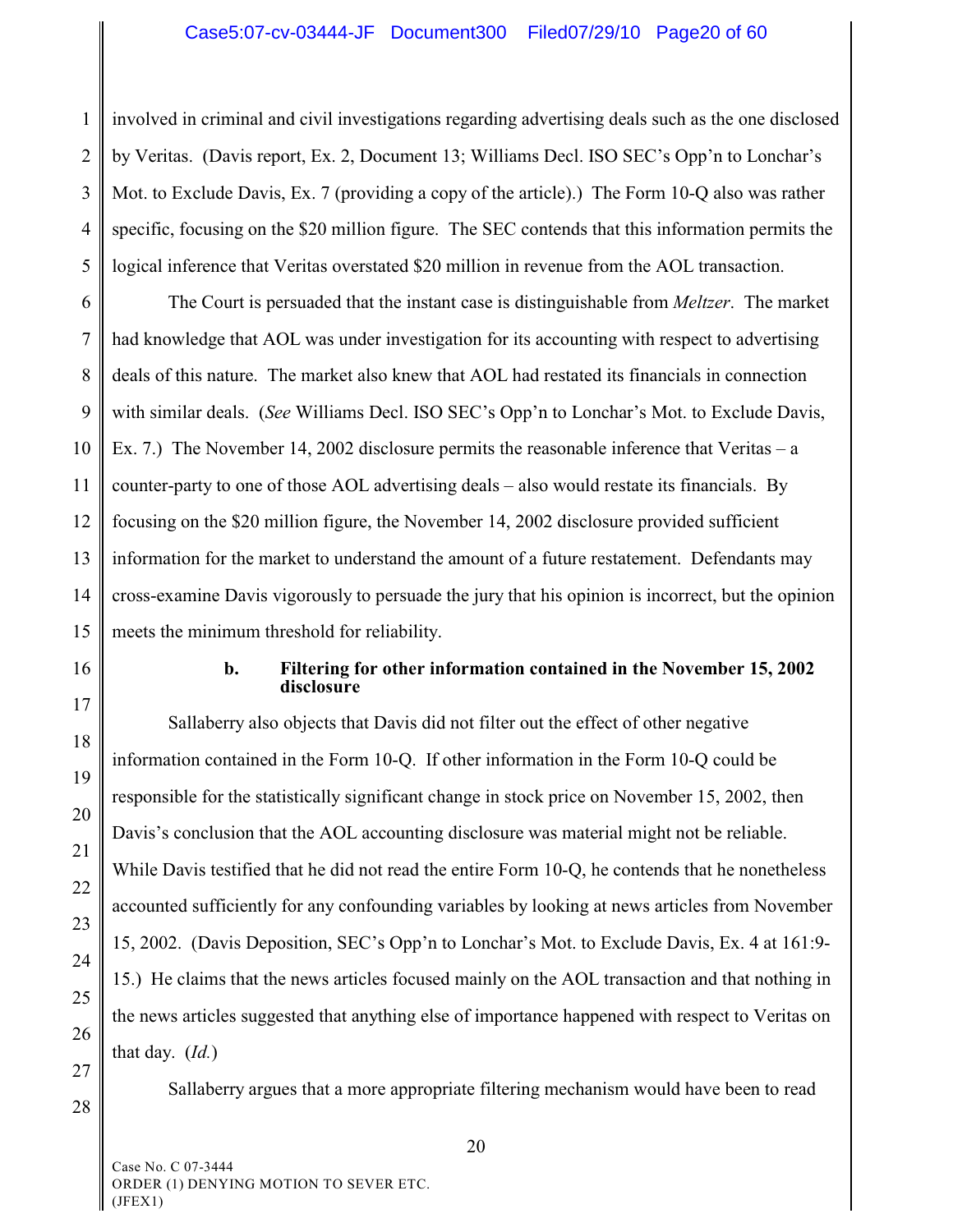involved in criminal and civil investigations regarding advertising deals such as the one disclosed by Veritas. (Davis report, Ex. 2, Document 13; Williams Decl. ISO SEC's Opp'n to Lonchar's Mot. to Exclude Davis, Ex. 7 (providing a copy of the article).) The Form 10-Q also was rather specific, focusing on the $20 million figure. The SEC contends that this information permits the logical inference that Veritas overstated $20 million in revenue from the AOL transaction.

The Court is persuaded that the instant case is distinguishable from *Meltzer*. The market had knowledge that AOL was under investigation for its accounting with respect to advertising deals of this nature. The market also knew that AOL had restated its financials in connection with similar deals. (*See* Williams Decl. ISO SEC's Opp'n to Lonchar's Mot. to Exclude Davis, Ex. 7.) The November 14, 2002 disclosure permits the reasonable inference that Veritas – a counter-party to one of those AOL advertising deals – also would restate its financials. By focusing on the $20 million figure, the November 14, 2002 disclosure provided sufficient information for the market to understand the amount of a future restatement. Defendants may cross-examine Davis vigorously to persuade the jury that his opinion is incorrect, but the opinion meets the minimum threshold for reliability.

**b. Filtering for other information contained in the November 15, 2002 disclosure**

Sallaberry also objects that Davis did not filter out the effect of other negative information contained in the Form 10-Q. If other information in the Form 10-Q could be responsible for the statistically significant change in stock price on November 15, 2002, then Davis's conclusion that the AOL accounting disclosure was material might not be reliable. While Davis testified that he did not read the entire Form 10-Q, he contends that he nonetheless accounted sufficiently for any confounding variables by looking at news articles from November 15, 2002. (Davis Deposition, SEC's Opp'n to Lonchar's Mot. to Exclude Davis, Ex. 4 at 161:9-15.) He claims that the news articles focused mainly on the AOL transaction and that nothing in the news articles suggested that anything else of importance happened with respect to Veritas on that day. (*Id.*)

Sallaberry argues that a more appropriate filtering mechanism would have been to read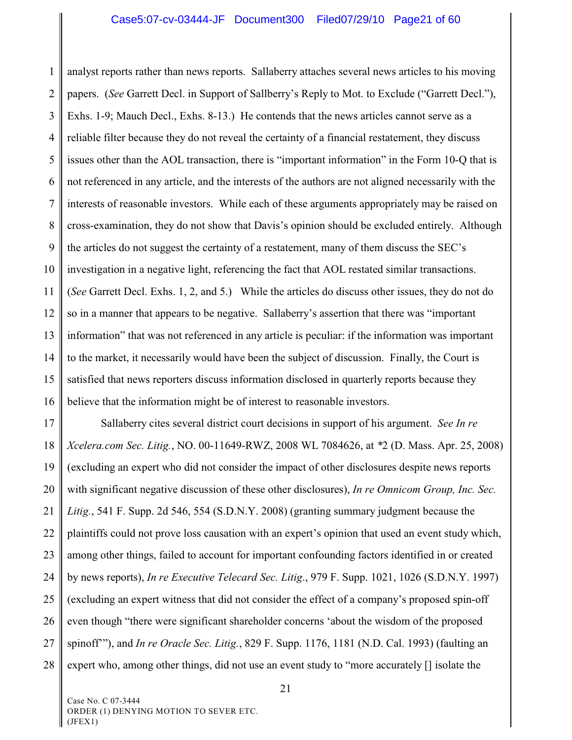analyst reports rather than news reports. Sallaberry attaches several news articles to his moving papers. (*See* Garrett Decl. in Support of Sallberry's Reply to Mot. to Exclude ("Garrett Decl."), Exhs. 1-9; Mauch Decl., Exhs. 8-13.) He contends that the news articles cannot serve as a reliable filter because they do not reveal the certainty of a financial restatement, they discuss issues other than the AOL transaction, there is "important information" in the Form 10-Q that is not referenced in any article, and the interests of the authors are not aligned necessarily with the interests of reasonable investors. While each of these arguments appropriately may be raised on cross-examination, they do not show that Davis's opinion should be excluded entirely. Although the articles do not suggest the certainty of a restatement, many of them discuss the SEC's investigation in a negative light, referencing the fact that AOL restated similar transactions. (*See* Garrett Decl. Exhs. 1, 2, and 5.) While the articles do discuss other issues, they do not do so in a manner that appears to be negative. Sallaberry's assertion that there was "important information" that was not referenced in any article is peculiar: if the information was important to the market, it necessarily would have been the subject of discussion. Finally, the Court is satisfied that news reporters discuss information disclosed in quarterly reports because they believe that the information might be of interest to reasonable investors.

Sallaberry cites several district court decisions in support of his argument. *See In re Xcelera.com Sec. Litig.*, NO. 00-11649-RWZ, 2008 WL 7084626, at *2 (D. Mass. Apr. 25, 2008) (excluding an expert who did not consider the impact of other disclosures despite news reports with significant negative discussion of these other disclosures), *In re Omnicom Group, Inc. Sec. Litig.*, 541 F. Supp. 2d 546, 554 (S.D.N.Y. 2008) (granting summary judgment because the plaintiffs could not prove loss causation with an expert's opinion that used an event study which, among other things, failed to account for important confounding factors identified in or created by news reports), *In re Executive Telecard Sec. Litig*., 979 F. Supp. 1021, 1026 (S.D.N.Y. 1997) (excluding an expert witness that did not consider the effect of a company's proposed spin-off even though "there were significant shareholder concerns 'about the wisdom of the proposed spinoff'"), and *In re Oracle Sec. Litig.*, 829 F. Supp. 1176, 1181 (N.D. Cal. 1993) (faulting an expert who, among other things, did not use an event study to "more accurately [] isolate the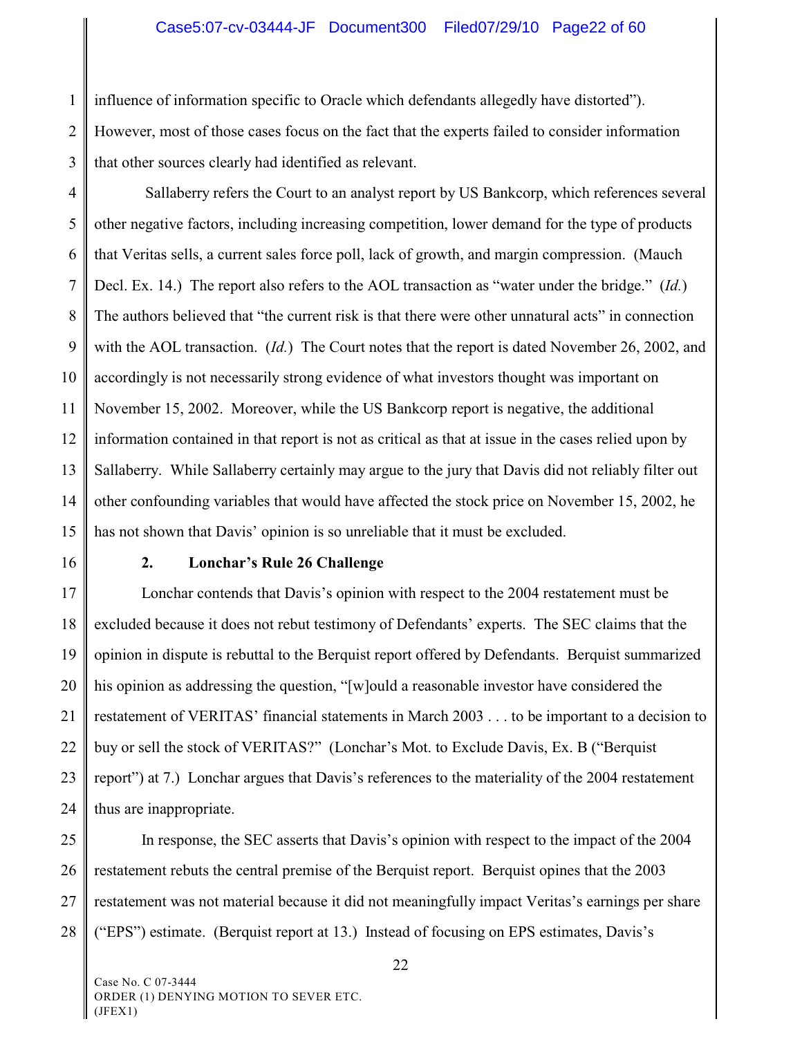influence of information specific to Oracle which defendants allegedly have distorted"). However, most of those cases focus on the fact that the experts failed to consider information that other sources clearly had identified as relevant.

Sallaberry refers the Court to an analyst report by US Bankcorp, which references several other negative factors, including increasing competition, lower demand for the type of products that Veritas sells, a current sales force poll, lack of growth, and margin compression. (Mauch Decl. Ex. 14.) The report also refers to the AOL transaction as "water under the bridge." (*Id.*) The authors believed that "the current risk is that there were other unnatural acts" in connection with the AOL transaction. (*Id.*) The Court notes that the report is dated November 26, 2002, and accordingly is not necessarily strong evidence of what investors thought was important on November 15, 2002. Moreover, while the US Bankcorp report is negative, the additional information contained in that report is not as critical as that at issue in the cases relied upon by Sallaberry. While Sallaberry certainly may argue to the jury that Davis did not reliably filter out other confounding variables that would have affected the stock price on November 15, 2002, he has not shown that Davis' opinion is so unreliable that it must be excluded.

**2. Lonchar's Rule 26 Challenge**

Lonchar contends that Davis's opinion with respect to the 2004 restatement must be excluded because it does not rebut testimony of Defendants' experts. The SEC claims that the opinion in dispute is rebuttal to the Berquist report offered by Defendants. Berquist summarized his opinion as addressing the question, "[w]ould a reasonable investor have considered the restatement of VERITAS' financial statements in March 2003 . . . to be important to a decision to buy or sell the stock of VERITAS?" (Lonchar's Mot. to Exclude Davis, Ex. B ("Berquist report") at 7.) Lonchar argues that Davis's references to the materiality of the 2004 restatement thus are inappropriate.

In response, the SEC asserts that Davis's opinion with respect to the impact of the 2004 restatement rebuts the central premise of the Berquist report. Berquist opines that the 2003 restatement was not material because it did not meaningfully impact Veritas's earnings per share ("EPS") estimate. (Berquist report at 13.) Instead of focusing on EPS estimates, Davis's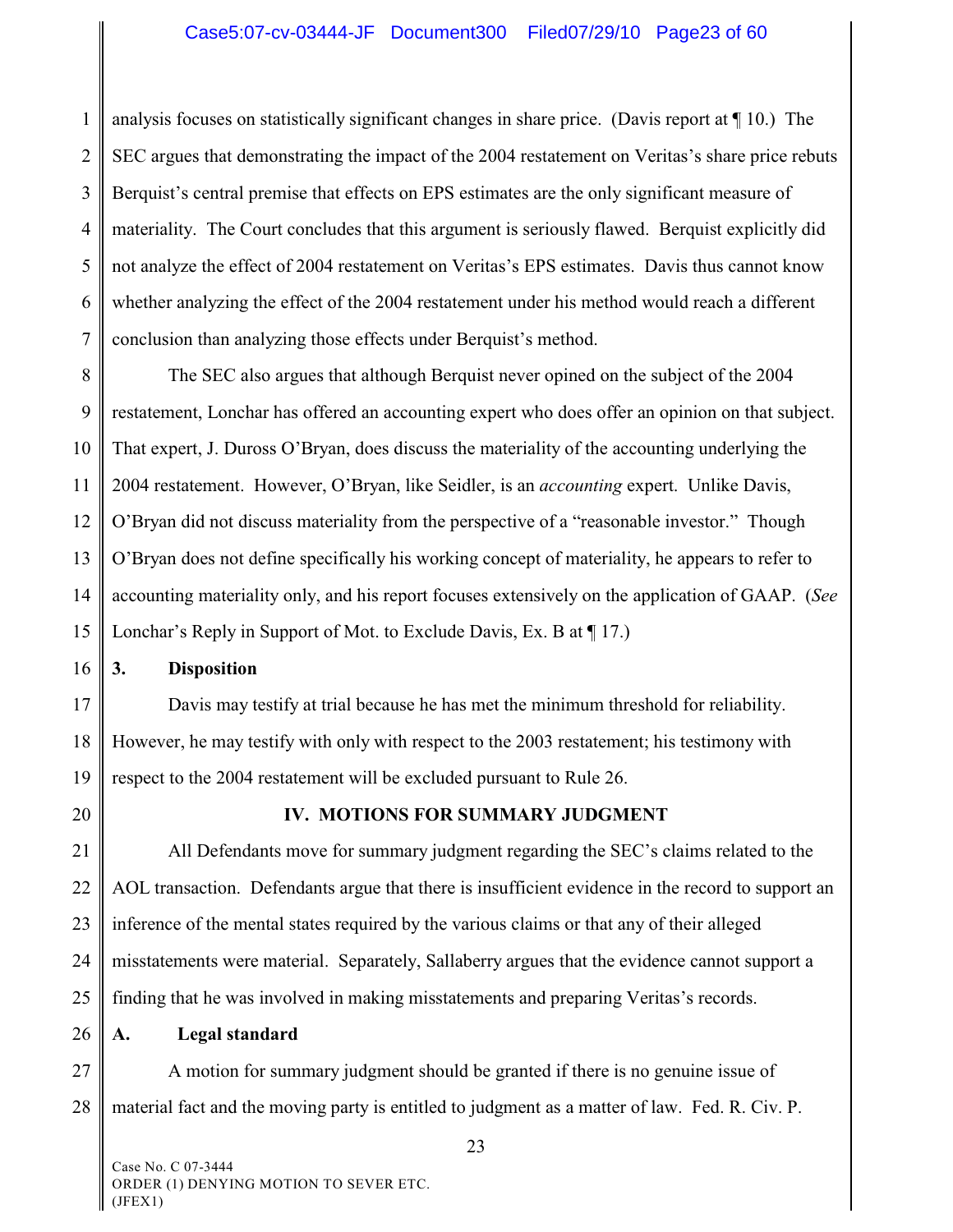analysis focuses on statistically significant changes in share price. (Davis report at ¶ 10.) The SEC argues that demonstrating the impact of the 2004 restatement on Veritas's share price rebuts Berquist's central premise that effects on EPS estimates are the only significant measure of materiality. The Court concludes that this argument is seriously flawed. Berquist explicitly did not analyze the effect of 2004 restatement on Veritas's EPS estimates. Davis thus cannot know whether analyzing the effect of the 2004 restatement under his method would reach a different conclusion than analyzing those effects under Berquist's method.

The SEC also argues that although Berquist never opined on the subject of the 2004 restatement, Lonchar has offered an accounting expert who does offer an opinion on that subject. That expert, J. Duross O'Bryan, does discuss the materiality of the accounting underlying the 2004 restatement. However, O'Bryan, like Seidler, is an *accounting* expert. Unlike Davis, O'Bryan did not discuss materiality from the perspective of a "reasonable investor." Though O'Bryan does not define specifically his working concept of materiality, he appears to refer to accounting materiality only, and his report focuses extensively on the application of GAAP. (*See* Lonchar's Reply in Support of Mot. to Exclude Davis, Ex. B at ¶ 17.)

**3. Disposition**

Davis may testify at trial because he has met the minimum threshold for reliability. However, he may testify with only with respect to the 2003 restatement; his testimony with respect to the 2004 restatement will be excluded pursuant to Rule 26.

## IV. MOTIONS FOR SUMMARY JUDGMENT

All Defendants move for summary judgment regarding the SEC's claims related to the AOL transaction. Defendants argue that there is insufficient evidence in the record to support an inference of the mental states required by the various claims or that any of their alleged misstatements were material. Separately, Sallaberry argues that the evidence cannot support a finding that he was involved in making misstatements and preparing Veritas's records.

**A. Legal standard**

A motion for summary judgment should be granted if there is no genuine issue of material fact and the moving party is entitled to judgment as a matter of law. Fed. R. Civ. P.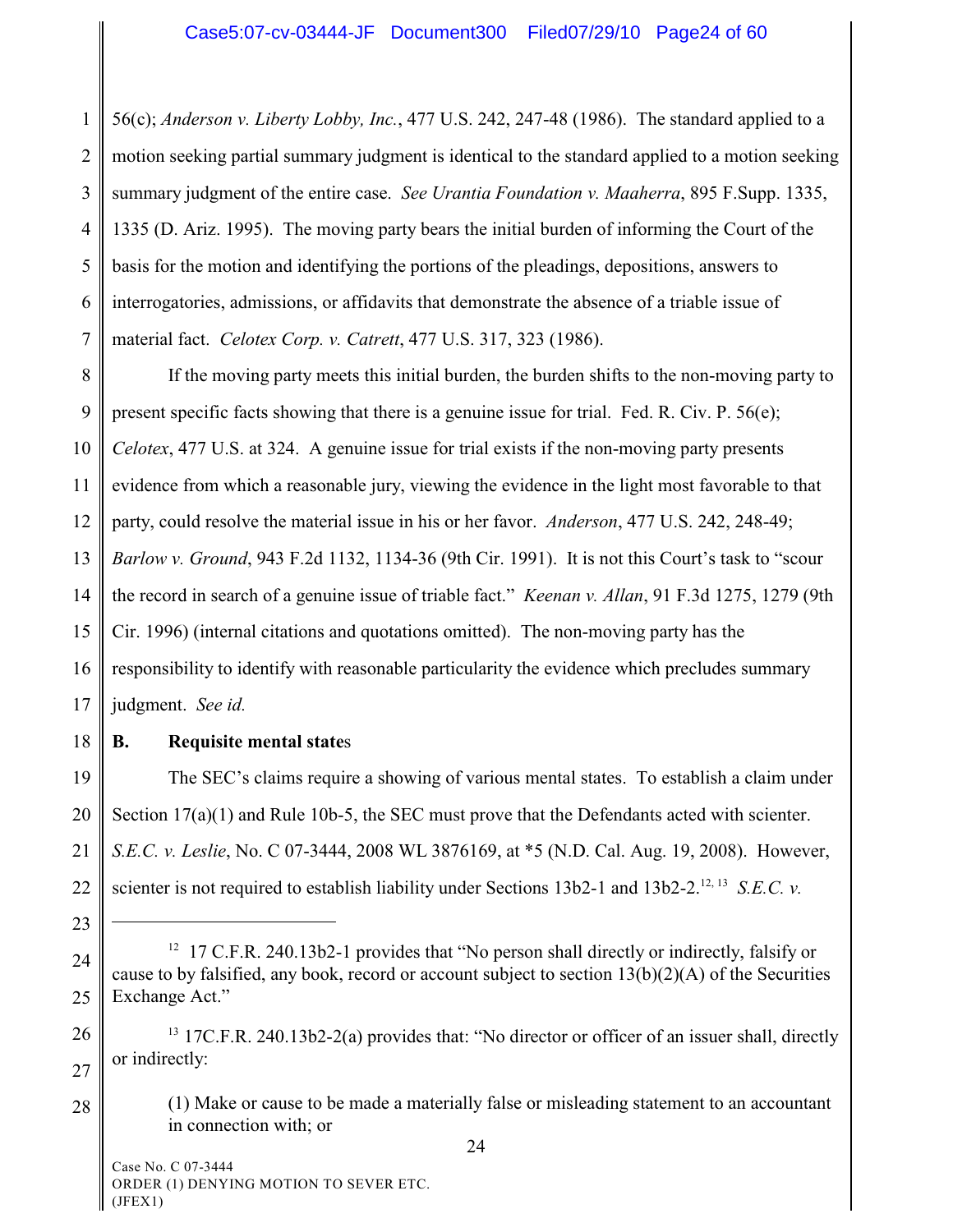56(c); *Anderson v. Liberty Lobby, Inc.*, 477 U.S. 242, 247-48 (1986). The standard applied to a motion seeking partial summary judgment is identical to the standard applied to a motion seeking summary judgment of the entire case. *See Urantia Foundation v. Maaherra*, 895 F.Supp. 1335, 1335 (D. Ariz. 1995). The moving party bears the initial burden of informing the Court of the basis for the motion and identifying the portions of the pleadings, depositions, answers to interrogatories, admissions, or affidavits that demonstrate the absence of a triable issue of material fact. *Celotex Corp. v. Catrett*, 477 U.S. 317, 323 (1986).

If the moving party meets this initial burden, the burden shifts to the non-moving party to present specific facts showing that there is a genuine issue for trial. Fed. R. Civ. P. 56(e); *Celotex*, 477 U.S. at 324. A genuine issue for trial exists if the non-moving party presents evidence from which a reasonable jury, viewing the evidence in the light most favorable to that party, could resolve the material issue in his or her favor. *Anderson*, 477 U.S. 242, 248-49; *Barlow v. Ground*, 943 F.2d 1132, 1134-36 (9th Cir. 1991). It is not this Court's task to "scour the record in search of a genuine issue of triable fact." *Keenan v. Allan*, 91 F.3d 1275, 1279 (9th Cir. 1996) (internal citations and quotations omitted). The non-moving party has the responsibility to identify with reasonable particularity the evidence which precludes summary judgment. *See id.*

### B. Requisite mental states

The SEC's claims require a showing of various mental states. To establish a claim under Section 17(a)(1) and Rule 10b-5, the SEC must prove that the Defendants acted with scienter. *S.E.C. v. Leslie*, No. C 07-3444, 2008 WL 3876169, at *5 (N.D. Cal. Aug. 19, 2008). However, scienter is not required to establish liability under Sections 13b2-1 and 13b2-2.[12, 13] *S.E.C. v.*

---

[12] 17 C.F.R. 240.13b2-1 provides that "No person shall directly or indirectly, falsify or cause to by falsified, any book, record or account subject to section 13(b)(2)(A) of the Securities Exchange Act."

[13] 17C.F.R. 240.13b2-2(a) provides that: "No director or officer of an issuer shall, directly or indirectly:

> (1) Make or cause to be made a materially false or misleading statement to an accountant in connection with; or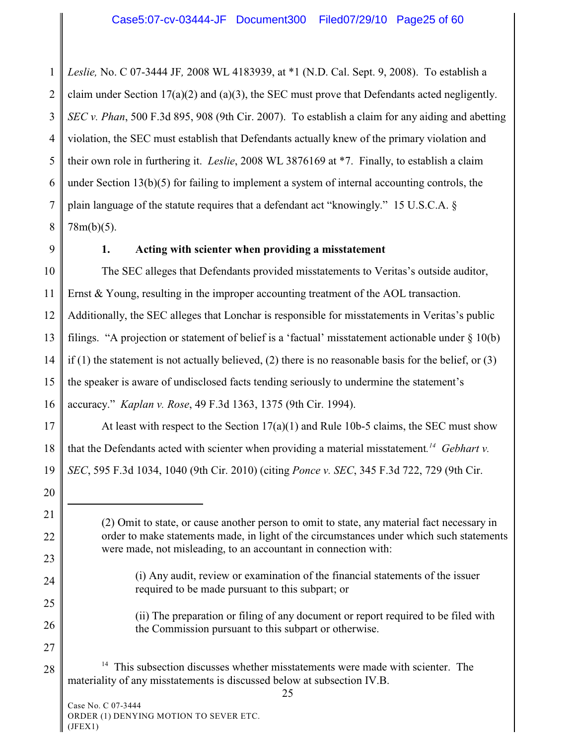*Leslie,* No. C 07-3444 JF*,* 2008 WL 4183939, at *1 (N.D. Cal. Sept. 9, 2008). To establish a claim under Section 17(a)(2) and (a)(3), the SEC must prove that Defendants acted negligently. *SEC v. Phan*, 500 F.3d 895, 908 (9th Cir. 2007). To establish a claim for any aiding and abetting violation, the SEC must establish that Defendants actually knew of the primary violation and their own role in furthering it. *Leslie*, 2008 WL 3876169 at *7. Finally, to establish a claim under Section 13(b)(5) for failing to implement a system of internal accounting controls, the plain language of the statute requires that a defendant act "knowingly." 15 U.S.C.A. § 78m(b)(5).

**1. Acting with scienter when providing a misstatement**

The SEC alleges that Defendants provided misstatements to Veritas's outside auditor, Ernst & Young, resulting in the improper accounting treatment of the AOL transaction. Additionally, the SEC alleges that Lonchar is responsible for misstatements in Veritas's public filings. "A projection or statement of belief is a 'factual' misstatement actionable under § 10(b) if (1) the statement is not actually believed, (2) there is no reasonable basis for the belief, or (3) the speaker is aware of undisclosed facts tending seriously to undermine the statement's accuracy." *Kaplan v. Rose*, 49 F.3d 1363, 1375 (9th Cir. 1994).

At least with respect to the Section 17(a)(1) and Rule 10b-5 claims, the SEC must show that the Defendants acted with scienter when providing a material misstatement.[14] *Gebhart v. SEC*, 595 F.3d 1034, 1040 (9th Cir. 2010) (citing *Ponce v. SEC*, 345 F.3d 722, 729 (9th Cir.

---

> (2) Omit to state, or cause another person to omit to state, any material fact necessary in order to make statements made, in light of the circumstances under which such statements were made, not misleading, to an accountant in connection with:
>
> > (i) Any audit, review or examination of the financial statements of the issuer required to be made pursuant to this subpart; or
> >
> > (ii) The preparation or filing of any document or report required to be filed with the Commission pursuant to this subpart or otherwise.

[14] This subsection discusses whether misstatements were made with scienter. The materiality of any misstatements is discussed below at subsection IV.B.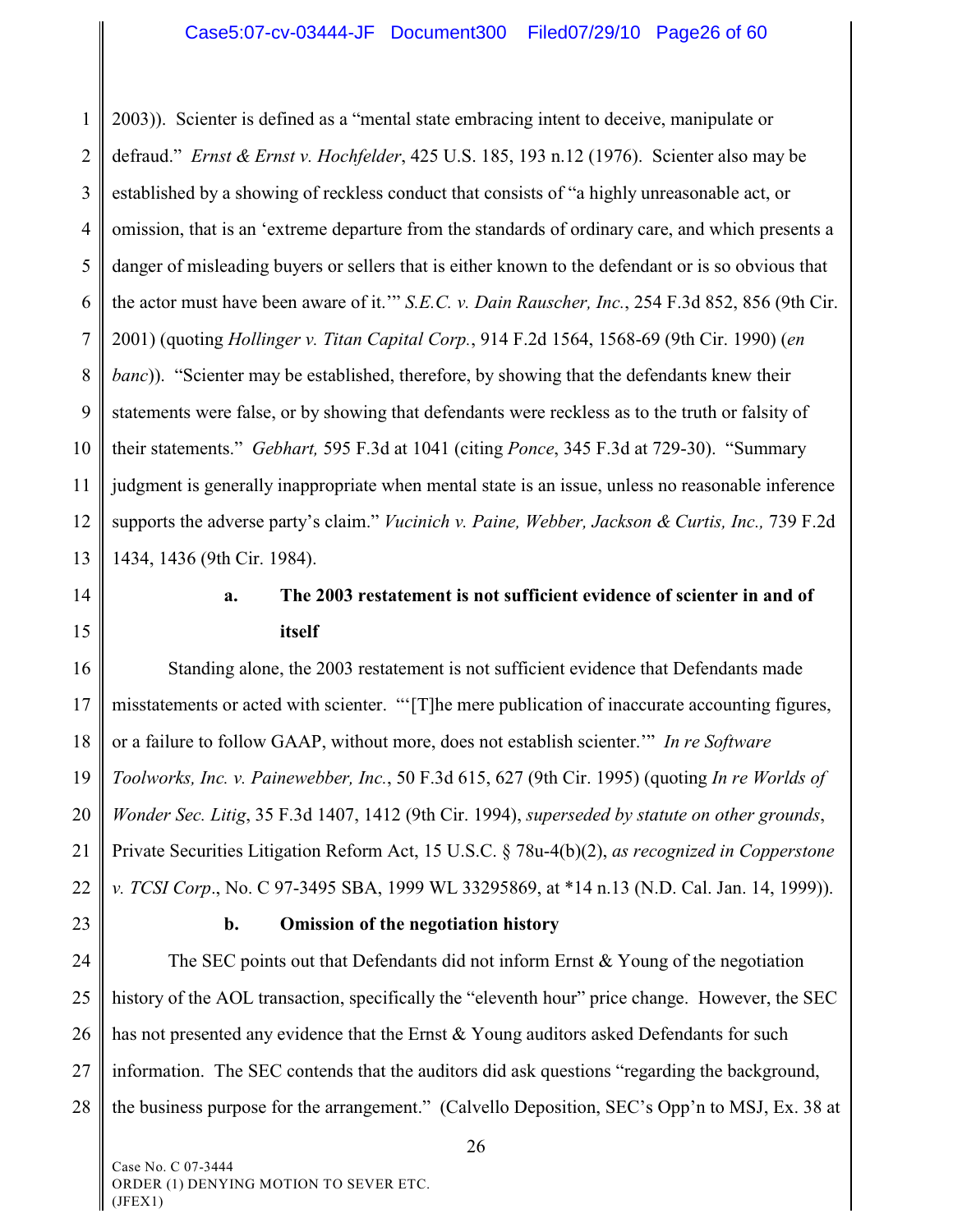2003)). Scienter is defined as a "mental state embracing intent to deceive, manipulate or defraud." *Ernst & Ernst v. Hochfelder*, 425 U.S. 185, 193 n.12 (1976). Scienter also may be established by a showing of reckless conduct that consists of "a highly unreasonable act, or omission, that is an 'extreme departure from the standards of ordinary care, and which presents a danger of misleading buyers or sellers that is either known to the defendant or is so obvious that the actor must have been aware of it.'" *S.E.C. v. Dain Rauscher, Inc.*, 254 F.3d 852, 856 (9th Cir. 2001) (quoting *Hollinger v. Titan Capital Corp.*, 914 F.2d 1564, 1568-69 (9th Cir. 1990) (*en banc*)). "Scienter may be established, therefore, by showing that the defendants knew their statements were false, or by showing that defendants were reckless as to the truth or falsity of their statements." *Gebhart,* 595 F.3d at 1041 (citing *Ponce*, 345 F.3d at 729-30). "Summary judgment is generally inappropriate when mental state is an issue, unless no reasonable inference supports the adverse party's claim." *Vucinich v. Paine, Webber, Jackson & Curtis, Inc.,* 739 F.2d 1434, 1436 (9th Cir. 1984).

**a. The 2003 restatement is not sufficient evidence of scienter in and of itself**

Standing alone, the 2003 restatement is not sufficient evidence that Defendants made misstatements or acted with scienter. "'[T]he mere publication of inaccurate accounting figures, or a failure to follow GAAP, without more, does not establish scienter.'" *In re Software Toolworks, Inc. v. Painewebber, Inc.*, 50 F.3d 615, 627 (9th Cir. 1995) (quoting *In re Worlds of Wonder Sec. Litig*, 35 F.3d 1407, 1412 (9th Cir. 1994), *superseded by statute on other grounds*, Private Securities Litigation Reform Act, 15 U.S.C. § 78u-4(b)(2), *as recognized in Copperstone v. TCSI Corp*., No. C 97-3495 SBA, 1999 WL 33295869, at *14 n.13 (N.D. Cal. Jan. 14, 1999)).

**b. Omission of the negotiation history**

The SEC points out that Defendants did not inform Ernst & Young of the negotiation history of the AOL transaction, specifically the "eleventh hour" price change. However, the SEC has not presented any evidence that the Ernst & Young auditors asked Defendants for such information. The SEC contends that the auditors did ask questions "regarding the background, the business purpose for the arrangement." (Calvello Deposition, SEC's Opp'n to MSJ, Ex. 38 at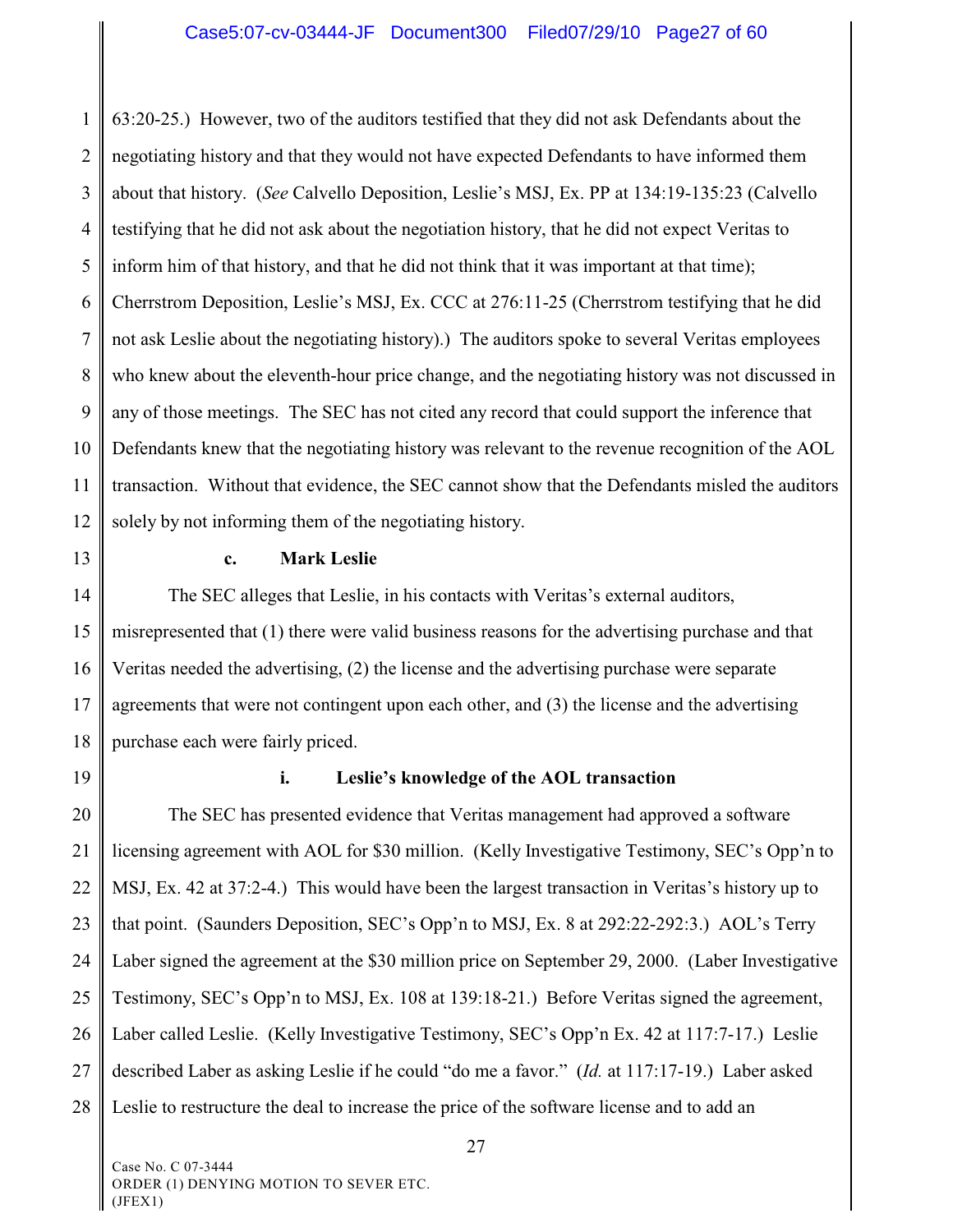63:20-25.) However, two of the auditors testified that they did not ask Defendants about the negotiating history and that they would not have expected Defendants to have informed them about that history. (*See* Calvello Deposition, Leslie's MSJ, Ex. PP at 134:19-135:23 (Calvello testifying that he did not ask about the negotiation history, that he did not expect Veritas to inform him of that history, and that he did not think that it was important at that time); Cherrstrom Deposition, Leslie's MSJ, Ex. CCC at 276:11-25 (Cherrstrom testifying that he did not ask Leslie about the negotiating history).) The auditors spoke to several Veritas employees who knew about the eleventh-hour price change, and the negotiating history was not discussed in any of those meetings. The SEC has not cited any record that could support the inference that Defendants knew that the negotiating history was relevant to the revenue recognition of the AOL transaction. Without that evidence, the SEC cannot show that the Defendants misled the auditors solely by not informing them of the negotiating history.

**c. Mark Leslie**

The SEC alleges that Leslie, in his contacts with Veritas's external auditors, misrepresented that (1) there were valid business reasons for the advertising purchase and that Veritas needed the advertising, (2) the license and the advertising purchase were separate agreements that were not contingent upon each other, and (3) the license and the advertising purchase each were fairly priced.

**i. Leslie's knowledge of the AOL transaction**

The SEC has presented evidence that Veritas management had approved a software licensing agreement with AOL for $30 million. (Kelly Investigative Testimony, SEC's Opp'n to MSJ, Ex. 42 at 37:2-4.) This would have been the largest transaction in Veritas's history up to that point. (Saunders Deposition, SEC's Opp'n to MSJ, Ex. 8 at 292:22-292:3.) AOL's Terry Laber signed the agreement at the $30 million price on September 29, 2000. (Laber Investigative Testimony, SEC's Opp'n to MSJ, Ex. 108 at 139:18-21.) Before Veritas signed the agreement, Laber called Leslie. (Kelly Investigative Testimony, SEC's Opp'n Ex. 42 at 117:7-17.) Leslie described Laber as asking Leslie if he could "do me a favor." (*Id.* at 117:17-19.) Laber asked Leslie to restructure the deal to increase the price of the software license and to add an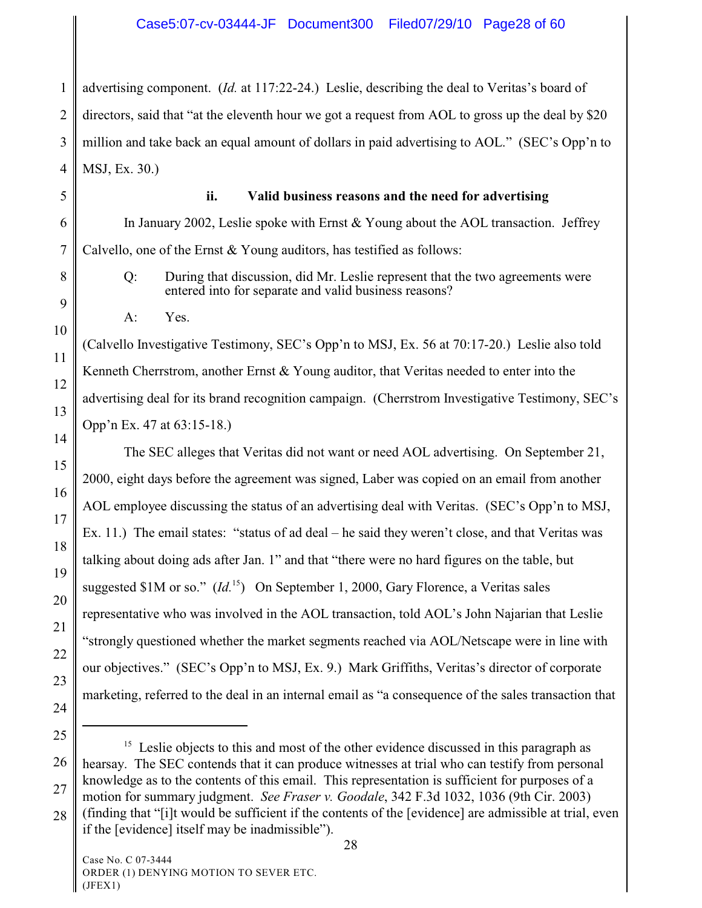advertising component. (*Id.* at 117:22-24.) Leslie, describing the deal to Veritas's board of directors, said that "at the eleventh hour we got a request from AOL to gross up the deal by $20 million and take back an equal amount of dollars in paid advertising to AOL." (SEC's Opp'n to MSJ, Ex. 30.)

**ii. Valid business reasons and the need for advertising**

In January 2002, Leslie spoke with Ernst & Young about the AOL transaction. Jeffrey Calvello, one of the Ernst & Young auditors, has testified as follows:

> Q: During that discussion, did Mr. Leslie represent that the two agreements were entered into for separate and valid business reasons?
>
> A: Yes.

(Calvello Investigative Testimony, SEC's Opp'n to MSJ, Ex. 56 at 70:17-20.) Leslie also told Kenneth Cherrstrom, another Ernst & Young auditor, that Veritas needed to enter into the advertising deal for its brand recognition campaign. (Cherrstrom Investigative Testimony, SEC's Opp'n Ex. 47 at 63:15-18.)

The SEC alleges that Veritas did not want or need AOL advertising. On September 21, 2000, eight days before the agreement was signed, Laber was copied on an email from another AOL employee discussing the status of an advertising deal with Veritas. (SEC's Opp'n to MSJ, Ex. 11.) The email states: "status of ad deal – he said they weren't close, and that Veritas was talking about doing ads after Jan. 1" and that "there were no hard figures on the table, but suggested $1M or so." (*Id.*[15]) On September 1, 2000, Gary Florence, a Veritas sales representative who was involved in the AOL transaction, told AOL's John Najarian that Leslie "strongly questioned whether the market segments reached via AOL/Netscape were in line with our objectives." (SEC's Opp'n to MSJ, Ex. 9.) Mark Griffiths, Veritas's director of corporate marketing, referred to the deal in an internal email as "a consequence of the sales transaction that

---

[15] Leslie objects to this and most of the other evidence discussed in this paragraph as hearsay. The SEC contends that it can produce witnesses at trial who can testify from personal knowledge as to the contents of this email. This representation is sufficient for purposes of a motion for summary judgment. *See Fraser v. Goodale*, 342 F.3d 1032, 1036 (9th Cir. 2003) (finding that "[i]t would be sufficient if the contents of the [evidence] are admissible at trial, even if the [evidence] itself may be inadmissible").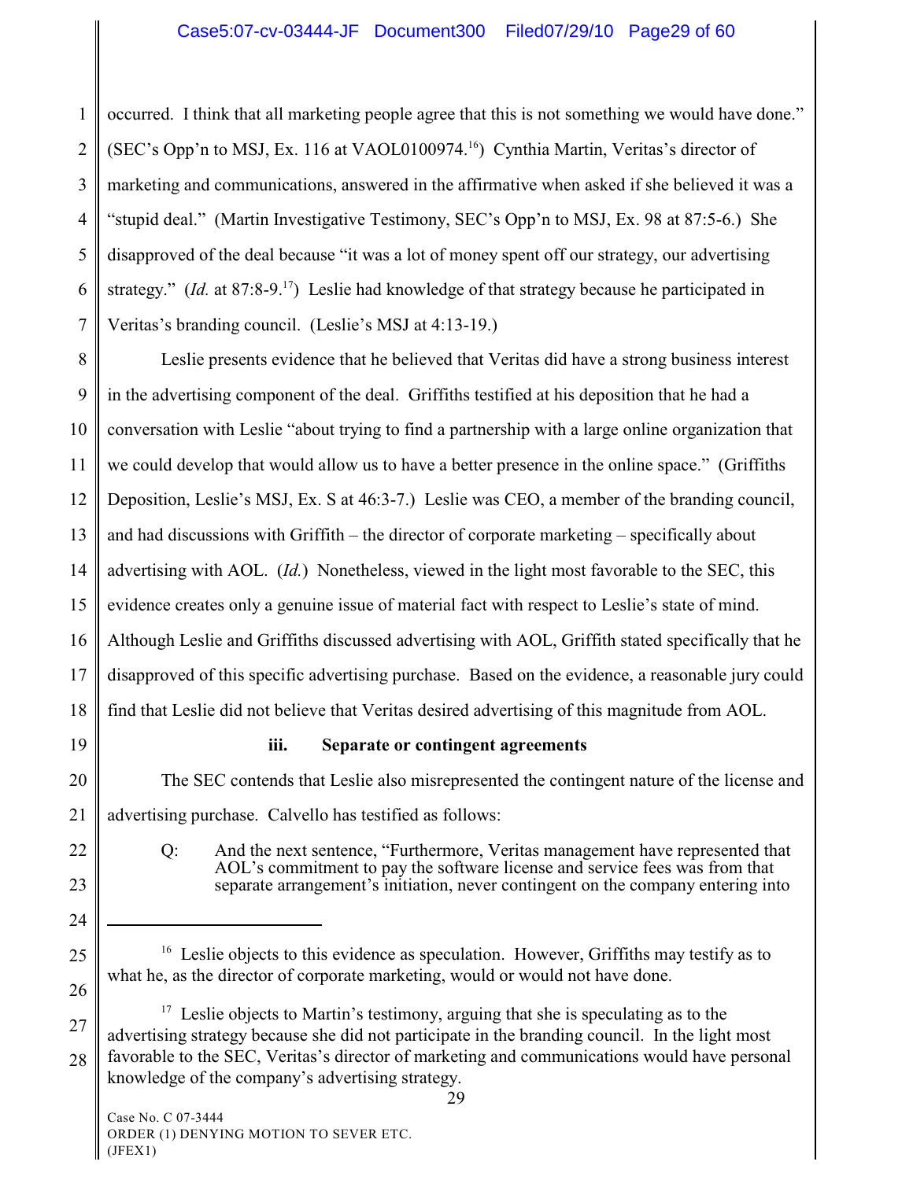occurred. I think that all marketing people agree that this is not something we would have done." (SEC's Opp'n to MSJ, Ex. 116 at VAOL0100974.[16]) Cynthia Martin, Veritas's director of marketing and communications, answered in the affirmative when asked if she believed it was a "stupid deal." (Martin Investigative Testimony, SEC's Opp'n to MSJ, Ex. 98 at 87:5-6.) She disapproved of the deal because "it was a lot of money spent off our strategy, our advertising strategy." (*Id.* at 87:8-9.[17]) Leslie had knowledge of that strategy because he participated in Veritas's branding council. (Leslie's MSJ at 4:13-19.)

Leslie presents evidence that he believed that Veritas did have a strong business interest in the advertising component of the deal. Griffiths testified at his deposition that he had a conversation with Leslie "about trying to find a partnership with a large online organization that we could develop that would allow us to have a better presence in the online space." (Griffiths Deposition, Leslie's MSJ, Ex. S at 46:3-7.) Leslie was CEO, a member of the branding council, and had discussions with Griffith – the director of corporate marketing – specifically about advertising with AOL. (*Id.*) Nonetheless, viewed in the light most favorable to the SEC, this evidence creates only a genuine issue of material fact with respect to Leslie's state of mind. Although Leslie and Griffiths discussed advertising with AOL, Griffith stated specifically that he disapproved of this specific advertising purchase. Based on the evidence, a reasonable jury could find that Leslie did not believe that Veritas desired advertising of this magnitude from AOL.

### iii. Separate or contingent agreements

The SEC contends that Leslie also misrepresented the contingent nature of the license and advertising purchase. Calvello has testified as follows:

> Q: And the next sentence, "Furthermore, Veritas management have represented that AOL's commitment to pay the software license and service fees was from that separate arrangement's initiation, never contingent on the company entering into

---

[16] Leslie objects to this evidence as speculation. However, Griffiths may testify as to what he, as the director of corporate marketing, would or would not have done.

[17] Leslie objects to Martin's testimony, arguing that she is speculating as to the advertising strategy because she did not participate in the branding council. In the light most favorable to the SEC, Veritas's director of marketing and communications would have personal knowledge of the company's advertising strategy.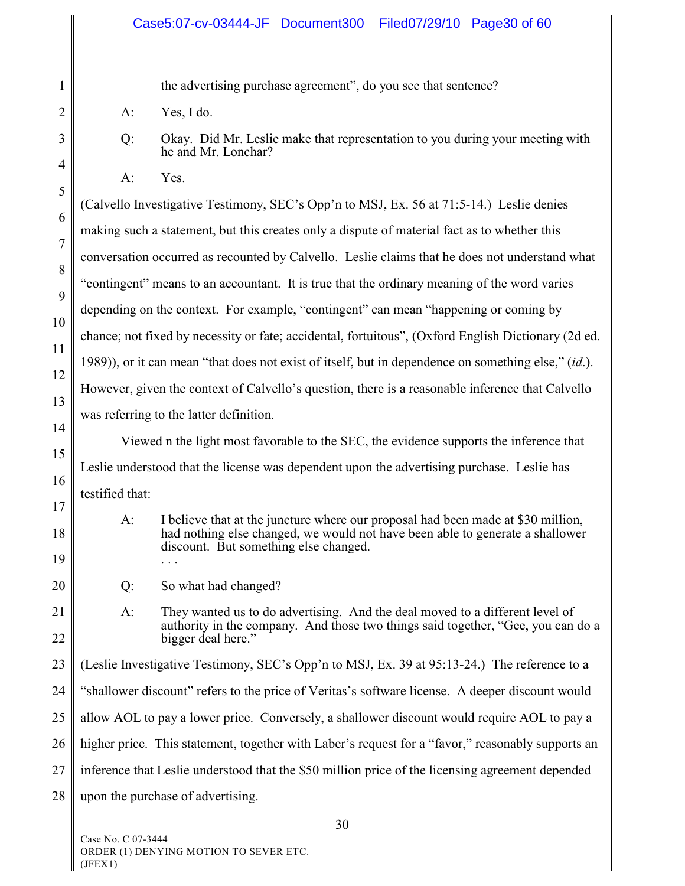> the advertising purchase agreement", do you see that sentence?
>
> A: Yes, I do.
>
> Q: Okay. Did Mr. Leslie make that representation to you during your meeting with he and Mr. Lonchar?
>
> A: Yes.

(Calvello Investigative Testimony, SEC's Opp'n to MSJ, Ex. 56 at 71:5-14.) Leslie denies making such a statement, but this creates only a dispute of material fact as to whether this conversation occurred as recounted by Calvello. Leslie claims that he does not understand what "contingent" means to an accountant. It is true that the ordinary meaning of the word varies depending on the context. For example, "contingent" can mean "happening or coming by chance; not fixed by necessity or fate; accidental, fortuitous", (Oxford English Dictionary (2d ed. 1989)), or it can mean "that does not exist of itself, but in dependence on something else," (*id.*). However, given the context of Calvello's question, there is a reasonable inference that Calvello was referring to the latter definition.

Viewed n the light most favorable to the SEC, the evidence supports the inference that Leslie understood that the license was dependent upon the advertising purchase. Leslie has testified that:

> A: I believe that at the juncture where our proposal had been made at $30 million, had nothing else changed, we would not have been able to generate a shallower discount. But something else changed.
>
> . . .
>
> Q: So what had changed?
>
> A: They wanted us to do advertising. And the deal moved to a different level of authority in the company. And those two things said together, "Gee, you can do a bigger deal here."

(Leslie Investigative Testimony, SEC's Opp'n to MSJ, Ex. 39 at 95:13-24.) The reference to a "shallower discount" refers to the price of Veritas's software license. A deeper discount would allow AOL to pay a lower price. Conversely, a shallower discount would require AOL to pay a higher price. This statement, together with Laber's request for a "favor," reasonably supports an inference that Leslie understood that the $50 million price of the licensing agreement depended upon the purchase of advertising.

Case No. C 07-3444
ORDER (1) DENYING MOTION TO SEVER ETC.
(JFEX1)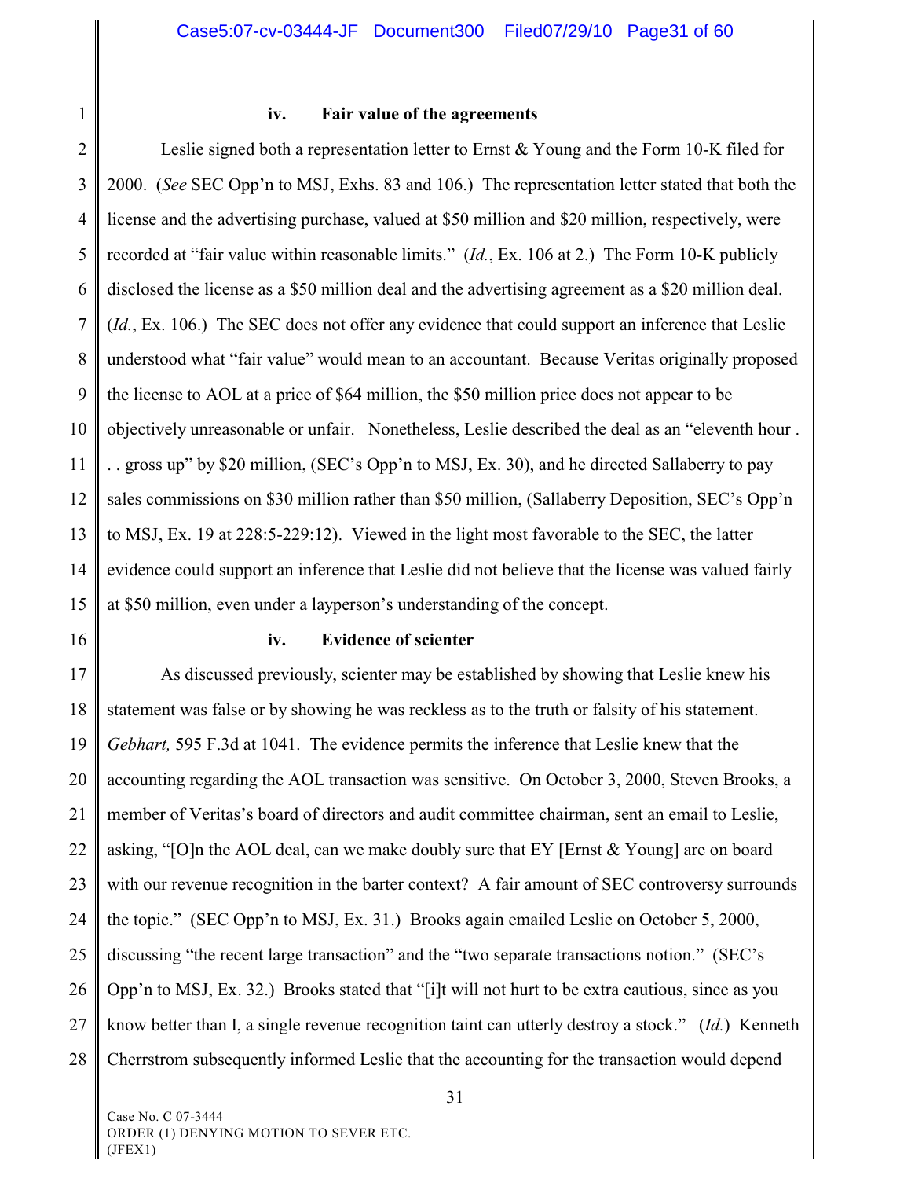#### iv. Fair value of the agreements

Leslie signed both a representation letter to Ernst & Young and the Form 10-K filed for 2000. (*See* SEC Opp'n to MSJ, Exhs. 83 and 106.) The representation letter stated that both the license and the advertising purchase, valued at $50 million and $20 million, respectively, were recorded at "fair value within reasonable limits." (*Id.*, Ex. 106 at 2.) The Form 10-K publicly disclosed the license as a $50 million deal and the advertising agreement as a $20 million deal. (*Id.*, Ex. 106.) The SEC does not offer any evidence that could support an inference that Leslie understood what "fair value" would mean to an accountant. Because Veritas originally proposed the license to AOL at a price of $64 million, the $50 million price does not appear to be objectively unreasonable or unfair. Nonetheless, Leslie described the deal as an "eleventh hour . . . gross up" by $20 million, (SEC's Opp'n to MSJ, Ex. 30), and he directed Sallaberry to pay sales commissions on $30 million rather than $50 million, (Sallaberry Deposition, SEC's Opp'n to MSJ, Ex. 19 at 228:5-229:12). Viewed in the light most favorable to the SEC, the latter evidence could support an inference that Leslie did not believe that the license was valued fairly at $50 million, even under a layperson's understanding of the concept.

#### iv. Evidence of scienter

As discussed previously, scienter may be established by showing that Leslie knew his statement was false or by showing he was reckless as to the truth or falsity of his statement. *Gebhart,* 595 F.3d at 1041. The evidence permits the inference that Leslie knew that the accounting regarding the AOL transaction was sensitive. On October 3, 2000, Steven Brooks, a member of Veritas's board of directors and audit committee chairman, sent an email to Leslie, asking, "[O]n the AOL deal, can we make doubly sure that EY [Ernst & Young] are on board with our revenue recognition in the barter context? A fair amount of SEC controversy surrounds the topic." (SEC Opp'n to MSJ, Ex. 31.) Brooks again emailed Leslie on October 5, 2000, discussing "the recent large transaction" and the "two separate transactions notion." (SEC's Opp'n to MSJ, Ex. 32.) Brooks stated that "[i]t will not hurt to be extra cautious, since as you know better than I, a single revenue recognition taint can utterly destroy a stock." (*Id.*) Kenneth Cherrstrom subsequently informed Leslie that the accounting for the transaction would depend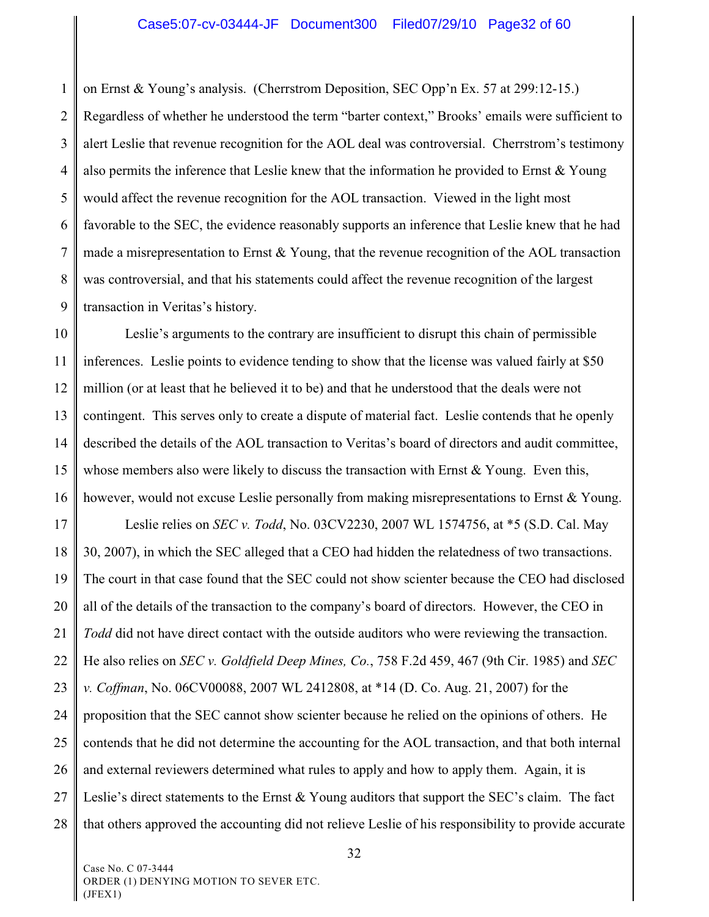on Ernst & Young's analysis. (Cherrstrom Deposition, SEC Opp'n Ex. 57 at 299:12-15.) Regardless of whether he understood the term "barter context," Brooks' emails were sufficient to alert Leslie that revenue recognition for the AOL deal was controversial. Cherrstrom's testimony also permits the inference that Leslie knew that the information he provided to Ernst & Young would affect the revenue recognition for the AOL transaction. Viewed in the light most favorable to the SEC, the evidence reasonably supports an inference that Leslie knew that he had made a misrepresentation to Ernst & Young, that the revenue recognition of the AOL transaction was controversial, and that his statements could affect the revenue recognition of the largest transaction in Veritas's history.

Leslie's arguments to the contrary are insufficient to disrupt this chain of permissible inferences. Leslie points to evidence tending to show that the license was valued fairly at $50 million (or at least that he believed it to be) and that he understood that the deals were not contingent. This serves only to create a dispute of material fact. Leslie contends that he openly described the details of the AOL transaction to Veritas's board of directors and audit committee, whose members also were likely to discuss the transaction with Ernst & Young. Even this, however, would not excuse Leslie personally from making misrepresentations to Ernst & Young.

Leslie relies on *SEC v. Todd*, No. 03CV2230, 2007 WL 1574756, at *5 (S.D. Cal. May 30, 2007), in which the SEC alleged that a CEO had hidden the relatedness of two transactions. The court in that case found that the SEC could not show scienter because the CEO had disclosed all of the details of the transaction to the company's board of directors. However, the CEO in *Todd* did not have direct contact with the outside auditors who were reviewing the transaction. He also relies on *SEC v. Goldfield Deep Mines, Co.*, 758 F.2d 459, 467 (9th Cir. 1985) and *SEC v. Coffman*, No. 06CV00088, 2007 WL 2412808, at *14 (D. Co. Aug. 21, 2007) for the proposition that the SEC cannot show scienter because he relied on the opinions of others. He contends that he did not determine the accounting for the AOL transaction, and that both internal and external reviewers determined what rules to apply and how to apply them. Again, it is Leslie's direct statements to the Ernst & Young auditors that support the SEC's claim. The fact that others approved the accounting did not relieve Leslie of his responsibility to provide accurate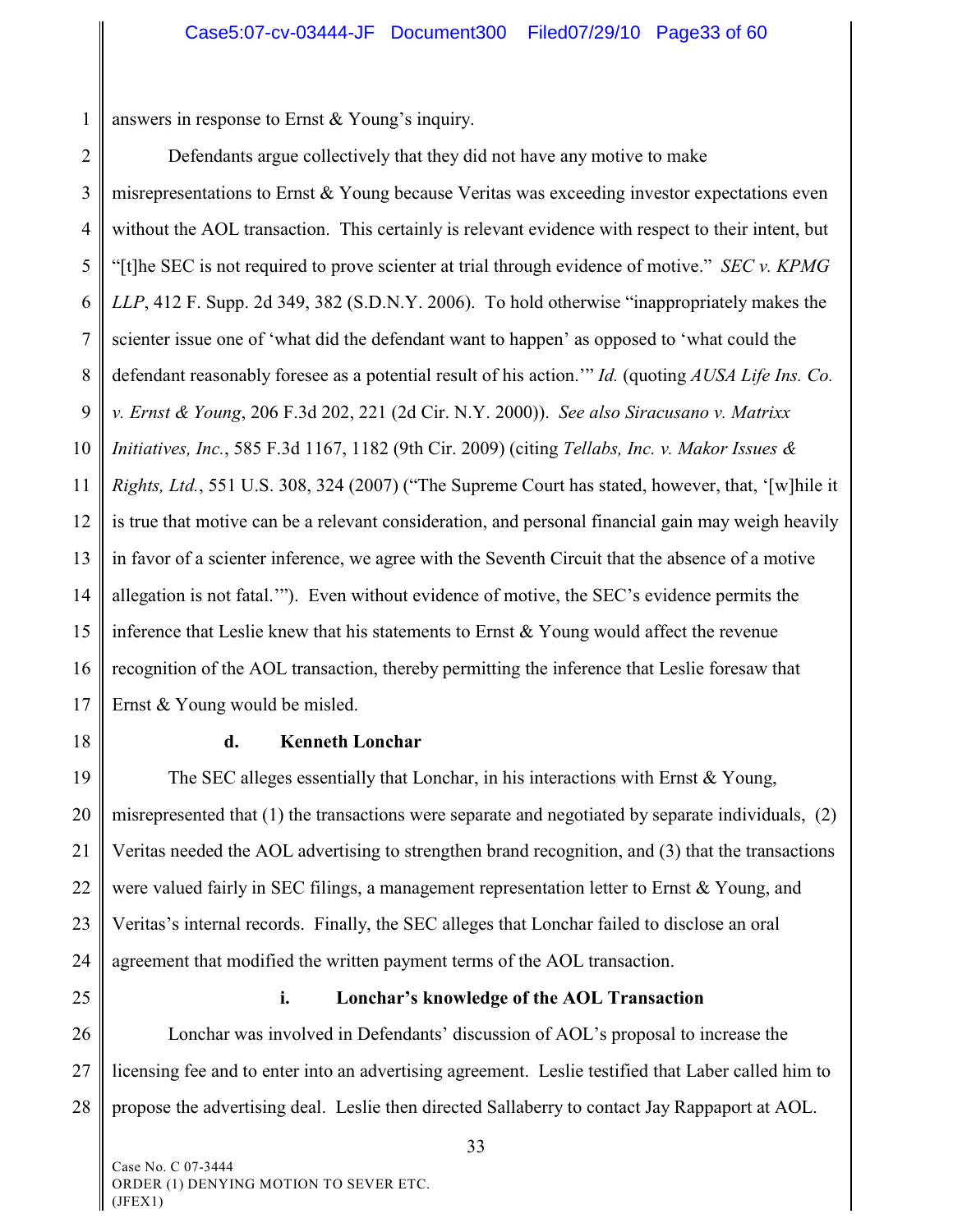answers in response to Ernst & Young's inquiry.

Defendants argue collectively that they did not have any motive to make misrepresentations to Ernst & Young because Veritas was exceeding investor expectations even without the AOL transaction. This certainly is relevant evidence with respect to their intent, but "[t]he SEC is not required to prove scienter at trial through evidence of motive." *SEC v. KPMG LLP*, 412 F. Supp. 2d 349, 382 (S.D.N.Y. 2006). To hold otherwise "inappropriately makes the scienter issue one of 'what did the defendant want to happen' as opposed to 'what could the defendant reasonably foresee as a potential result of his action.'" *Id.* (quoting *AUSA Life Ins. Co. v. Ernst & Young*, 206 F.3d 202, 221 (2d Cir. N.Y. 2000)). *See also Siracusano v. Matrixx Initiatives, Inc.*, 585 F.3d 1167, 1182 (9th Cir. 2009) (citing *Tellabs, Inc. v. Makor Issues & Rights, Ltd.*, 551 U.S. 308, 324 (2007) ("The Supreme Court has stated, however, that, '[w]hile it is true that motive can be a relevant consideration, and personal financial gain may weigh heavily in favor of a scienter inference, we agree with the Seventh Circuit that the absence of a motive allegation is not fatal.'"). Even without evidence of motive, the SEC's evidence permits the inference that Leslie knew that his statements to Ernst & Young would affect the revenue recognition of the AOL transaction, thereby permitting the inference that Leslie foresaw that Ernst & Young would be misled.

#### d. Kenneth Lonchar

The SEC alleges essentially that Lonchar, in his interactions with Ernst & Young, misrepresented that (1) the transactions were separate and negotiated by separate individuals, (2) Veritas needed the AOL advertising to strengthen brand recognition, and (3) that the transactions were valued fairly in SEC filings, a management representation letter to Ernst & Young, and Veritas's internal records. Finally, the SEC alleges that Lonchar failed to disclose an oral agreement that modified the written payment terms of the AOL transaction.

##### i. Lonchar's knowledge of the AOL Transaction

Lonchar was involved in Defendants' discussion of AOL's proposal to increase the licensing fee and to enter into an advertising agreement. Leslie testified that Laber called him to propose the advertising deal. Leslie then directed Sallaberry to contact Jay Rappaport at AOL.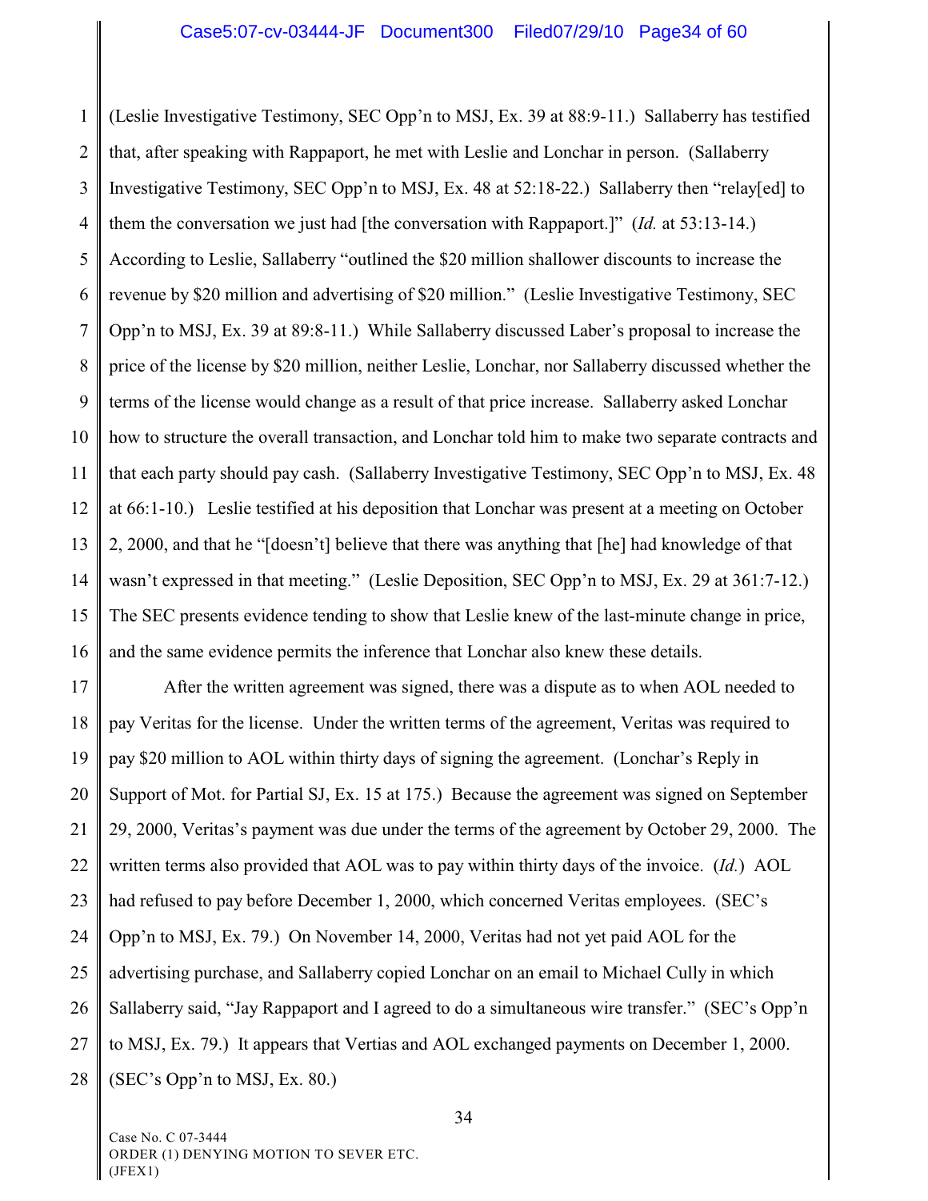(Leslie Investigative Testimony, SEC Opp'n to MSJ, Ex. 39 at 88:9-11.) Sallaberry has testified that, after speaking with Rappaport, he met with Leslie and Lonchar in person. (Sallaberry Investigative Testimony, SEC Opp'n to MSJ, Ex. 48 at 52:18-22.) Sallaberry then "relay[ed] to them the conversation we just had [the conversation with Rappaport.]" (*Id.* at 53:13-14.) According to Leslie, Sallaberry "outlined the $20 million shallower discounts to increase the revenue by $20 million and advertising of $20 million." (Leslie Investigative Testimony, SEC Opp'n to MSJ, Ex. 39 at 89:8-11.) While Sallaberry discussed Laber's proposal to increase the price of the license by $20 million, neither Leslie, Lonchar, nor Sallaberry discussed whether the terms of the license would change as a result of that price increase. Sallaberry asked Lonchar how to structure the overall transaction, and Lonchar told him to make two separate contracts and that each party should pay cash. (Sallaberry Investigative Testimony, SEC Opp'n to MSJ, Ex. 48 at 66:1-10.) Leslie testified at his deposition that Lonchar was present at a meeting on October 2, 2000, and that he "[doesn't] believe that there was anything that [he] had knowledge of that wasn't expressed in that meeting." (Leslie Deposition, SEC Opp'n to MSJ, Ex. 29 at 361:7-12.) The SEC presents evidence tending to show that Leslie knew of the last-minute change in price, and the same evidence permits the inference that Lonchar also knew these details.

After the written agreement was signed, there was a dispute as to when AOL needed to pay Veritas for the license. Under the written terms of the agreement, Veritas was required to pay $20 million to AOL within thirty days of signing the agreement. (Lonchar's Reply in Support of Mot. for Partial SJ, Ex. 15 at 175.) Because the agreement was signed on September 29, 2000, Veritas's payment was due under the terms of the agreement by October 29, 2000. The written terms also provided that AOL was to pay within thirty days of the invoice. (*Id.*) AOL had refused to pay before December 1, 2000, which concerned Veritas employees. (SEC's Opp'n to MSJ, Ex. 79.) On November 14, 2000, Veritas had not yet paid AOL for the advertising purchase, and Sallaberry copied Lonchar on an email to Michael Cully in which Sallaberry said, "Jay Rappaport and I agreed to do a simultaneous wire transfer." (SEC's Opp'n to MSJ, Ex. 79.) It appears that Vertias and AOL exchanged payments on December 1, 2000. (SEC's Opp'n to MSJ, Ex. 80.)

Case No. C 07-3444
ORDER (1) DENYING MOTION TO SEVER ETC.
(JFEX1)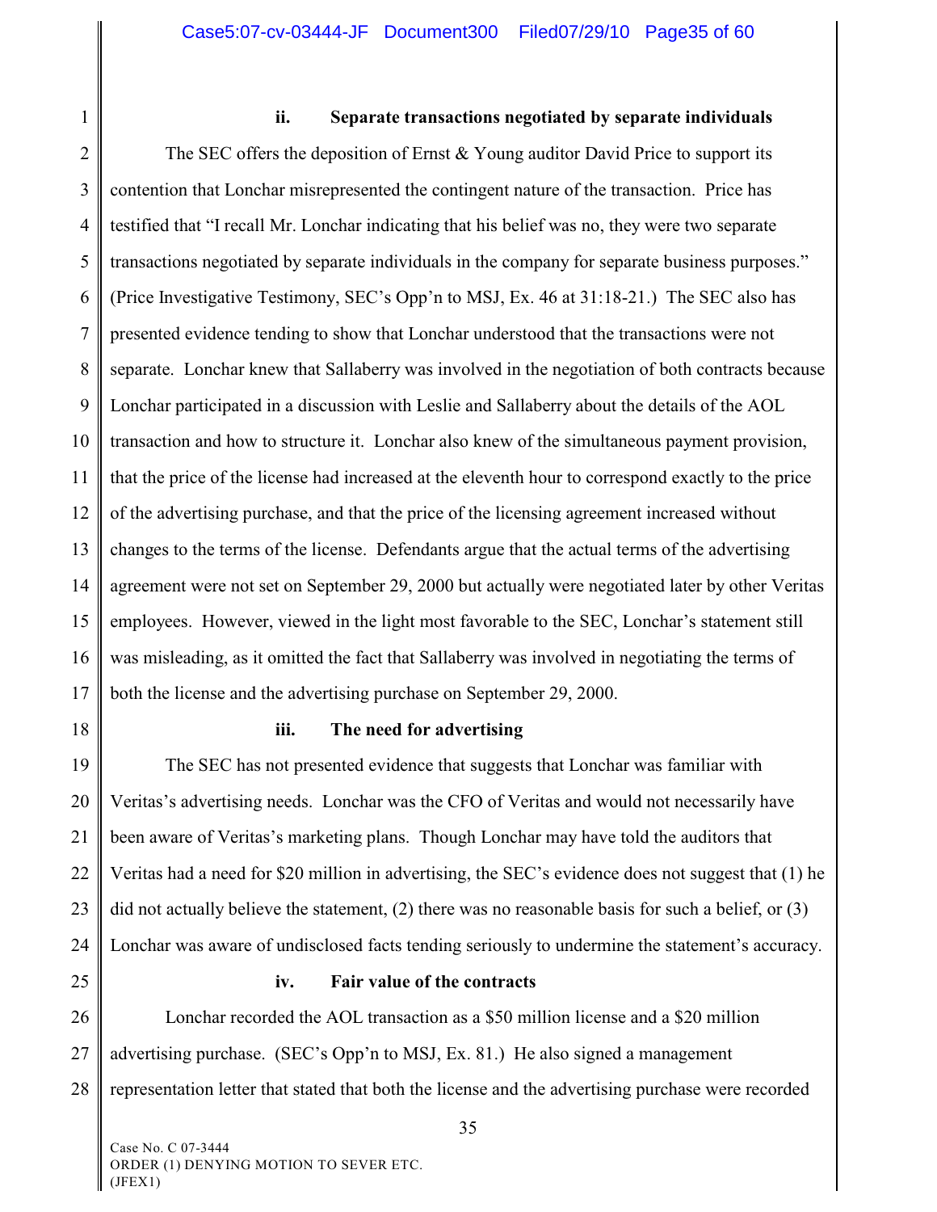### ii. Separate transactions negotiated by separate individuals

The SEC offers the deposition of Ernst & Young auditor David Price to support its contention that Lonchar misrepresented the contingent nature of the transaction. Price has testified that "I recall Mr. Lonchar indicating that his belief was no, they were two separate transactions negotiated by separate individuals in the company for separate business purposes." (Price Investigative Testimony, SEC's Opp'n to MSJ, Ex. 46 at 31:18-21.) The SEC also has presented evidence tending to show that Lonchar understood that the transactions were not separate. Lonchar knew that Sallaberry was involved in the negotiation of both contracts because Lonchar participated in a discussion with Leslie and Sallaberry about the details of the AOL transaction and how to structure it. Lonchar also knew of the simultaneous payment provision, that the price of the license had increased at the eleventh hour to correspond exactly to the price of the advertising purchase, and that the price of the licensing agreement increased without changes to the terms of the license. Defendants argue that the actual terms of the advertising agreement were not set on September 29, 2000 but actually were negotiated later by other Veritas employees. However, viewed in the light most favorable to the SEC, Lonchar's statement still was misleading, as it omitted the fact that Sallaberry was involved in negotiating the terms of both the license and the advertising purchase on September 29, 2000.

### iii. The need for advertising

The SEC has not presented evidence that suggests that Lonchar was familiar with Veritas's advertising needs. Lonchar was the CFO of Veritas and would not necessarily have been aware of Veritas's marketing plans. Though Lonchar may have told the auditors that Veritas had a need for $20 million in advertising, the SEC's evidence does not suggest that (1) he did not actually believe the statement, (2) there was no reasonable basis for such a belief, or (3) Lonchar was aware of undisclosed facts tending seriously to undermine the statement's accuracy.

### iv. Fair value of the contracts

Lonchar recorded the AOL transaction as a $50 million license and a $20 million advertising purchase. (SEC's Opp'n to MSJ, Ex. 81.) He also signed a management representation letter that stated that both the license and the advertising purchase were recorded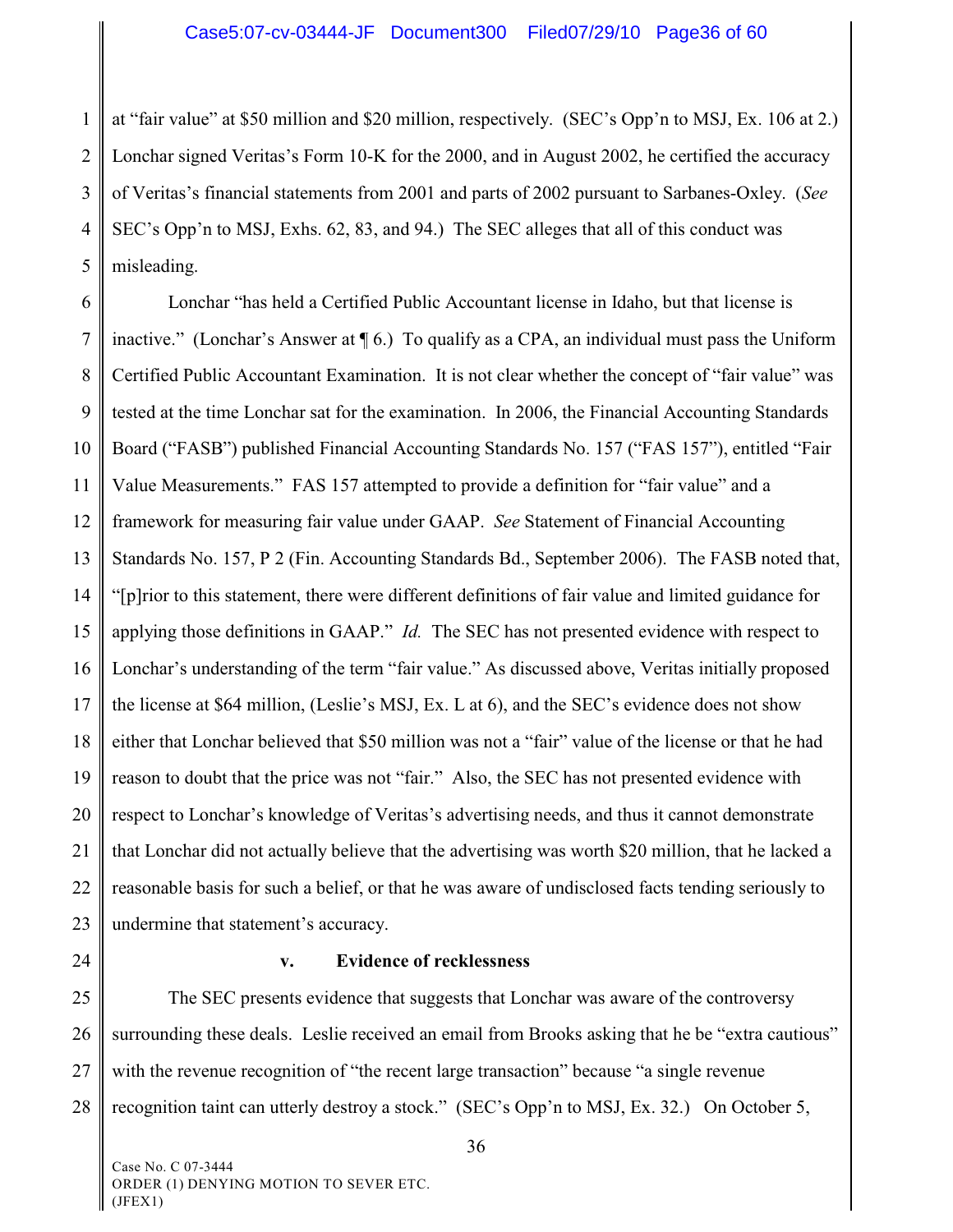at "fair value" at $50 million and $20 million, respectively. (SEC's Opp'n to MSJ, Ex. 106 at 2.) Lonchar signed Veritas's Form 10-K for the 2000, and in August 2002, he certified the accuracy of Veritas's financial statements from 2001 and parts of 2002 pursuant to Sarbanes-Oxley. (*See* SEC's Opp'n to MSJ, Exhs. 62, 83, and 94.) The SEC alleges that all of this conduct was misleading.

Lonchar "has held a Certified Public Accountant license in Idaho, but that license is inactive." (Lonchar's Answer at ¶ 6.) To qualify as a CPA, an individual must pass the Uniform Certified Public Accountant Examination. It is not clear whether the concept of "fair value" was tested at the time Lonchar sat for the examination. In 2006, the Financial Accounting Standards Board ("FASB") published Financial Accounting Standards No. 157 ("FAS 157"), entitled "Fair Value Measurements." FAS 157 attempted to provide a definition for "fair value" and a framework for measuring fair value under GAAP. *See* Statement of Financial Accounting Standards No. 157, P 2 (Fin. Accounting Standards Bd., September 2006). The FASB noted that, "[p]rior to this statement, there were different definitions of fair value and limited guidance for applying those definitions in GAAP." *Id.* The SEC has not presented evidence with respect to Lonchar's understanding of the term "fair value." As discussed above, Veritas initially proposed the license at $64 million, (Leslie's MSJ, Ex. L at 6), and the SEC's evidence does not show either that Lonchar believed that $50 million was not a "fair" value of the license or that he had reason to doubt that the price was not "fair." Also, the SEC has not presented evidence with respect to Lonchar's knowledge of Veritas's advertising needs, and thus it cannot demonstrate that Lonchar did not actually believe that the advertising was worth $20 million, that he lacked a reasonable basis for such a belief, or that he was aware of undisclosed facts tending seriously to undermine that statement's accuracy.

**v. Evidence of recklessness**

The SEC presents evidence that suggests that Lonchar was aware of the controversy surrounding these deals. Leslie received an email from Brooks asking that he be "extra cautious" with the revenue recognition of "the recent large transaction" because "a single revenue recognition taint can utterly destroy a stock." (SEC's Opp'n to MSJ, Ex. 32.) On October 5,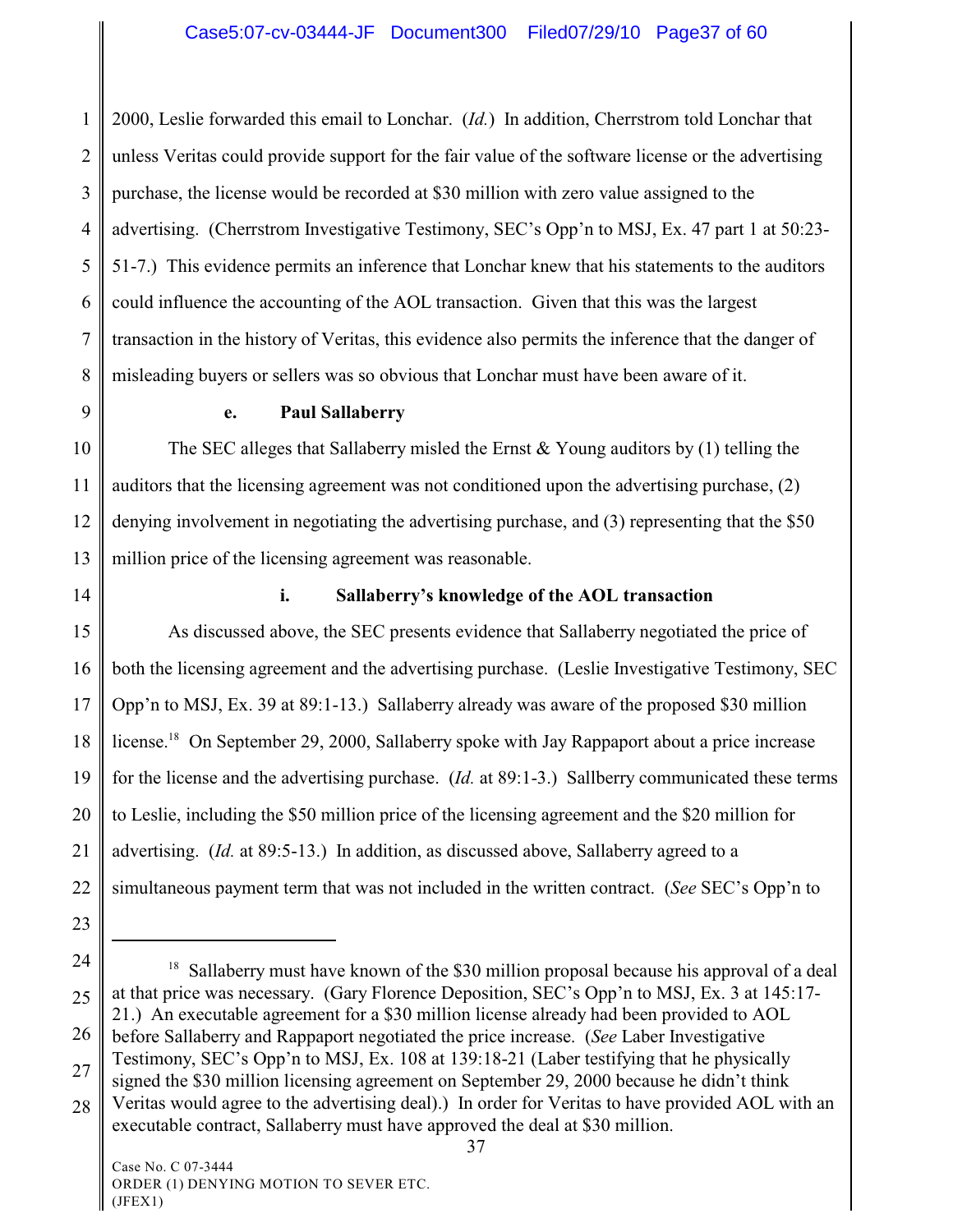2000, Leslie forwarded this email to Lonchar. (*Id.*) In addition, Cherrstrom told Lonchar that unless Veritas could provide support for the fair value of the software license or the advertising purchase, the license would be recorded at $30 million with zero value assigned to the advertising. (Cherrstrom Investigative Testimony, SEC's Opp'n to MSJ, Ex. 47 part 1 at 50:23-51-7.) This evidence permits an inference that Lonchar knew that his statements to the auditors could influence the accounting of the AOL transaction. Given that this was the largest transaction in the history of Veritas, this evidence also permits the inference that the danger of misleading buyers or sellers was so obvious that Lonchar must have been aware of it.

**e. Paul Sallaberry**

The SEC alleges that Sallaberry misled the Ernst & Young auditors by (1) telling the auditors that the licensing agreement was not conditioned upon the advertising purchase, (2) denying involvement in negotiating the advertising purchase, and (3) representing that the $50 million price of the licensing agreement was reasonable.

**i. Sallaberry's knowledge of the AOL transaction**

As discussed above, the SEC presents evidence that Sallaberry negotiated the price of both the licensing agreement and the advertising purchase. (Leslie Investigative Testimony, SEC Opp'n to MSJ, Ex. 39 at 89:1-13.) Sallaberry already was aware of the proposed $30 million license.[18] On September 29, 2000, Sallaberry spoke with Jay Rappaport about a price increase for the license and the advertising purchase. (*Id.* at 89:1-3.) Sallberry communicated these terms to Leslie, including the $50 million price of the licensing agreement and the $20 million for advertising. (*Id.* at 89:5-13.) In addition, as discussed above, Sallaberry agreed to a simultaneous payment term that was not included in the written contract. (*See* SEC's Opp'n to

---

[18] Sallaberry must have known of the $30 million proposal because his approval of a deal at that price was necessary. (Gary Florence Deposition, SEC's Opp'n to MSJ, Ex. 3 at 145:17-21.) An executable agreement for a $30 million license already had been provided to AOL before Sallaberry and Rappaport negotiated the price increase. (*See* Laber Investigative Testimony, SEC's Opp'n to MSJ, Ex. 108 at 139:18-21 (Laber testifying that he physically signed the $30 million licensing agreement on September 29, 2000 because he didn't think Veritas would agree to the advertising deal).) In order for Veritas to have provided AOL with an executable contract, Sallaberry must have approved the deal at $30 million.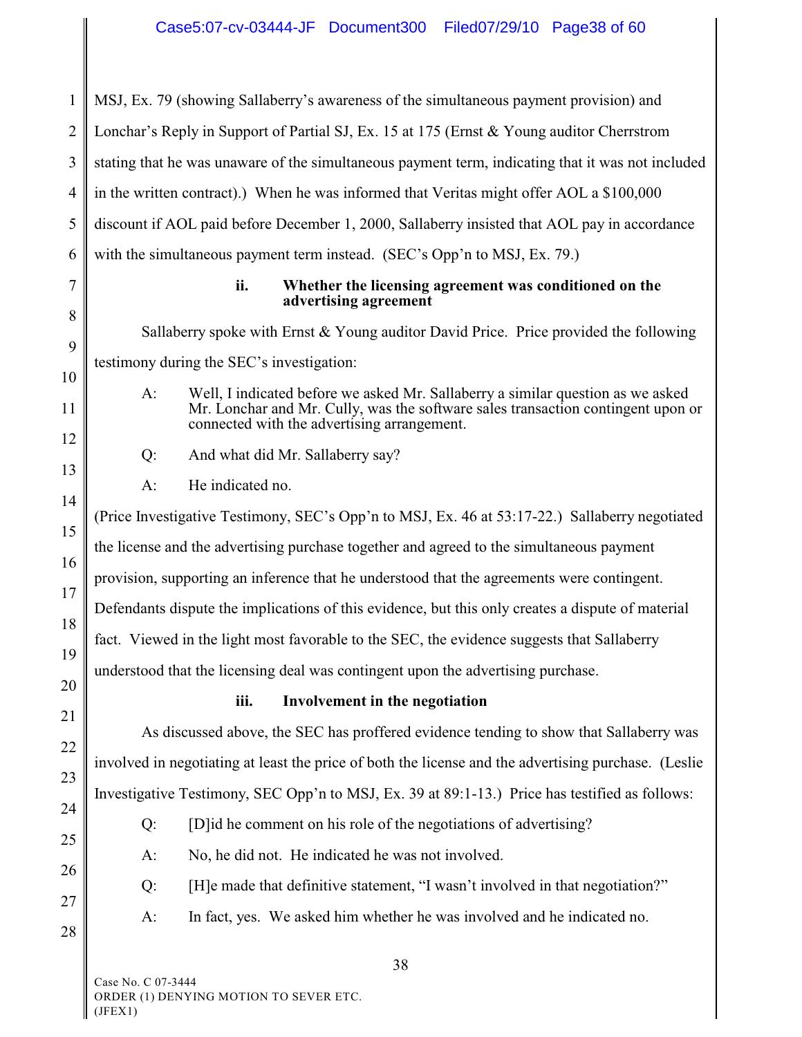MSJ, Ex. 79 (showing Sallaberry's awareness of the simultaneous payment provision) and Lonchar's Reply in Support of Partial SJ, Ex. 15 at 175 (Ernst & Young auditor Cherrstrom stating that he was unaware of the simultaneous payment term, indicating that it was not included in the written contract).) When he was informed that Veritas might offer AOL a $100,000 discount if AOL paid before December 1, 2000, Sallaberry insisted that AOL pay in accordance with the simultaneous payment term instead. (SEC's Opp'n to MSJ, Ex. 79.)

**ii. Whether the licensing agreement was conditioned on the advertising agreement**

Sallaberry spoke with Ernst & Young auditor David Price. Price provided the following testimony during the SEC's investigation:

> A: Well, I indicated before we asked Mr. Sallaberry a similar question as we asked Mr. Lonchar and Mr. Cully, was the software sales transaction contingent upon or connected with the advertising arrangement.
>
> Q: And what did Mr. Sallaberry say?
>
> A: He indicated no.

(Price Investigative Testimony, SEC's Opp'n to MSJ, Ex. 46 at 53:17-22.) Sallaberry negotiated the license and the advertising purchase together and agreed to the simultaneous payment provision, supporting an inference that he understood that the agreements were contingent. Defendants dispute the implications of this evidence, but this only creates a dispute of material fact. Viewed in the light most favorable to the SEC, the evidence suggests that Sallaberry understood that the licensing deal was contingent upon the advertising purchase.

**iii. Involvement in the negotiation**

As discussed above, the SEC has proffered evidence tending to show that Sallaberry was involved in negotiating at least the price of both the license and the advertising purchase. (Leslie Investigative Testimony, SEC Opp'n to MSJ, Ex. 39 at 89:1-13.) Price has testified as follows:

> Q: [D]id he comment on his role of the negotiations of advertising?
>
> A: No, he did not. He indicated he was not involved.
>
> Q: [H]e made that definitive statement, "I wasn't involved in that negotiation?"
>
> A: In fact, yes. We asked him whether he was involved and he indicated no.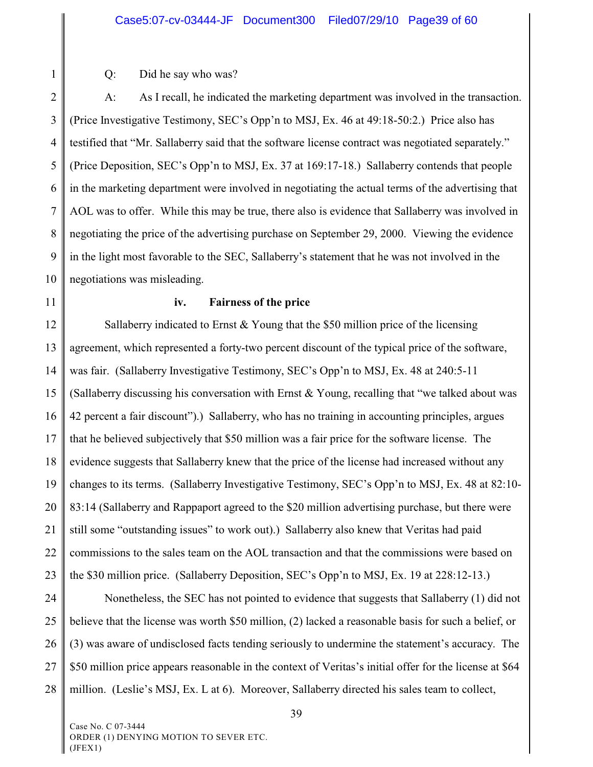Q: Did he say who was?

A: As I recall, he indicated the marketing department was involved in the transaction. (Price Investigative Testimony, SEC's Opp'n to MSJ, Ex. 46 at 49:18-50:2.) Price also has testified that "Mr. Sallaberry said that the software license contract was negotiated separately." (Price Deposition, SEC's Opp'n to MSJ, Ex. 37 at 169:17-18.) Sallaberry contends that people in the marketing department were involved in negotiating the actual terms of the advertising that AOL was to offer. While this may be true, there also is evidence that Sallaberry was involved in negotiating the price of the advertising purchase on September 29, 2000. Viewing the evidence in the light most favorable to the SEC, Sallaberry's statement that he was not involved in the negotiations was misleading.

**iv. Fairness of the price**

Sallaberry indicated to Ernst & Young that the $50 million price of the licensing agreement, which represented a forty-two percent discount of the typical price of the software, was fair. (Sallaberry Investigative Testimony, SEC's Opp'n to MSJ, Ex. 48 at 240:5-11 (Sallaberry discussing his conversation with Ernst & Young, recalling that "we talked about was 42 percent a fair discount").) Sallaberry, who has no training in accounting principles, argues that he believed subjectively that $50 million was a fair price for the software license. The evidence suggests that Sallaberry knew that the price of the license had increased without any changes to its terms. (Sallaberry Investigative Testimony, SEC's Opp'n to MSJ, Ex. 48 at 82:10-83:14 (Sallaberry and Rappaport agreed to the $20 million advertising purchase, but there were still some "outstanding issues" to work out).) Sallaberry also knew that Veritas had paid commissions to the sales team on the AOL transaction and that the commissions were based on the $30 million price. (Sallaberry Deposition, SEC's Opp'n to MSJ, Ex. 19 at 228:12-13.)

Nonetheless, the SEC has not pointed to evidence that suggests that Sallaberry (1) did not believe that the license was worth $50 million, (2) lacked a reasonable basis for such a belief, or (3) was aware of undisclosed facts tending seriously to undermine the statement's accuracy. The $50 million price appears reasonable in the context of Veritas's initial offer for the license at $64 million. (Leslie's MSJ, Ex. L at 6). Moreover, Sallaberry directed his sales team to collect,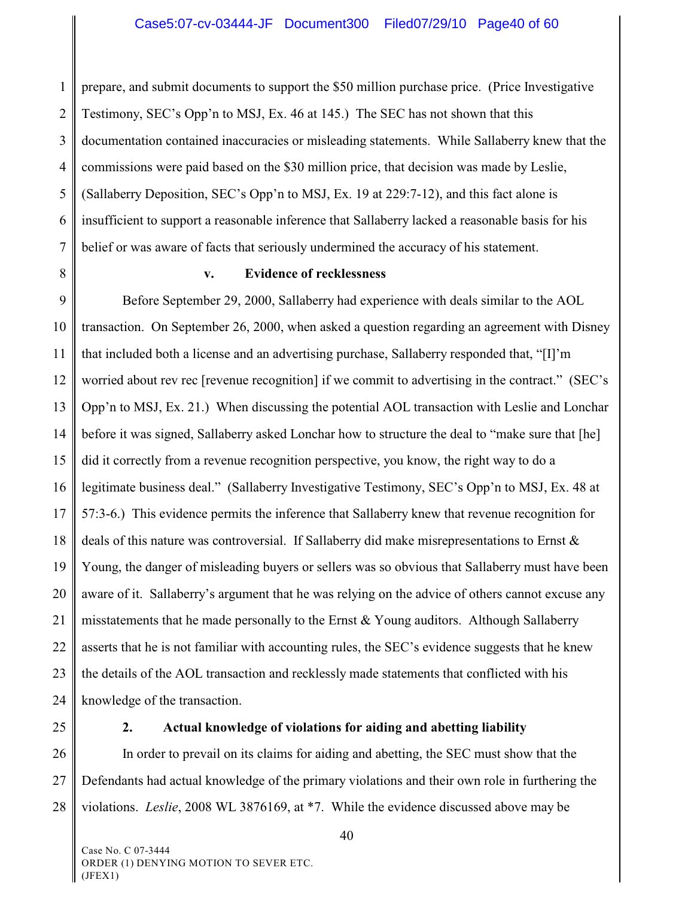prepare, and submit documents to support the $50 million purchase price. (Price Investigative Testimony, SEC's Opp'n to MSJ, Ex. 46 at 145.) The SEC has not shown that this documentation contained inaccuracies or misleading statements. While Sallaberry knew that the commissions were paid based on the $30 million price, that decision was made by Leslie, (Sallaberry Deposition, SEC's Opp'n to MSJ, Ex. 19 at 229:7-12), and this fact alone is insufficient to support a reasonable inference that Sallaberry lacked a reasonable basis for his belief or was aware of facts that seriously undermined the accuracy of his statement.

**v. Evidence of recklessness**

Before September 29, 2000, Sallaberry had experience with deals similar to the AOL transaction. On September 26, 2000, when asked a question regarding an agreement with Disney that included both a license and an advertising purchase, Sallaberry responded that, "[I]'m worried about rev rec [revenue recognition] if we commit to advertising in the contract." (SEC's Opp'n to MSJ, Ex. 21.) When discussing the potential AOL transaction with Leslie and Lonchar before it was signed, Sallaberry asked Lonchar how to structure the deal to "make sure that [he] did it correctly from a revenue recognition perspective, you know, the right way to do a legitimate business deal." (Sallaberry Investigative Testimony, SEC's Opp'n to MSJ, Ex. 48 at 57:3-6.) This evidence permits the inference that Sallaberry knew that revenue recognition for deals of this nature was controversial. If Sallaberry did make misrepresentations to Ernst & Young, the danger of misleading buyers or sellers was so obvious that Sallaberry must have been aware of it. Sallaberry's argument that he was relying on the advice of others cannot excuse any misstatements that he made personally to the Ernst & Young auditors. Although Sallaberry asserts that he is not familiar with accounting rules, the SEC's evidence suggests that he knew the details of the AOL transaction and recklessly made statements that conflicted with his knowledge of the transaction.

**2. Actual knowledge of violations for aiding and abetting liability**

In order to prevail on its claims for aiding and abetting, the SEC must show that the Defendants had actual knowledge of the primary violations and their own role in furthering the violations. *Leslie*, 2008 WL 3876169, at *7. While the evidence discussed above may be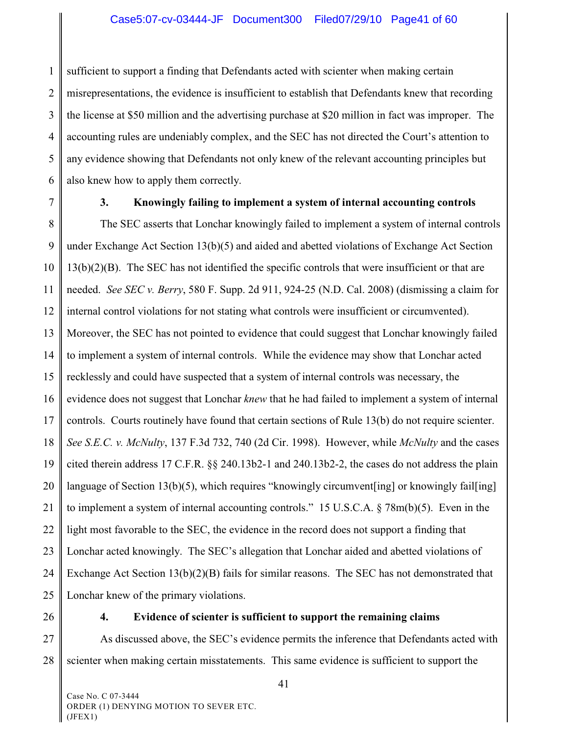sufficient to support a finding that Defendants acted with scienter when making certain misrepresentations, the evidence is insufficient to establish that Defendants knew that recording the license at $50 million and the advertising purchase at $20 million in fact was improper. The accounting rules are undeniably complex, and the SEC has not directed the Court's attention to any evidence showing that Defendants not only knew of the relevant accounting principles but also knew how to apply them correctly.

### 3. Knowingly failing to implement a system of internal accounting controls

The SEC asserts that Lonchar knowingly failed to implement a system of internal controls under Exchange Act Section 13(b)(5) and aided and abetted violations of Exchange Act Section 13(b)(2)(B). The SEC has not identified the specific controls that were insufficient or that are needed. *See SEC v. Berry*, 580 F. Supp. 2d 911, 924-25 (N.D. Cal. 2008) (dismissing a claim for internal control violations for not stating what controls were insufficient or circumvented). Moreover, the SEC has not pointed to evidence that could suggest that Lonchar knowingly failed to implement a system of internal controls. While the evidence may show that Lonchar acted recklessly and could have suspected that a system of internal controls was necessary, the evidence does not suggest that Lonchar *knew* that he had failed to implement a system of internal controls. Courts routinely have found that certain sections of Rule 13(b) do not require scienter. *See S.E.C. v. McNulty*, 137 F.3d 732, 740 (2d Cir. 1998). However, while *McNulty* and the cases cited therein address 17 C.F.R. §§ 240.13b2-1 and 240.13b2-2, the cases do not address the plain language of Section 13(b)(5), which requires "knowingly circumvent[ing] or knowingly fail[ing] to implement a system of internal accounting controls." 15 U.S.C.A. § 78m(b)(5). Even in the light most favorable to the SEC, the evidence in the record does not support a finding that Lonchar acted knowingly. The SEC's allegation that Lonchar aided and abetted violations of Exchange Act Section 13(b)(2)(B) fails for similar reasons. The SEC has not demonstrated that Lonchar knew of the primary violations.

### 4. Evidence of scienter is sufficient to support the remaining claims

As discussed above, the SEC's evidence permits the inference that Defendants acted with scienter when making certain misstatements. This same evidence is sufficient to support the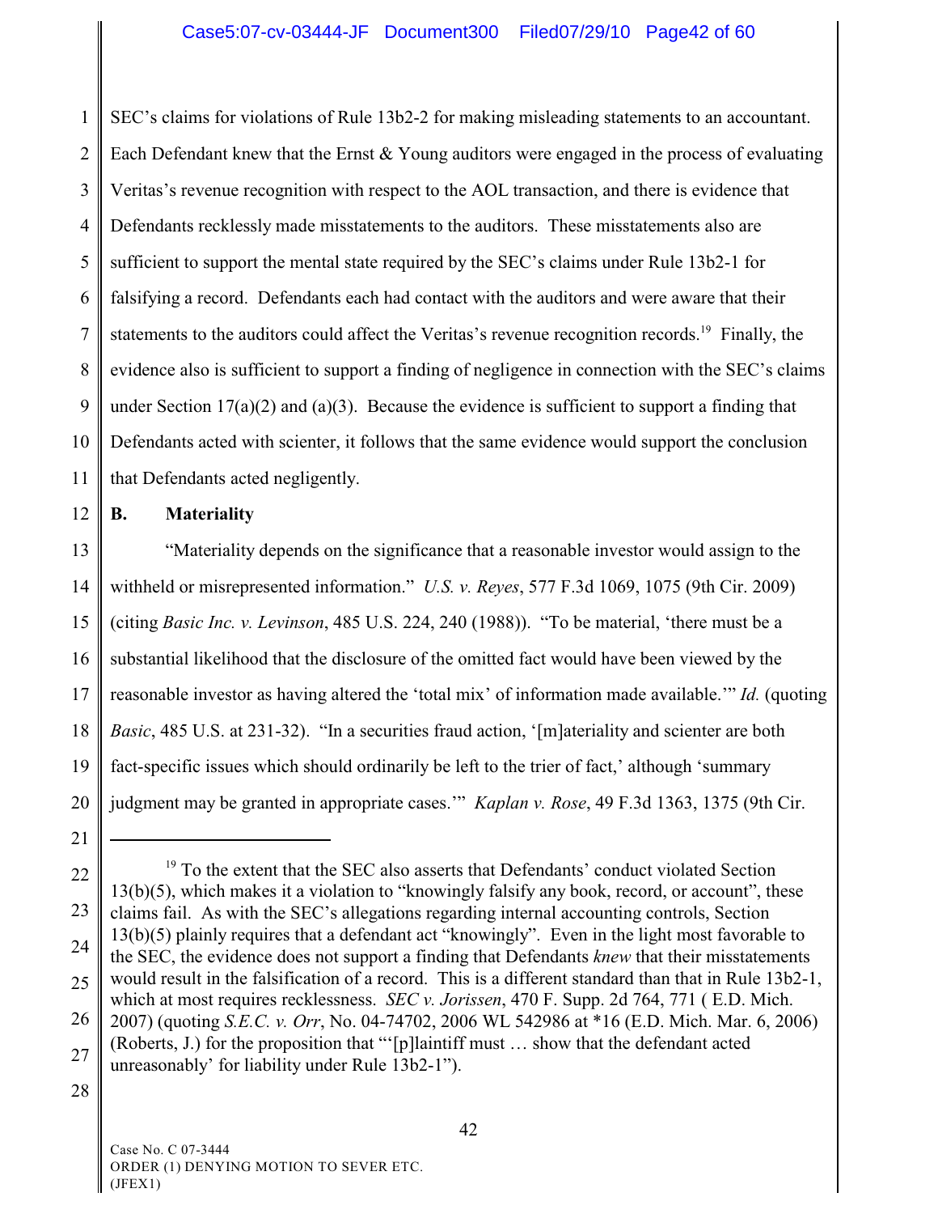SEC's claims for violations of Rule 13b2-2 for making misleading statements to an accountant. Each Defendant knew that the Ernst & Young auditors were engaged in the process of evaluating Veritas's revenue recognition with respect to the AOL transaction, and there is evidence that Defendants recklessly made misstatements to the auditors. These misstatements also are sufficient to support the mental state required by the SEC's claims under Rule 13b2-1 for falsifying a record. Defendants each had contact with the auditors and were aware that their statements to the auditors could affect the Veritas's revenue recognition records.[19] Finally, the evidence also is sufficient to support a finding of negligence in connection with the SEC's claims under Section 17(a)(2) and (a)(3). Because the evidence is sufficient to support a finding that Defendants acted with scienter, it follows that the same evidence would support the conclusion that Defendants acted negligently.

### B. Materiality

"Materiality depends on the significance that a reasonable investor would assign to the withheld or misrepresented information." *U.S. v. Reyes*, 577 F.3d 1069, 1075 (9th Cir. 2009) (citing *Basic Inc. v. Levinson*, 485 U.S. 224, 240 (1988)). "To be material, 'there must be a substantial likelihood that the disclosure of the omitted fact would have been viewed by the reasonable investor as having altered the 'total mix' of information made available.'" *Id.* (quoting *Basic*, 485 U.S. at 231-32). "In a securities fraud action, '[m]ateriality and scienter are both fact-specific issues which should ordinarily be left to the trier of fact,' although 'summary judgment may be granted in appropriate cases.'" *Kaplan v. Rose*, 49 F.3d 1363, 1375 (9th Cir.

---

[19] To the extent that the SEC also asserts that Defendants' conduct violated Section 13(b)(5), which makes it a violation to "knowingly falsify any book, record, or account", these claims fail. As with the SEC's allegations regarding internal accounting controls, Section 13(b)(5) plainly requires that a defendant act "knowingly". Even in the light most favorable to the SEC, the evidence does not support a finding that Defendants *knew* that their misstatements would result in the falsification of a record. This is a different standard than that in Rule 13b2-1, which at most requires recklessness. *SEC v. Jorissen*, 470 F. Supp. 2d 764, 771 ( E.D. Mich. 2007) (quoting *S.E.C. v. Orr*, No. 04-74702, 2006 WL 542986 at *16 (E.D. Mich. Mar. 6, 2006) (Roberts, J.) for the proposition that "'[p]laintiff must … show that the defendant acted unreasonably' for liability under Rule 13b2-1").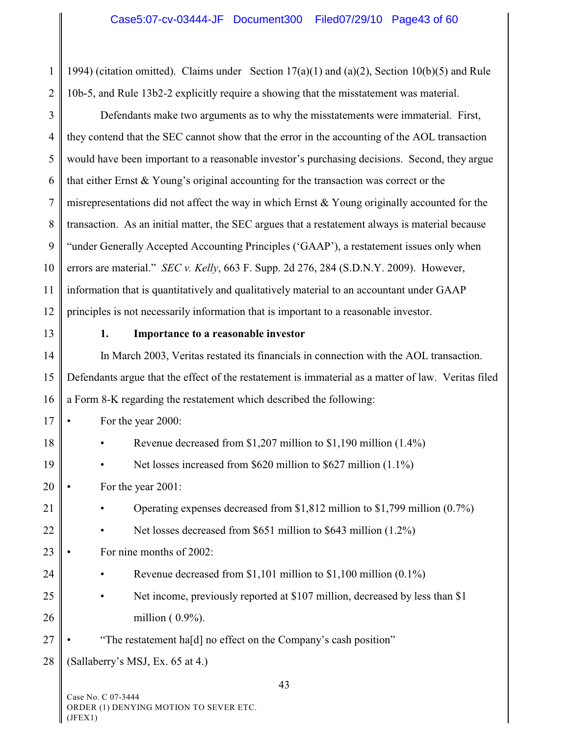1994) (citation omitted). Claims under Section 17(a)(1) and (a)(2), Section 10(b)(5) and Rule 10b-5, and Rule 13b2-2 explicitly require a showing that the misstatement was material.

Defendants make two arguments as to why the misstatements were immaterial. First, they contend that the SEC cannot show that the error in the accounting of the AOL transaction would have been important to a reasonable investor's purchasing decisions. Second, they argue that either Ernst & Young's original accounting for the transaction was correct or the misrepresentations did not affect the way in which Ernst & Young originally accounted for the transaction. As an initial matter, the SEC argues that a restatement always is material because "under Generally Accepted Accounting Principles ('GAAP'), a restatement issues only when errors are material." *SEC v. Kelly*, 663 F. Supp. 2d 276, 284 (S.D.N.Y. 2009). However, information that is quantitatively and qualitatively material to an accountant under GAAP principles is not necessarily information that is important to a reasonable investor.

**1. Importance to a reasonable investor**

In March 2003, Veritas restated its financials in connection with the AOL transaction. Defendants argue that the effect of the restatement is immaterial as a matter of law. Veritas filed a Form 8-K regarding the restatement which described the following:

- For the year 2000:
  - Revenue decreased from $1,207 million to $1,190 million (1.4%)
  - Net losses increased from $620 million to $627 million (1.1%)
- For the year 2001:
  - Operating expenses decreased from $1,812 million to $1,799 million (0.7%)
  - Net losses decreased from $651 million to $643 million (1.2%)
- For nine months of 2002:
  - Revenue decreased from $1,101 million to $1,100 million (0.1%)
  - Net income, previously reported at $107 million, decreased by less than $1 million ( 0.9%).
- "The restatement ha[d] no effect on the Company's cash position"

(Sallaberry's MSJ, Ex. 65 at 4.)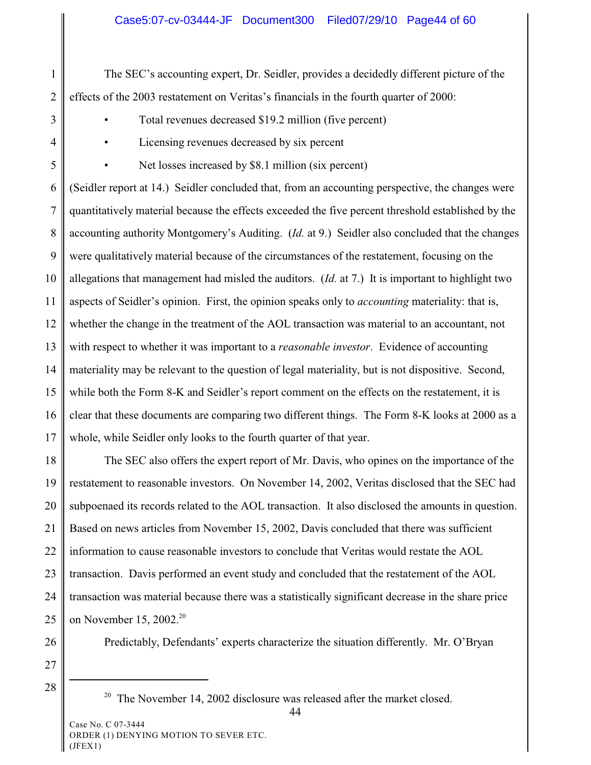The SEC's accounting expert, Dr. Seidler, provides a decidedly different picture of the effects of the 2003 restatement on Veritas's financials in the fourth quarter of 2000:

- Total revenues decreased $19.2 million (five percent)
- Licensing revenues decreased by six percent
- Net losses increased by $8.1 million (six percent)

(Seidler report at 14.) Seidler concluded that, from an accounting perspective, the changes were quantitatively material because the effects exceeded the five percent threshold established by the accounting authority Montgomery's Auditing. (*Id.* at 9.) Seidler also concluded that the changes were qualitatively material because of the circumstances of the restatement, focusing on the allegations that management had misled the auditors. (*Id.* at 7.) It is important to highlight two aspects of Seidler's opinion. First, the opinion speaks only to *accounting* materiality: that is, whether the change in the treatment of the AOL transaction was material to an accountant, not with respect to whether it was important to a *reasonable investor*. Evidence of accounting materiality may be relevant to the question of legal materiality, but is not dispositive. Second, while both the Form 8-K and Seidler's report comment on the effects on the restatement, it is clear that these documents are comparing two different things. The Form 8-K looks at 2000 as a whole, while Seidler only looks to the fourth quarter of that year.

The SEC also offers the expert report of Mr. Davis, who opines on the importance of the restatement to reasonable investors. On November 14, 2002, Veritas disclosed that the SEC had subpoenaed its records related to the AOL transaction. It also disclosed the amounts in question. Based on news articles from November 15, 2002, Davis concluded that there was sufficient information to cause reasonable investors to conclude that Veritas would restate the AOL transaction. Davis performed an event study and concluded that the restatement of the AOL transaction was material because there was a statistically significant decrease in the share price on November 15, 2002.[20]

Predictably, Defendants' experts characterize the situation differently. Mr. O'Bryan

---

[20] The November 14, 2002 disclosure was released after the market closed.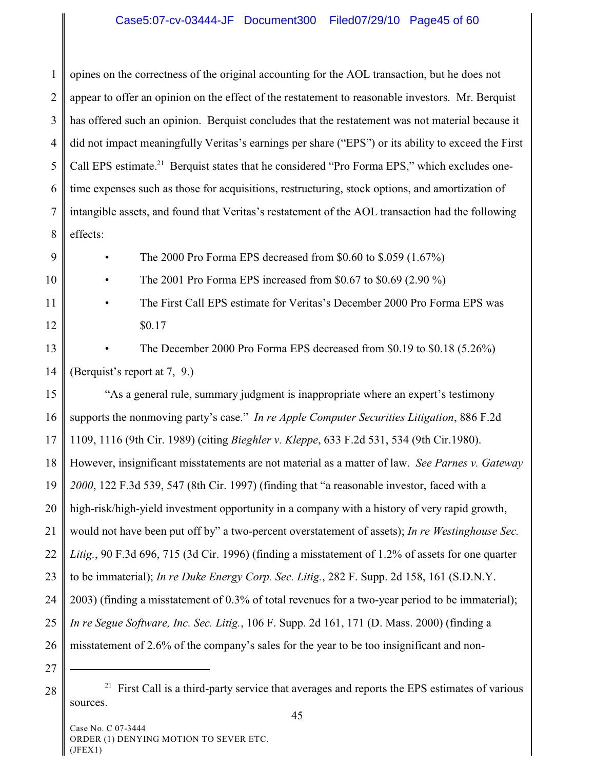opines on the correctness of the original accounting for the AOL transaction, but he does not appear to offer an opinion on the effect of the restatement to reasonable investors. Mr. Berquist has offered such an opinion. Berquist concludes that the restatement was not material because it did not impact meaningfully Veritas's earnings per share ("EPS") or its ability to exceed the First Call EPS estimate.[21] Berquist states that he considered "Pro Forma EPS," which excludes one-time expenses such as those for acquisitions, restructuring, stock options, and amortization of intangible assets, and found that Veritas's restatement of the AOL transaction had the following effects:

- The 2000 Pro Forma EPS decreased from $0.60 to $.059 (1.67%)
- The 2001 Pro Forma EPS increased from $0.67 to $0.69 (2.90 %)
- The First Call EPS estimate for Veritas's December 2000 Pro Forma EPS was $0.17
- The December 2000 Pro Forma EPS decreased from $0.19 to $0.18 (5.26%)

(Berquist's report at 7, 9.)

"As a general rule, summary judgment is inappropriate where an expert's testimony supports the nonmoving party's case." *In re Apple Computer Securities Litigation*, 886 F.2d 1109, 1116 (9th Cir. 1989) (citing *Bieghler v. Kleppe*, 633 F.2d 531, 534 (9th Cir.1980). However, insignificant misstatements are not material as a matter of law. *See Parnes v. Gateway 2000*, 122 F.3d 539, 547 (8th Cir. 1997) (finding that "a reasonable investor, faced with a high-risk/high-yield investment opportunity in a company with a history of very rapid growth, would not have been put off by" a two-percent overstatement of assets); *In re Westinghouse Sec. Litig.*, 90 F.3d 696, 715 (3d Cir. 1996) (finding a misstatement of 1.2% of assets for one quarter to be immaterial); *In re Duke Energy Corp. Sec. Litig.*, 282 F. Supp. 2d 158, 161 (S.D.N.Y. 2003) (finding a misstatement of 0.3% of total revenues for a two-year period to be immaterial); *In re Segue Software, Inc. Sec. Litig.*, 106 F. Supp. 2d 161, 171 (D. Mass. 2000) (finding a misstatement of 2.6% of the company's sales for the year to be too insignificant and non-

---

[21] First Call is a third-party service that averages and reports the EPS estimates of various sources.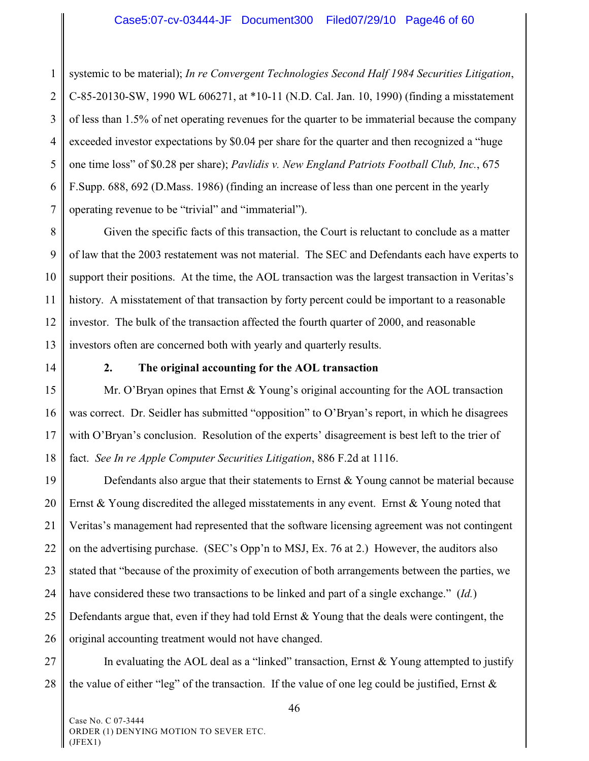systemic to be material); *In re Convergent Technologies Second Half 1984 Securities Litigation*, C-85-20130-SW, 1990 WL 606271, at *10-11 (N.D. Cal. Jan. 10, 1990) (finding a misstatement of less than 1.5% of net operating revenues for the quarter to be immaterial because the company exceeded investor expectations by $0.04 per share for the quarter and then recognized a "huge one time loss" of $0.28 per share); *Pavlidis v. New England Patriots Football Club, Inc.*, 675 F.Supp. 688, 692 (D.Mass. 1986) (finding an increase of less than one percent in the yearly operating revenue to be "trivial" and "immaterial").

Given the specific facts of this transaction, the Court is reluctant to conclude as a matter of law that the 2003 restatement was not material. The SEC and Defendants each have experts to support their positions. At the time, the AOL transaction was the largest transaction in Veritas's history. A misstatement of that transaction by forty percent could be important to a reasonable investor. The bulk of the transaction affected the fourth quarter of 2000, and reasonable investors often are concerned both with yearly and quarterly results.

**2. The original accounting for the AOL transaction**

Mr. O'Bryan opines that Ernst & Young's original accounting for the AOL transaction was correct. Dr. Seidler has submitted "opposition" to O'Bryan's report, in which he disagrees with O'Bryan's conclusion. Resolution of the experts' disagreement is best left to the trier of fact. *See In re Apple Computer Securities Litigation*, 886 F.2d at 1116.

Defendants also argue that their statements to Ernst & Young cannot be material because Ernst & Young discredited the alleged misstatements in any event. Ernst & Young noted that Veritas's management had represented that the software licensing agreement was not contingent on the advertising purchase. (SEC's Opp'n to MSJ, Ex. 76 at 2.) However, the auditors also stated that "because of the proximity of execution of both arrangements between the parties, we have considered these two transactions to be linked and part of a single exchange." (*Id.*) Defendants argue that, even if they had told Ernst & Young that the deals were contingent, the original accounting treatment would not have changed.

In evaluating the AOL deal as a "linked" transaction, Ernst & Young attempted to justify the value of either "leg" of the transaction. If the value of one leg could be justified, Ernst &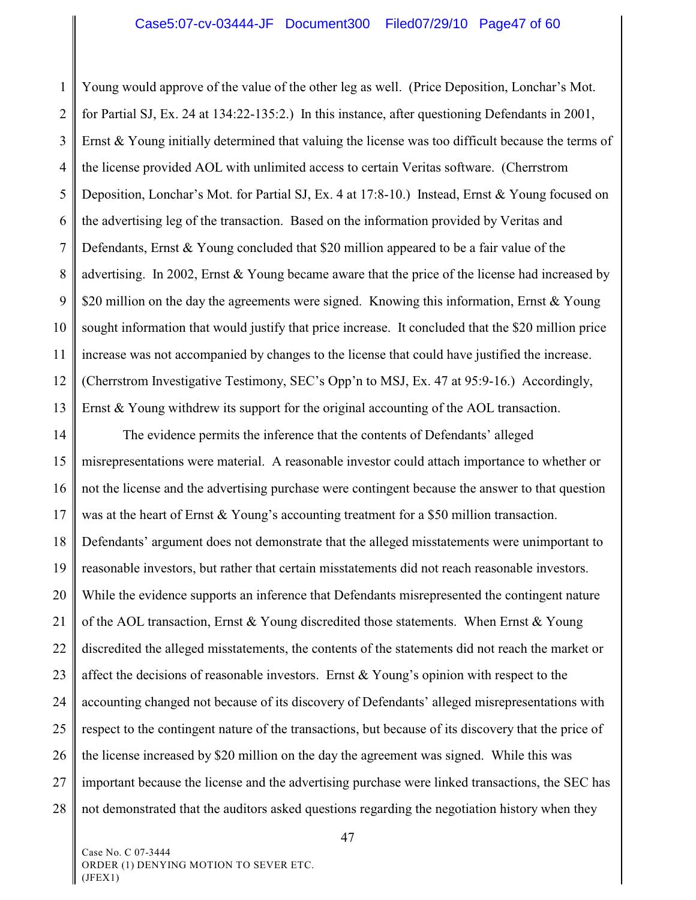Young would approve of the value of the other leg as well. (Price Deposition, Lonchar's Mot. for Partial SJ, Ex. 24 at 134:22-135:2.) In this instance, after questioning Defendants in 2001, Ernst & Young initially determined that valuing the license was too difficult because the terms of the license provided AOL with unlimited access to certain Veritas software. (Cherrstrom Deposition, Lonchar's Mot. for Partial SJ, Ex. 4 at 17:8-10.) Instead, Ernst & Young focused on the advertising leg of the transaction. Based on the information provided by Veritas and Defendants, Ernst & Young concluded that $20 million appeared to be a fair value of the advertising. In 2002, Ernst & Young became aware that the price of the license had increased by $20 million on the day the agreements were signed. Knowing this information, Ernst & Young sought information that would justify that price increase. It concluded that the $20 million price increase was not accompanied by changes to the license that could have justified the increase. (Cherrstrom Investigative Testimony, SEC's Opp'n to MSJ, Ex. 47 at 95:9-16.) Accordingly, Ernst & Young withdrew its support for the original accounting of the AOL transaction.

The evidence permits the inference that the contents of Defendants' alleged misrepresentations were material. A reasonable investor could attach importance to whether or not the license and the advertising purchase were contingent because the answer to that question was at the heart of Ernst & Young's accounting treatment for a $50 million transaction. Defendants' argument does not demonstrate that the alleged misstatements were unimportant to reasonable investors, but rather that certain misstatements did not reach reasonable investors. While the evidence supports an inference that Defendants misrepresented the contingent nature of the AOL transaction, Ernst & Young discredited those statements. When Ernst & Young discredited the alleged misstatements, the contents of the statements did not reach the market or affect the decisions of reasonable investors. Ernst & Young's opinion with respect to the accounting changed not because of its discovery of Defendants' alleged misrepresentations with respect to the contingent nature of the transactions, but because of its discovery that the price of the license increased by $20 million on the day the agreement was signed. While this was important because the license and the advertising purchase were linked transactions, the SEC has not demonstrated that the auditors asked questions regarding the negotiation history when they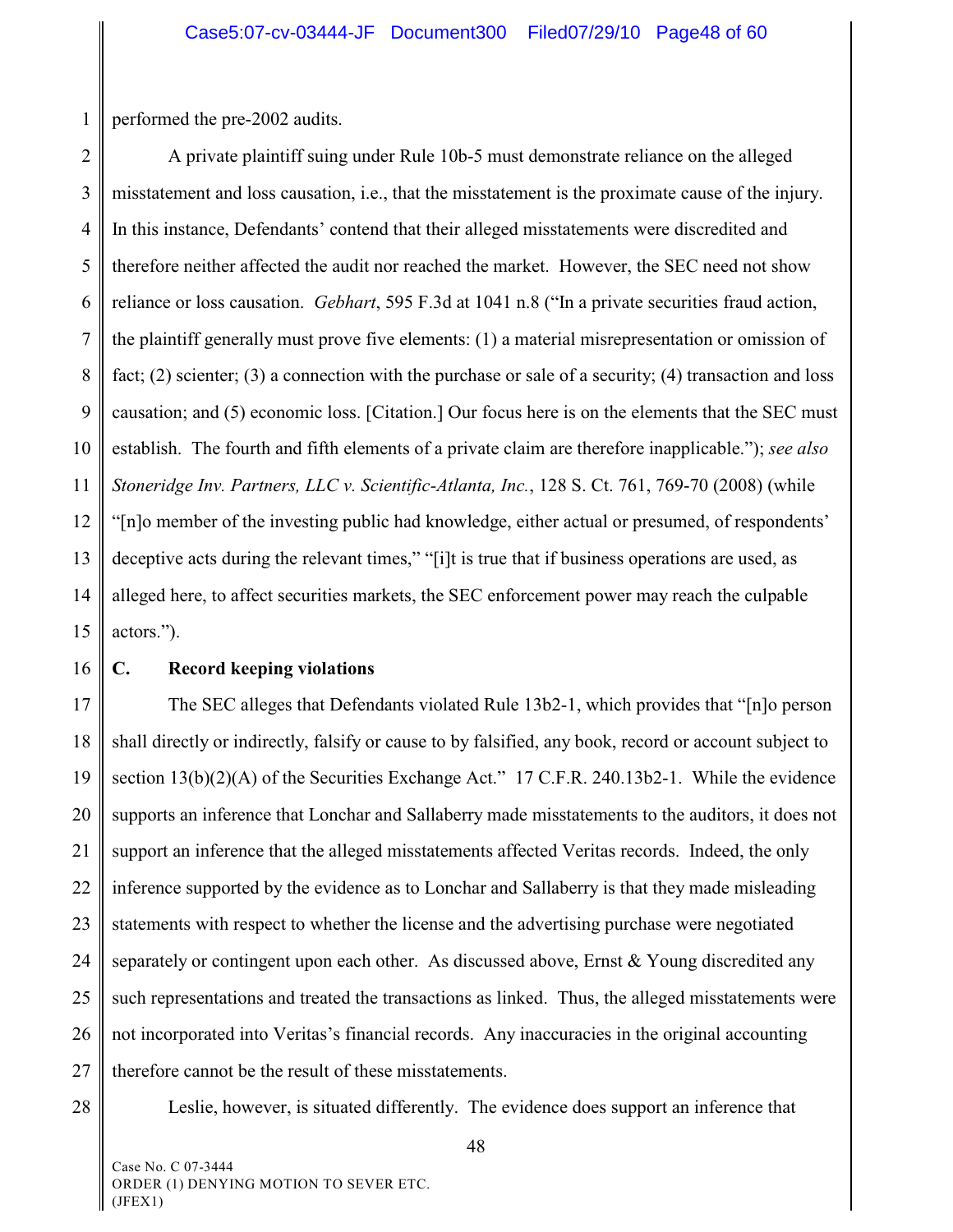performed the pre-2002 audits.

A private plaintiff suing under Rule 10b-5 must demonstrate reliance on the alleged misstatement and loss causation, i.e., that the misstatement is the proximate cause of the injury. In this instance, Defendants' contend that their alleged misstatements were discredited and therefore neither affected the audit nor reached the market. However, the SEC need not show reliance or loss causation. *Gebhart*, 595 F.3d at 1041 n.8 ("In a private securities fraud action, the plaintiff generally must prove five elements: (1) a material misrepresentation or omission of fact; (2) scienter; (3) a connection with the purchase or sale of a security; (4) transaction and loss causation; and (5) economic loss. [Citation.] Our focus here is on the elements that the SEC must establish. The fourth and fifth elements of a private claim are therefore inapplicable."); *see also Stoneridge Inv. Partners, LLC v. Scientific-Atlanta, Inc.*, 128 S. Ct. 761, 769-70 (2008) (while "[n]o member of the investing public had knowledge, either actual or presumed, of respondents' deceptive acts during the relevant times," "[i]t is true that if business operations are used, as alleged here, to affect securities markets, the SEC enforcement power may reach the culpable actors.").

**C. Record keeping violations**

The SEC alleges that Defendants violated Rule 13b2-1, which provides that "[n]o person shall directly or indirectly, falsify or cause to by falsified, any book, record or account subject to section 13(b)(2)(A) of the Securities Exchange Act." 17 C.F.R. 240.13b2-1. While the evidence supports an inference that Lonchar and Sallaberry made misstatements to the auditors, it does not support an inference that the alleged misstatements affected Veritas records. Indeed, the only inference supported by the evidence as to Lonchar and Sallaberry is that they made misleading statements with respect to whether the license and the advertising purchase were negotiated separately or contingent upon each other. As discussed above, Ernst & Young discredited any such representations and treated the transactions as linked. Thus, the alleged misstatements were not incorporated into Veritas's financial records. Any inaccuracies in the original accounting therefore cannot be the result of these misstatements.

Leslie, however, is situated differently. The evidence does support an inference that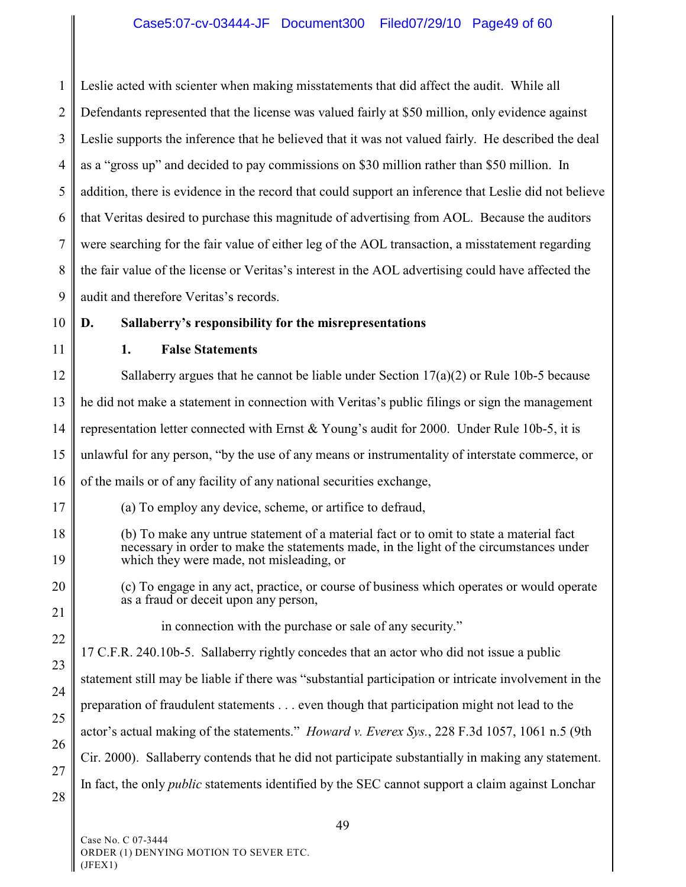Leslie acted with scienter when making misstatements that did affect the audit. While all Defendants represented that the license was valued fairly at $50 million, only evidence against Leslie supports the inference that he believed that it was not valued fairly. He described the deal as a "gross up" and decided to pay commissions on $30 million rather than $50 million. In addition, there is evidence in the record that could support an inference that Leslie did not believe that Veritas desired to purchase this magnitude of advertising from AOL. Because the auditors were searching for the fair value of either leg of the AOL transaction, a misstatement regarding the fair value of the license or Veritas's interest in the AOL advertising could have affected the audit and therefore Veritas's records.

**D. Sallaberry's responsibility for the misrepresentations**

**1. False Statements**

Sallaberry argues that he cannot be liable under Section 17(a)(2) or Rule 10b-5 because he did not make a statement in connection with Veritas's public filings or sign the management representation letter connected with Ernst & Young's audit for 2000. Under Rule 10b-5, it is unlawful for any person, "by the use of any means or instrumentality of interstate commerce, or of the mails or of any facility of any national securities exchange,

> (a) To employ any device, scheme, or artifice to defraud,
>
> (b) To make any untrue statement of a material fact or to omit to state a material fact necessary in order to make the statements made, in the light of the circumstances under which they were made, not misleading, or
>
> (c) To engage in any act, practice, or course of business which operates or would operate as a fraud or deceit upon any person,
>
> in connection with the purchase or sale of any security."

17 C.F.R. 240.10b-5. Sallaberry rightly concedes that an actor who did not issue a public statement still may be liable if there was "substantial participation or intricate involvement in the preparation of fraudulent statements . . . even though that participation might not lead to the actor's actual making of the statements." *Howard v. Everex Sys.*, 228 F.3d 1057, 1061 n.5 (9th Cir. 2000). Sallaberry contends that he did not participate substantially in making any statement. In fact, the only *public* statements identified by the SEC cannot support a claim against Lonchar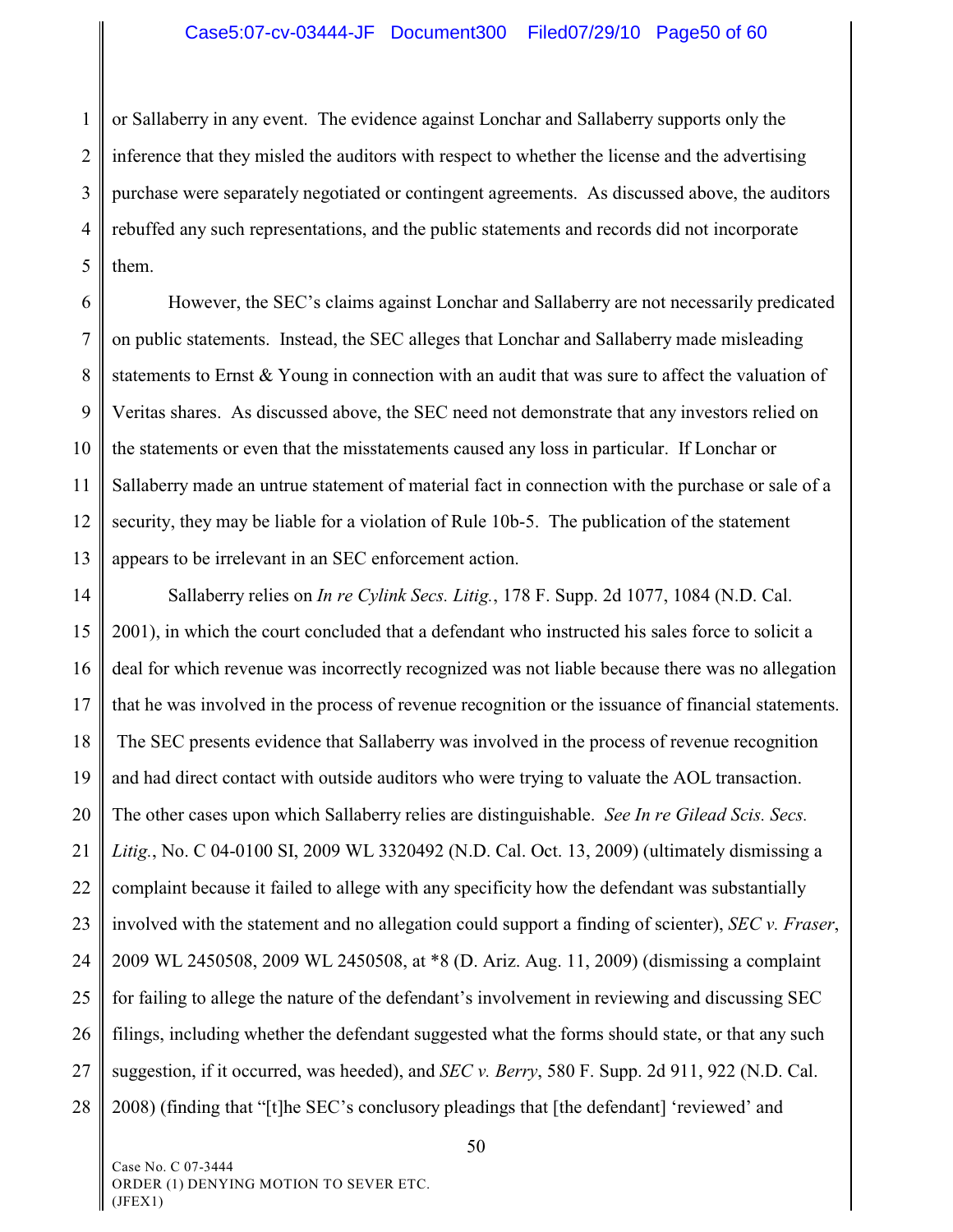or Sallaberry in any event. The evidence against Lonchar and Sallaberry supports only the inference that they misled the auditors with respect to whether the license and the advertising purchase were separately negotiated or contingent agreements. As discussed above, the auditors rebuffed any such representations, and the public statements and records did not incorporate them.

However, the SEC's claims against Lonchar and Sallaberry are not necessarily predicated on public statements. Instead, the SEC alleges that Lonchar and Sallaberry made misleading statements to Ernst & Young in connection with an audit that was sure to affect the valuation of Veritas shares. As discussed above, the SEC need not demonstrate that any investors relied on the statements or even that the misstatements caused any loss in particular. If Lonchar or Sallaberry made an untrue statement of material fact in connection with the purchase or sale of a security, they may be liable for a violation of Rule 10b-5. The publication of the statement appears to be irrelevant in an SEC enforcement action.

Sallaberry relies on *In re Cylink Secs. Litig.*, 178 F. Supp. 2d 1077, 1084 (N.D. Cal. 2001), in which the court concluded that a defendant who instructed his sales force to solicit a deal for which revenue was incorrectly recognized was not liable because there was no allegation that he was involved in the process of revenue recognition or the issuance of financial statements. The SEC presents evidence that Sallaberry was involved in the process of revenue recognition and had direct contact with outside auditors who were trying to valuate the AOL transaction. The other cases upon which Sallaberry relies are distinguishable. *See In re Gilead Scis. Secs. Litig.*, No. C 04-0100 SI, 2009 WL 3320492 (N.D. Cal. Oct. 13, 2009) (ultimately dismissing a complaint because it failed to allege with any specificity how the defendant was substantially involved with the statement and no allegation could support a finding of scienter), *SEC v. Fraser*, 2009 WL 2450508, 2009 WL 2450508, at *8 (D. Ariz. Aug. 11, 2009) (dismissing a complaint for failing to allege the nature of the defendant's involvement in reviewing and discussing SEC filings, including whether the defendant suggested what the forms should state, or that any such suggestion, if it occurred, was heeded), and *SEC v. Berry*, 580 F. Supp. 2d 911, 922 (N.D. Cal. 2008) (finding that "[t]he SEC's conclusory pleadings that [the defendant] 'reviewed' and

Case No. C 07-3444
ORDER (1) DENYING MOTION TO SEVER ETC.
(JFEX1)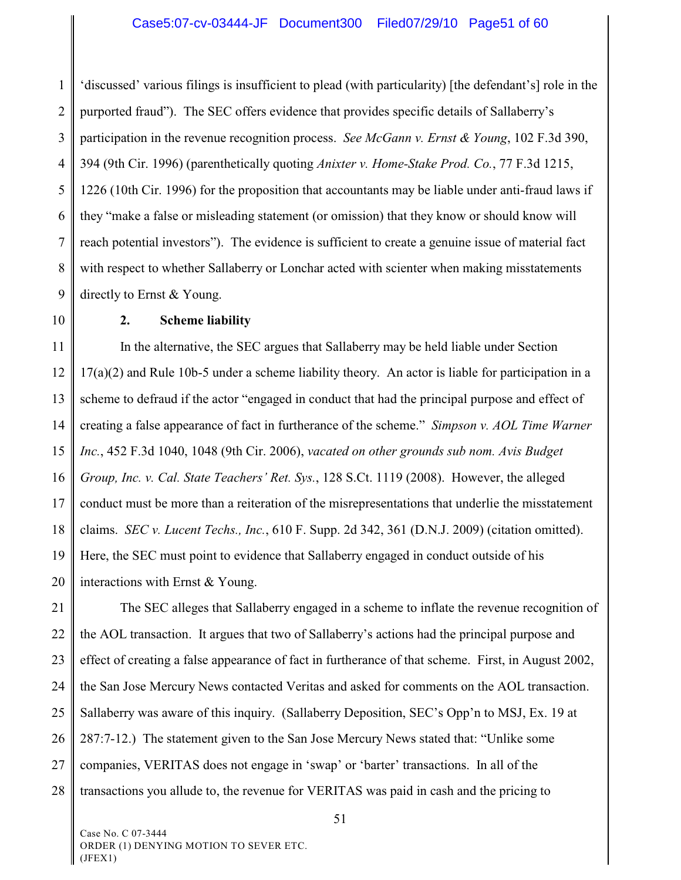'discussed' various filings is insufficient to plead (with particularity) [the defendant's] role in the purported fraud"). The SEC offers evidence that provides specific details of Sallaberry's participation in the revenue recognition process. *See McGann v. Ernst & Young*, 102 F.3d 390, 394 (9th Cir. 1996) (parenthetically quoting *Anixter v. Home-Stake Prod. Co.*, 77 F.3d 1215, 1226 (10th Cir. 1996) for the proposition that accountants may be liable under anti-fraud laws if they "make a false or misleading statement (or omission) that they know or should know will reach potential investors"). The evidence is sufficient to create a genuine issue of material fact with respect to whether Sallaberry or Lonchar acted with scienter when making misstatements directly to Ernst & Young.

**2. Scheme liability**

In the alternative, the SEC argues that Sallaberry may be held liable under Section 17(a)(2) and Rule 10b-5 under a scheme liability theory. An actor is liable for participation in a scheme to defraud if the actor "engaged in conduct that had the principal purpose and effect of creating a false appearance of fact in furtherance of the scheme." *Simpson v. AOL Time Warner Inc.*, 452 F.3d 1040, 1048 (9th Cir. 2006), *vacated on other grounds sub nom. Avis Budget Group, Inc. v. Cal. State Teachers' Ret. Sys.*, 128 S.Ct. 1119 (2008). However, the alleged conduct must be more than a reiteration of the misrepresentations that underlie the misstatement claims. *SEC v. Lucent Techs., Inc.*, 610 F. Supp. 2d 342, 361 (D.N.J. 2009) (citation omitted). Here, the SEC must point to evidence that Sallaberry engaged in conduct outside of his interactions with Ernst & Young.

The SEC alleges that Sallaberry engaged in a scheme to inflate the revenue recognition of the AOL transaction. It argues that two of Sallaberry's actions had the principal purpose and effect of creating a false appearance of fact in furtherance of that scheme. First, in August 2002, the San Jose Mercury News contacted Veritas and asked for comments on the AOL transaction. Sallaberry was aware of this inquiry. (Sallaberry Deposition, SEC's Opp'n to MSJ, Ex. 19 at 287:7-12.) The statement given to the San Jose Mercury News stated that: "Unlike some companies, VERITAS does not engage in 'swap' or 'barter' transactions. In all of the transactions you allude to, the revenue for VERITAS was paid in cash and the pricing to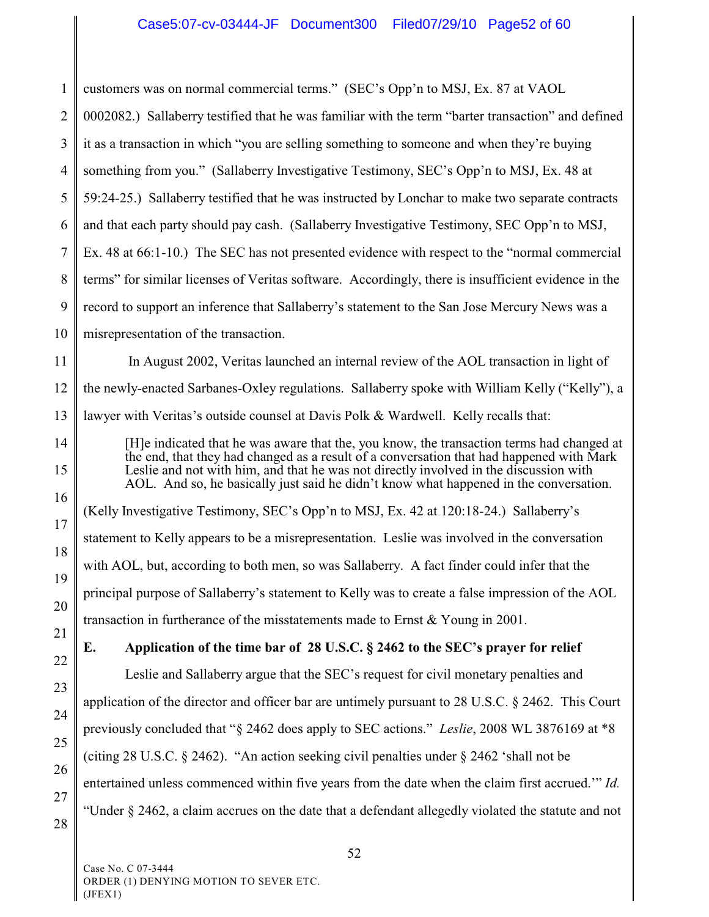customers was on normal commercial terms." (SEC's Opp'n to MSJ, Ex. 87 at VAOL 0002082.) Sallaberry testified that he was familiar with the term "barter transaction" and defined it as a transaction in which "you are selling something to someone and when they're buying something from you." (Sallaberry Investigative Testimony, SEC's Opp'n to MSJ, Ex. 48 at 59:24-25.) Sallaberry testified that he was instructed by Lonchar to make two separate contracts and that each party should pay cash. (Sallaberry Investigative Testimony, SEC Opp'n to MSJ, Ex. 48 at 66:1-10.) The SEC has not presented evidence with respect to the "normal commercial terms" for similar licenses of Veritas software. Accordingly, there is insufficient evidence in the record to support an inference that Sallaberry's statement to the San Jose Mercury News was a misrepresentation of the transaction.

In August 2002, Veritas launched an internal review of the AOL transaction in light of the newly-enacted Sarbanes-Oxley regulations. Sallaberry spoke with William Kelly ("Kelly"), a lawyer with Veritas's outside counsel at Davis Polk & Wardwell. Kelly recalls that:

> [H]e indicated that he was aware that the, you know, the transaction terms had changed at the end, that they had changed as a result of a conversation that had happened with Mark Leslie and not with him, and that he was not directly involved in the discussion with AOL. And so, he basically just said he didn't know what happened in the conversation.

(Kelly Investigative Testimony, SEC's Opp'n to MSJ, Ex. 42 at 120:18-24.) Sallaberry's statement to Kelly appears to be a misrepresentation. Leslie was involved in the conversation with AOL, but, according to both men, so was Sallaberry. A fact finder could infer that the principal purpose of Sallaberry's statement to Kelly was to create a false impression of the AOL transaction in furtherance of the misstatements made to Ernst & Young in 2001.

**E. Application of the time bar of 28 U.S.C. § 2462 to the SEC's prayer for relief**

Leslie and Sallaberry argue that the SEC's request for civil monetary penalties and application of the director and officer bar are untimely pursuant to 28 U.S.C. § 2462. This Court previously concluded that "§ 2462 does apply to SEC actions." *Leslie*, 2008 WL 3876169 at *8 (citing 28 U.S.C. § 2462). "An action seeking civil penalties under § 2462 'shall not be entertained unless commenced within five years from the date when the claim first accrued.'" *Id.* "Under § 2462, a claim accrues on the date that a defendant allegedly violated the statute and not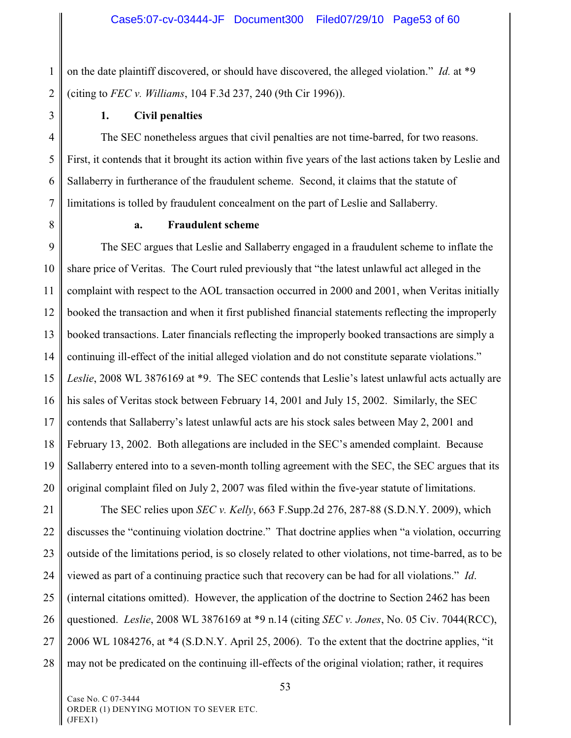on the date plaintiff discovered, or should have discovered, the alleged violation." *Id.* at *9 (citing to *FEC v. Williams*, 104 F.3d 237, 240 (9th Cir 1996)).

### 1. Civil penalties

The SEC nonetheless argues that civil penalties are not time-barred, for two reasons. First, it contends that it brought its action within five years of the last actions taken by Leslie and Sallaberry in furtherance of the fraudulent scheme. Second, it claims that the statute of limitations is tolled by fraudulent concealment on the part of Leslie and Sallaberry.

#### a. Fraudulent scheme

The SEC argues that Leslie and Sallaberry engaged in a fraudulent scheme to inflate the share price of Veritas. The Court ruled previously that "the latest unlawful act alleged in the complaint with respect to the AOL transaction occurred in 2000 and 2001, when Veritas initially booked the transaction and when it first published financial statements reflecting the improperly booked transactions. Later financials reflecting the improperly booked transactions are simply a continuing ill-effect of the initial alleged violation and do not constitute separate violations." *Leslie*, 2008 WL 3876169 at *9. The SEC contends that Leslie's latest unlawful acts actually are his sales of Veritas stock between February 14, 2001 and July 15, 2002. Similarly, the SEC contends that Sallaberry's latest unlawful acts are his stock sales between May 2, 2001 and February 13, 2002. Both allegations are included in the SEC's amended complaint. Because Sallaberry entered into to a seven-month tolling agreement with the SEC, the SEC argues that its original complaint filed on July 2, 2007 was filed within the five-year statute of limitations.

The SEC relies upon *SEC v. Kelly*, 663 F.Supp.2d 276, 287-88 (S.D.N.Y. 2009), which discusses the "continuing violation doctrine." That doctrine applies when "a violation, occurring outside of the limitations period, is so closely related to other violations, not time-barred, as to be viewed as part of a continuing practice such that recovery can be had for all violations." *Id*. (internal citations omitted). However, the application of the doctrine to Section 2462 has been questioned. *Leslie*, 2008 WL 3876169 at *9 n.14 (citing *SEC v. Jones*, No. 05 Civ. 7044(RCC), 2006 WL 1084276, at *4 (S.D.N.Y. April 25, 2006). To the extent that the doctrine applies, "it may not be predicated on the continuing ill-effects of the original violation; rather, it requires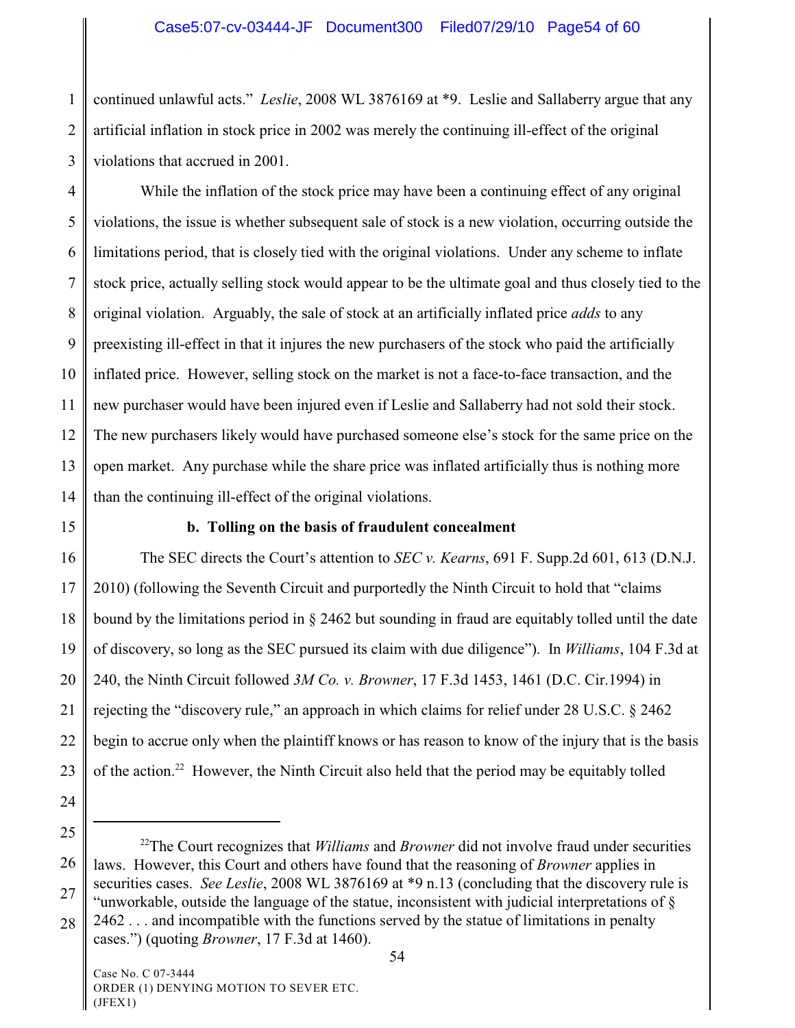continued unlawful acts." *Leslie*, 2008 WL 3876169 at *9. Leslie and Sallaberry argue that any artificial inflation in stock price in 2002 was merely the continuing ill-effect of the original violations that accrued in 2001.

While the inflation of the stock price may have been a continuing effect of any original violations, the issue is whether subsequent sale of stock is a new violation, occurring outside the limitations period, that is closely tied with the original violations. Under any scheme to inflate stock price, actually selling stock would appear to be the ultimate goal and thus closely tied to the original violation. Arguably, the sale of stock at an artificially inflated price *adds* to any preexisting ill-effect in that it injures the new purchasers of the stock who paid the artificially inflated price. However, selling stock on the market is not a face-to-face transaction, and the new purchaser would have been injured even if Leslie and Sallaberry had not sold their stock. The new purchasers likely would have purchased someone else's stock for the same price on the open market. Any purchase while the share price was inflated artificially thus is nothing more than the continuing ill-effect of the original violations.

**b. Tolling on the basis of fraudulent concealment**

The SEC directs the Court's attention to *SEC v. Kearns*, 691 F. Supp.2d 601, 613 (D.N.J. 2010) (following the Seventh Circuit and purportedly the Ninth Circuit to hold that "claims bound by the limitations period in § 2462 but sounding in fraud are equitably tolled until the date of discovery, so long as the SEC pursued its claim with due diligence"). In *Williams*, 104 F.3d at 240, the Ninth Circuit followed *3M Co. v. Browner*, 17 F.3d 1453, 1461 (D.C. Cir.1994) in rejecting the "discovery rule," an approach in which claims for relief under 28 U.S.C. § 2462 begin to accrue only when the plaintiff knows or has reason to know of the injury that is the basis of the action.[22] However, the Ninth Circuit also held that the period may be equitably tolled

---

[22]The Court recognizes that *Williams* and *Browner* did not involve fraud under securities laws. However, this Court and others have found that the reasoning of *Browner* applies in securities cases. *See Leslie*, 2008 WL 3876169 at *9 n.13 (concluding that the discovery rule is "unworkable, outside the language of the statue, inconsistent with judicial interpretations of § 2462 . . . and incompatible with the functions served by the statue of limitations in penalty cases.") (quoting *Browner*, 17 F.3d at 1460).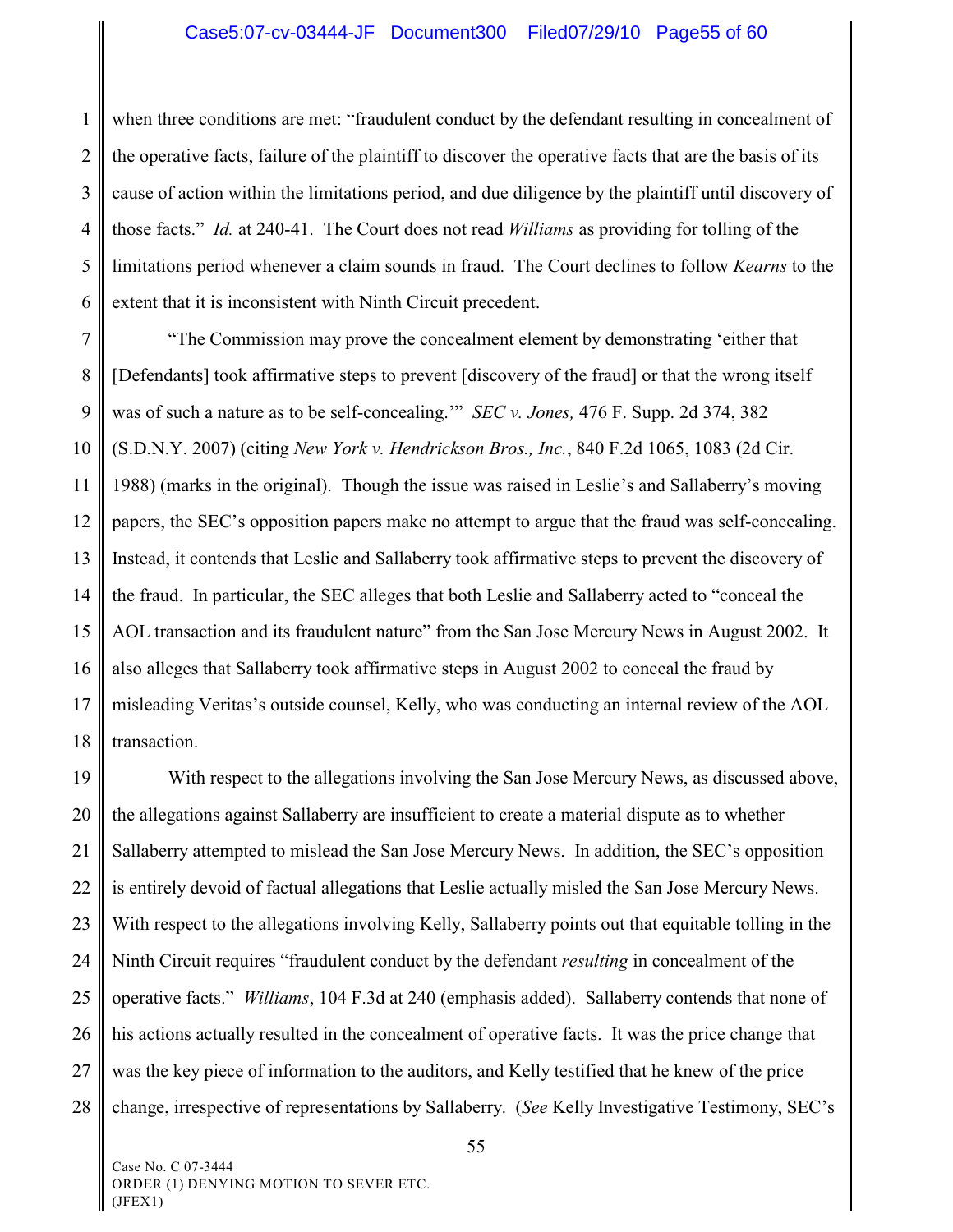when three conditions are met: "fraudulent conduct by the defendant resulting in concealment of the operative facts, failure of the plaintiff to discover the operative facts that are the basis of its cause of action within the limitations period, and due diligence by the plaintiff until discovery of those facts." *Id.* at 240-41. The Court does not read *Williams* as providing for tolling of the limitations period whenever a claim sounds in fraud. The Court declines to follow *Kearns* to the extent that it is inconsistent with Ninth Circuit precedent.

"The Commission may prove the concealment element by demonstrating 'either that [Defendants] took affirmative steps to prevent [discovery of the fraud] or that the wrong itself was of such a nature as to be self-concealing.'" *SEC v. Jones,* 476 F. Supp. 2d 374, 382 (S.D.N.Y. 2007) (citing *New York v. Hendrickson Bros., Inc.*, 840 F.2d 1065, 1083 (2d Cir. 1988) (marks in the original). Though the issue was raised in Leslie's and Sallaberry's moving papers, the SEC's opposition papers make no attempt to argue that the fraud was self-concealing. Instead, it contends that Leslie and Sallaberry took affirmative steps to prevent the discovery of the fraud. In particular, the SEC alleges that both Leslie and Sallaberry acted to "conceal the AOL transaction and its fraudulent nature" from the San Jose Mercury News in August 2002. It also alleges that Sallaberry took affirmative steps in August 2002 to conceal the fraud by misleading Veritas's outside counsel, Kelly, who was conducting an internal review of the AOL transaction.

With respect to the allegations involving the San Jose Mercury News, as discussed above, the allegations against Sallaberry are insufficient to create a material dispute as to whether Sallaberry attempted to mislead the San Jose Mercury News. In addition, the SEC's opposition is entirely devoid of factual allegations that Leslie actually misled the San Jose Mercury News. With respect to the allegations involving Kelly, Sallaberry points out that equitable tolling in the Ninth Circuit requires "fraudulent conduct by the defendant *resulting* in concealment of the operative facts." *Williams*, 104 F.3d at 240 (emphasis added). Sallaberry contends that none of his actions actually resulted in the concealment of operative facts. It was the price change that was the key piece of information to the auditors, and Kelly testified that he knew of the price change, irrespective of representations by Sallaberry. (*See* Kelly Investigative Testimony, SEC's

Case No. C 07-3444
ORDER (1) DENYING MOTION TO SEVER ETC.
(JFEX1)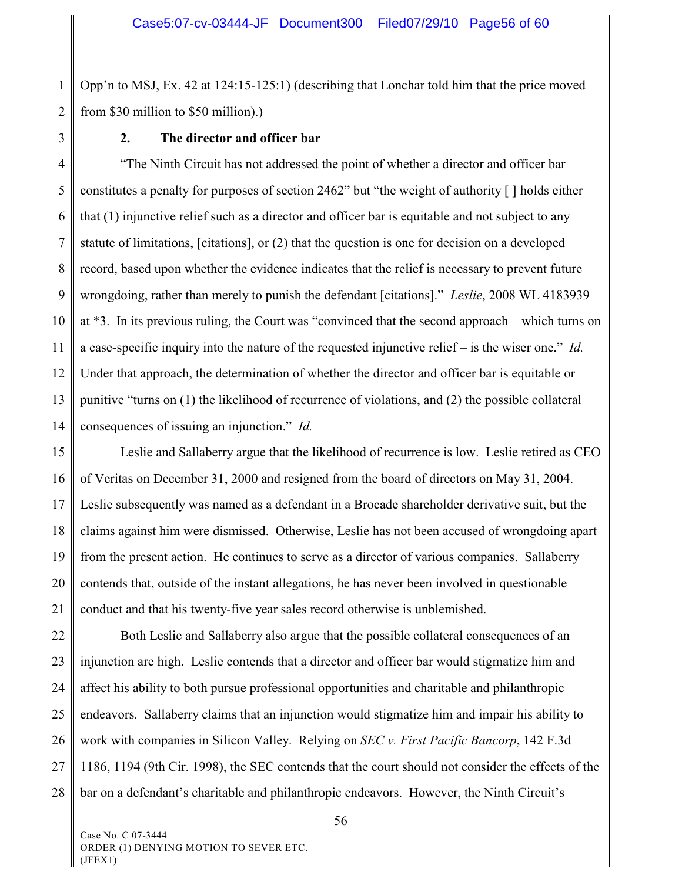Opp'n to MSJ, Ex. 42 at 124:15-125:1) (describing that Lonchar told him that the price moved from $30 million to $50 million).)

### 2. The director and officer bar

"The Ninth Circuit has not addressed the point of whether a director and officer bar constitutes a penalty for purposes of section 2462" but "the weight of authority [ ] holds either that (1) injunctive relief such as a director and officer bar is equitable and not subject to any statute of limitations, [citations], or (2) that the question is one for decision on a developed record, based upon whether the evidence indicates that the relief is necessary to prevent future wrongdoing, rather than merely to punish the defendant [citations]." *Leslie*, 2008 WL 4183939 at *3. In its previous ruling, the Court was "convinced that the second approach – which turns on a case-specific inquiry into the nature of the requested injunctive relief – is the wiser one." *Id.* Under that approach, the determination of whether the director and officer bar is equitable or punitive "turns on (1) the likelihood of recurrence of violations, and (2) the possible collateral consequences of issuing an injunction." *Id.*

Leslie and Sallaberry argue that the likelihood of recurrence is low. Leslie retired as CEO of Veritas on December 31, 2000 and resigned from the board of directors on May 31, 2004. Leslie subsequently was named as a defendant in a Brocade shareholder derivative suit, but the claims against him were dismissed. Otherwise, Leslie has not been accused of wrongdoing apart from the present action. He continues to serve as a director of various companies. Sallaberry contends that, outside of the instant allegations, he has never been involved in questionable conduct and that his twenty-five year sales record otherwise is unblemished.

Both Leslie and Sallaberry also argue that the possible collateral consequences of an injunction are high. Leslie contends that a director and officer bar would stigmatize him and affect his ability to both pursue professional opportunities and charitable and philanthropic endeavors. Sallaberry claims that an injunction would stigmatize him and impair his ability to work with companies in Silicon Valley. Relying on *SEC v. First Pacific Bancorp*, 142 F.3d 1186, 1194 (9th Cir. 1998), the SEC contends that the court should not consider the effects of the bar on a defendant's charitable and philanthropic endeavors. However, the Ninth Circuit's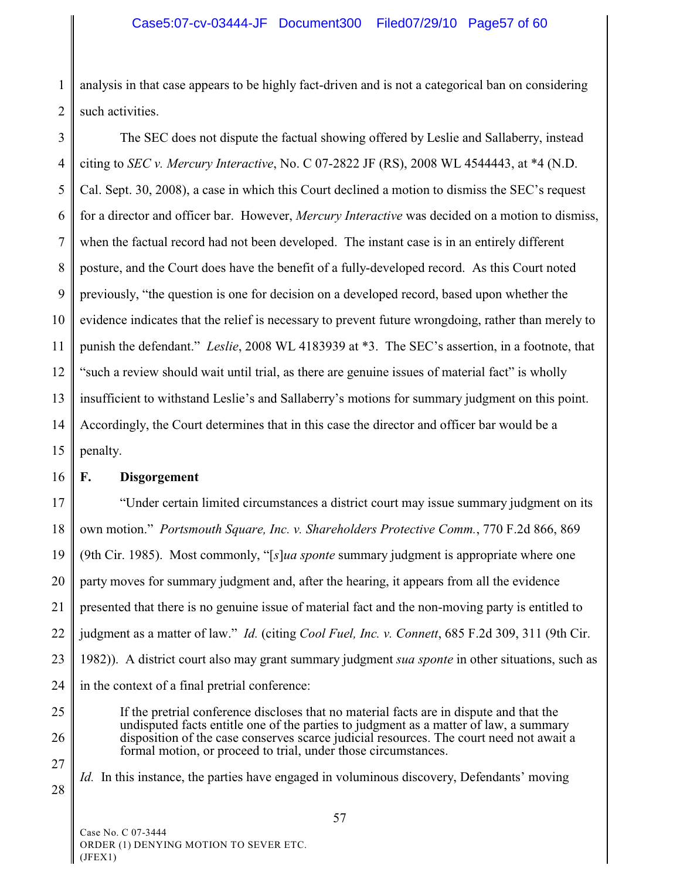analysis in that case appears to be highly fact-driven and is not a categorical ban on considering such activities.

The SEC does not dispute the factual showing offered by Leslie and Sallaberry, instead citing to *SEC v. Mercury Interactive*, No. C 07-2822 JF (RS), 2008 WL 4544443, at *4 (N.D. Cal. Sept. 30, 2008), a case in which this Court declined a motion to dismiss the SEC's request for a director and officer bar. However, *Mercury Interactive* was decided on a motion to dismiss, when the factual record had not been developed. The instant case is in an entirely different posture, and the Court does have the benefit of a fully-developed record. As this Court noted previously, "the question is one for decision on a developed record, based upon whether the evidence indicates that the relief is necessary to prevent future wrongdoing, rather than merely to punish the defendant." *Leslie*, 2008 WL 4183939 at *3. The SEC's assertion, in a footnote, that "such a review should wait until trial, as there are genuine issues of material fact" is wholly insufficient to withstand Leslie's and Sallaberry's motions for summary judgment on this point. Accordingly, the Court determines that in this case the director and officer bar would be a penalty.

### F. Disgorgement

"Under certain limited circumstances a district court may issue summary judgment on its own motion." *Portsmouth Square, Inc. v. Shareholders Protective Comm.*, 770 F.2d 866, 869 (9th Cir. 1985). Most commonly, "[*s*]*ua sponte* summary judgment is appropriate where one party moves for summary judgment and, after the hearing, it appears from all the evidence presented that there is no genuine issue of material fact and the non-moving party is entitled to judgment as a matter of law." *Id.* (citing *Cool Fuel, Inc. v. Connett*, 685 F.2d 309, 311 (9th Cir. 1982)). A district court also may grant summary judgment *sua sponte* in other situations, such as in the context of a final pretrial conference:

> If the pretrial conference discloses that no material facts are in dispute and that the undisputed facts entitle one of the parties to judgment as a matter of law, a summary disposition of the case conserves scarce judicial resources. The court need not await a formal motion, or proceed to trial, under those circumstances.

*Id.* In this instance, the parties have engaged in voluminous discovery, Defendants' moving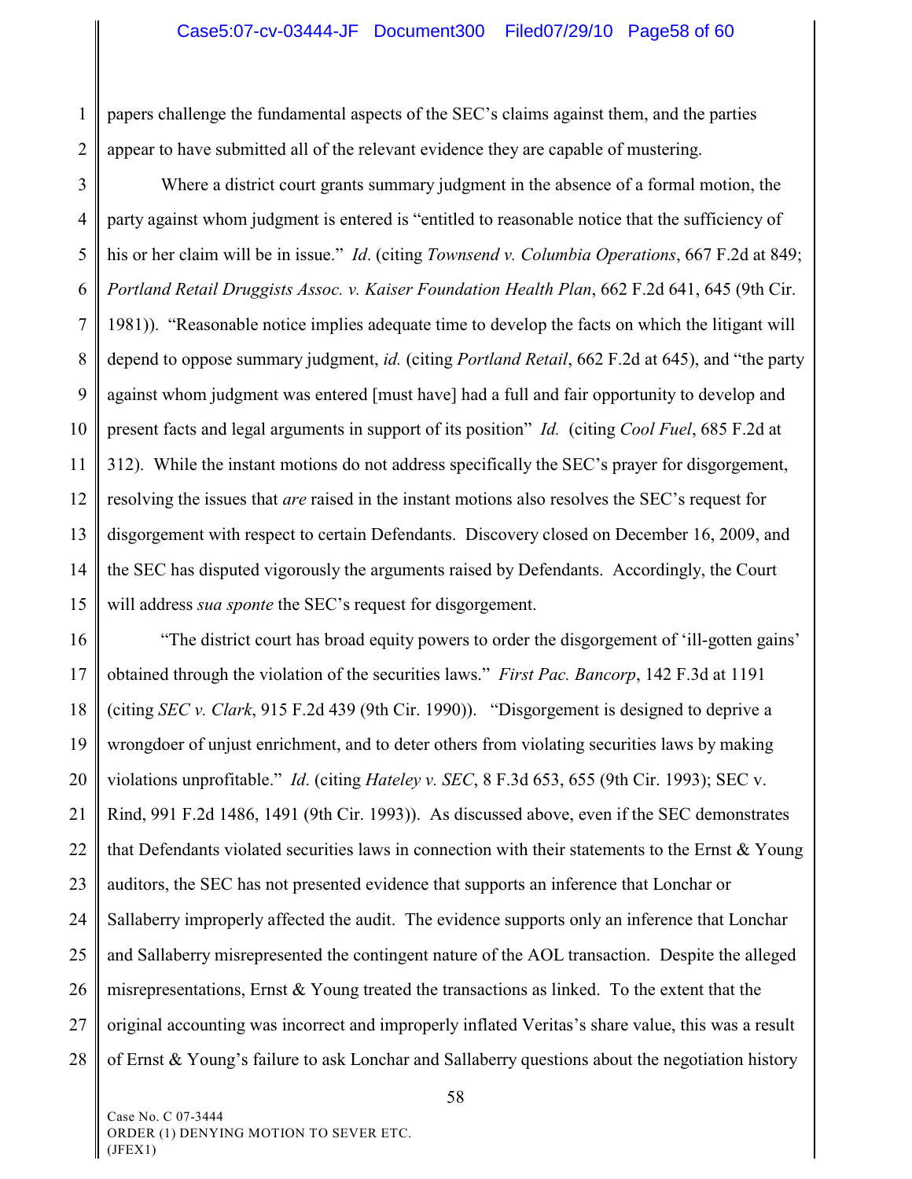papers challenge the fundamental aspects of the SEC's claims against them, and the parties appear to have submitted all of the relevant evidence they are capable of mustering.

Where a district court grants summary judgment in the absence of a formal motion, the party against whom judgment is entered is "entitled to reasonable notice that the sufficiency of his or her claim will be in issue." *Id*. (citing *Townsend v. Columbia Operations*, 667 F.2d at 849; *Portland Retail Druggists Assoc. v. Kaiser Foundation Health Plan*, 662 F.2d 641, 645 (9th Cir. 1981)). "Reasonable notice implies adequate time to develop the facts on which the litigant will depend to oppose summary judgment, *id.* (citing *Portland Retail*, 662 F.2d at 645), and "the party against whom judgment was entered [must have] had a full and fair opportunity to develop and present facts and legal arguments in support of its position" *Id.* (citing *Cool Fuel*, 685 F.2d at 312). While the instant motions do not address specifically the SEC's prayer for disgorgement, resolving the issues that *are* raised in the instant motions also resolves the SEC's request for disgorgement with respect to certain Defendants. Discovery closed on December 16, 2009, and the SEC has disputed vigorously the arguments raised by Defendants. Accordingly, the Court will address *sua sponte* the SEC's request for disgorgement.

"The district court has broad equity powers to order the disgorgement of 'ill-gotten gains' obtained through the violation of the securities laws." *First Pac. Bancorp*, 142 F.3d at 1191 (citing *SEC v. Clark*, 915 F.2d 439 (9th Cir. 1990)). "Disgorgement is designed to deprive a wrongdoer of unjust enrichment, and to deter others from violating securities laws by making violations unprofitable." *Id*. (citing *Hateley v. SEC*, 8 F.3d 653, 655 (9th Cir. 1993); SEC v. Rind, 991 F.2d 1486, 1491 (9th Cir. 1993)). As discussed above, even if the SEC demonstrates that Defendants violated securities laws in connection with their statements to the Ernst & Young auditors, the SEC has not presented evidence that supports an inference that Lonchar or Sallaberry improperly affected the audit. The evidence supports only an inference that Lonchar and Sallaberry misrepresented the contingent nature of the AOL transaction. Despite the alleged misrepresentations, Ernst & Young treated the transactions as linked. To the extent that the original accounting was incorrect and improperly inflated Veritas's share value, this was a result of Ernst & Young's failure to ask Lonchar and Sallaberry questions about the negotiation history

Case No. C 07-3444
ORDER (1) DENYING MOTION TO SEVER ETC.
(JFEX1)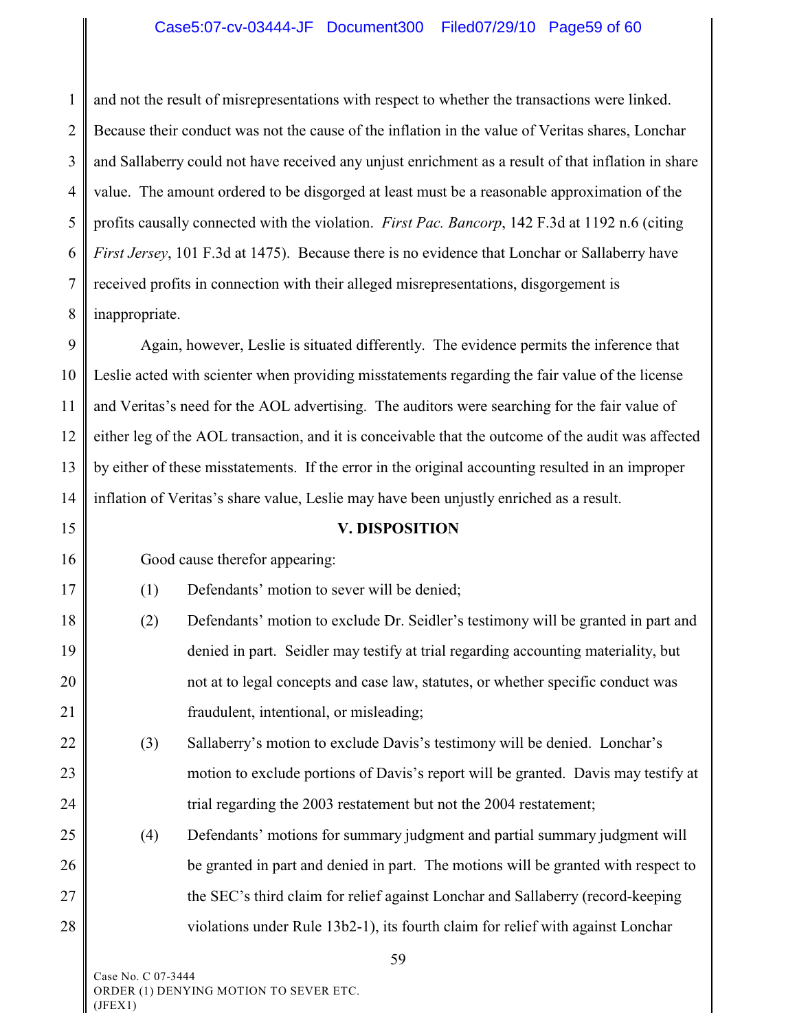and not the result of misrepresentations with respect to whether the transactions were linked. Because their conduct was not the cause of the inflation in the value of Veritas shares, Lonchar and Sallaberry could not have received any unjust enrichment as a result of that inflation in share value. The amount ordered to be disgorged at least must be a reasonable approximation of the profits causally connected with the violation. *First Pac. Bancorp*, 142 F.3d at 1192 n.6 (citing *First Jersey*, 101 F.3d at 1475). Because there is no evidence that Lonchar or Sallaberry have received profits in connection with their alleged misrepresentations, disgorgement is inappropriate.

Again, however, Leslie is situated differently. The evidence permits the inference that Leslie acted with scienter when providing misstatements regarding the fair value of the license and Veritas's need for the AOL advertising. The auditors were searching for the fair value of either leg of the AOL transaction, and it is conceivable that the outcome of the audit was affected by either of these misstatements. If the error in the original accounting resulted in an improper inflation of Veritas's share value, Leslie may have been unjustly enriched as a result.

## V. DISPOSITION

Good cause therefor appearing:

(1) Defendants' motion to sever will be denied;

(2) Defendants' motion to exclude Dr. Seidler's testimony will be granted in part and denied in part. Seidler may testify at trial regarding accounting materiality, but not at to legal concepts and case law, statutes, or whether specific conduct was fraudulent, intentional, or misleading;

(3) Sallaberry's motion to exclude Davis's testimony will be denied. Lonchar's motion to exclude portions of Davis's report will be granted. Davis may testify at trial regarding the 2003 restatement but not the 2004 restatement;

(4) Defendants' motions for summary judgment and partial summary judgment will be granted in part and denied in part. The motions will be granted with respect to the SEC's third claim for relief against Lonchar and Sallaberry (record-keeping violations under Rule 13b2-1), its fourth claim for relief with against Lonchar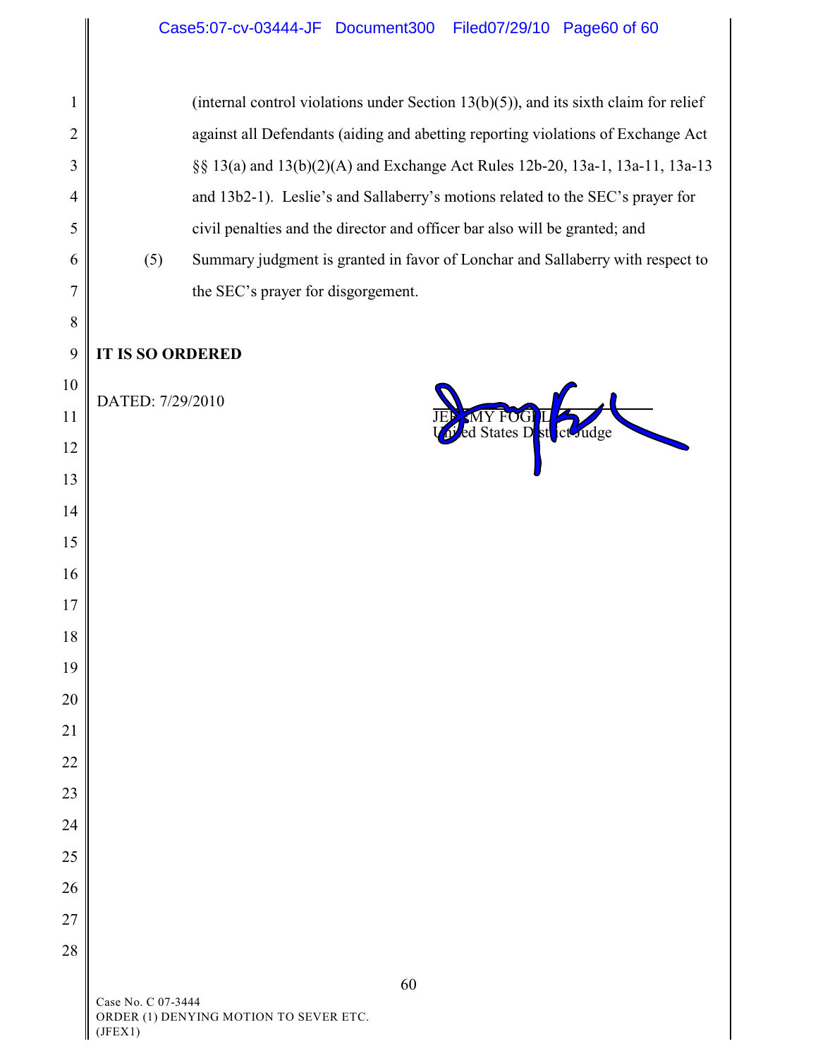(internal control violations under Section 13(b)(5)), and its sixth claim for relief against all Defendants (aiding and abetting reporting violations of Exchange Act §§ 13(a) and 13(b)(2)(A) and Exchange Act Rules 12b-20, 13a-1, 13a-11, 13a-13 and 13b2-1). Leslie's and Sallaberry's motions related to the SEC's prayer for civil penalties and the director and officer bar also will be granted; and

(5) Summary judgment is granted in favor of Lonchar and Sallaberry with respect to the SEC's prayer for disgorgement.

**IT IS SO ORDERED**

DATED: 7/29/2010

JEREMY FOGEL
United States District Judge

Case No. C 07-3444
ORDER (1) DENYING MOTION TO SEVER ETC.
(JFEX1)